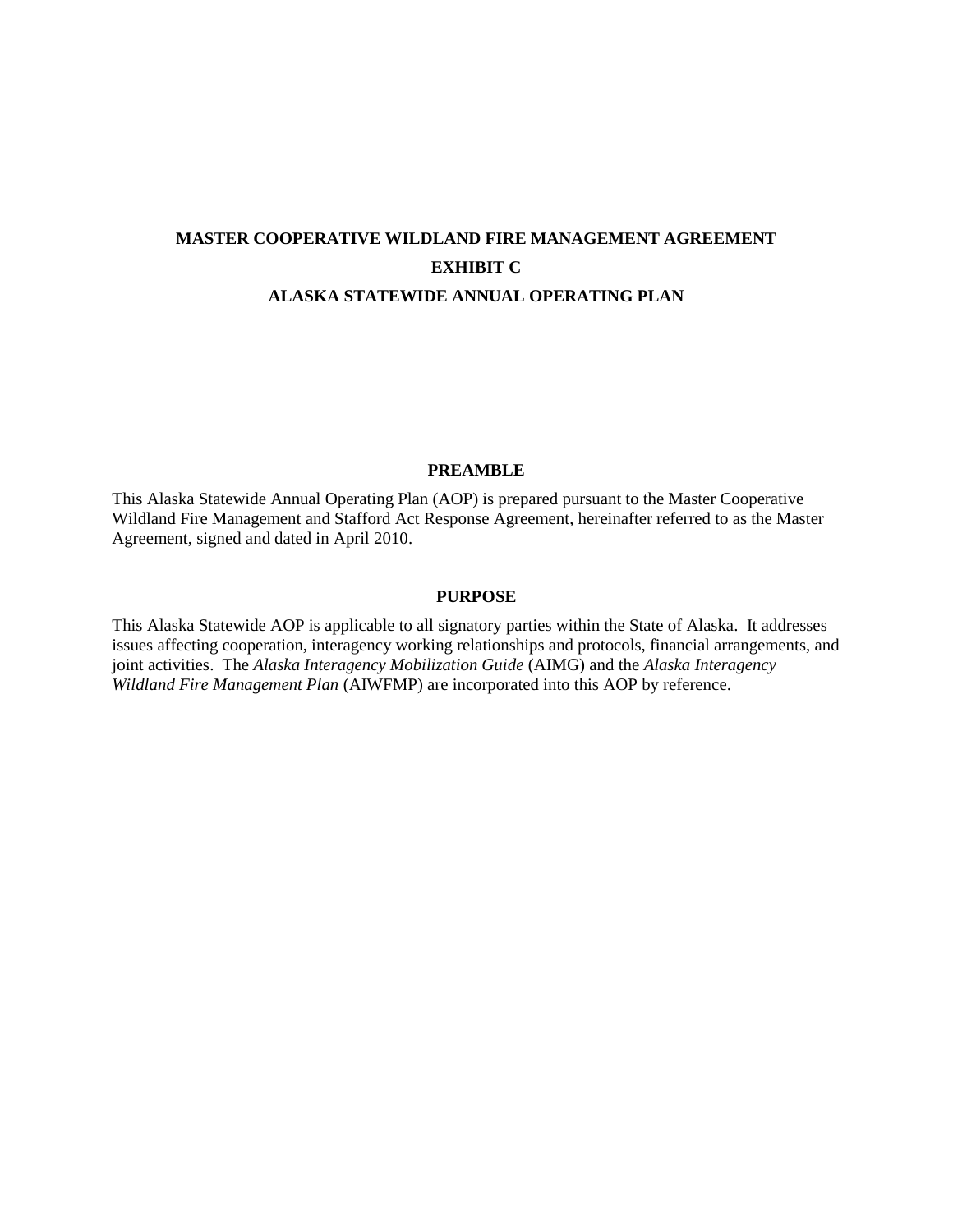# MASTER COOPERATIVE WILDLAND FIRE MANAGEMENT AGREEMENT

# EXHIBIT C

# ALASKA STATEWIDE ANNUAL OPERATING PLAN

## PREAMBLE

This Alaska Statewide Annual Operating Plan (AOP) is prepared pursuant to the Master Cooperative Wildland Fire Management and Stafford Act Response Agreement, hereinafter referred to as the Master Agreement, signed and dated in April 2010.

## PURPOSE

This Alaska Statewide AOP is applicable to all signatory parties within the State of Alaska. It addresses issues affecting cooperation, interagency working relationships and protocols, financial arrangements, and joint activities. The *Alaska Interagency Mobilization Guide* (AIMG) and the *Alaska Interagency Wildland Fire Management Plan* (AIWFMP) are incorporated into this AOP by reference.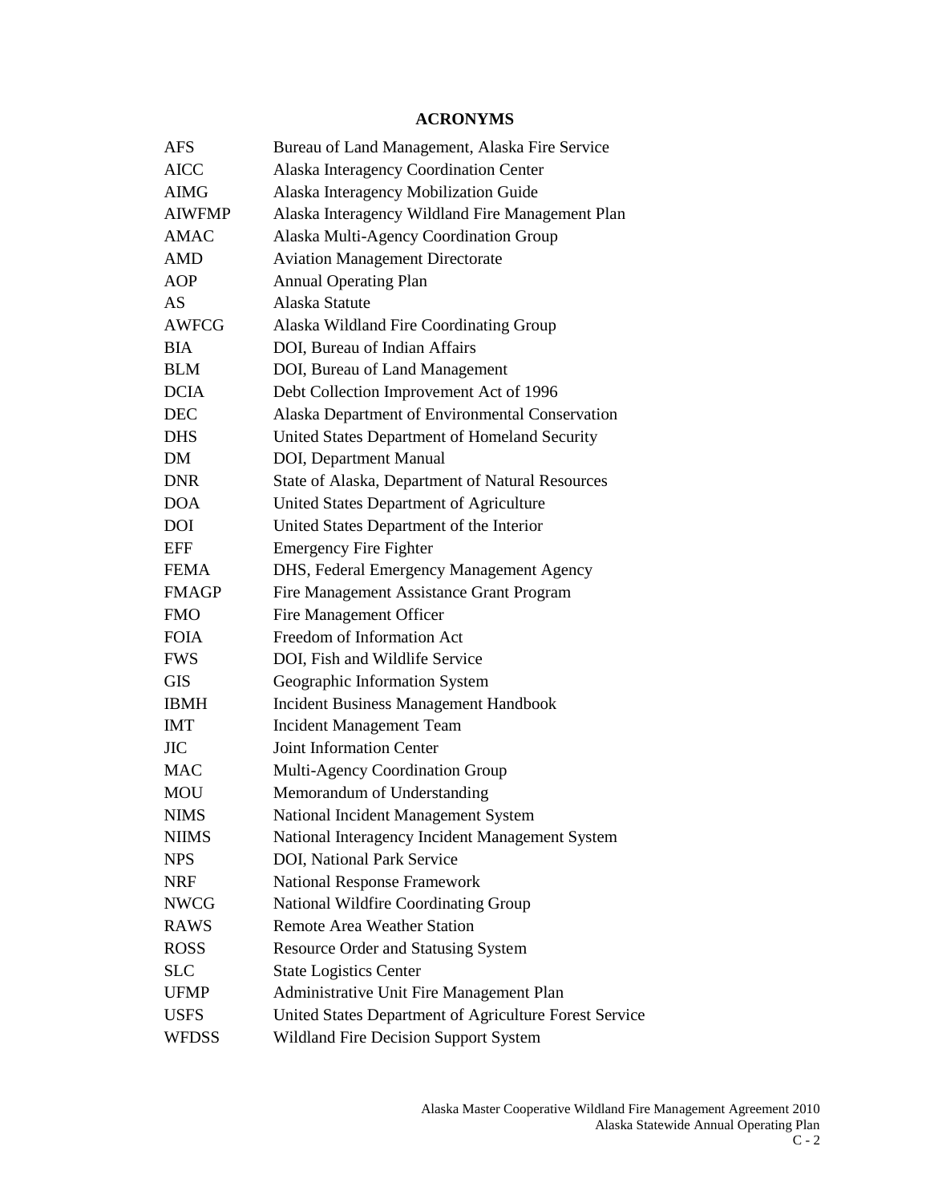# ACRONYMS

| | |
|---|---|
| AFS | Bureau of Land Management, Alaska Fire Service |
| AICC | Alaska Interagency Coordination Center |
| AIMG | Alaska Interagency Mobilization Guide |
| AIWFMP | Alaska Interagency Wildland Fire Management Plan |
| AMAC | Alaska Multi-Agency Coordination Group |
| AMD | Aviation Management Directorate |
| AOP | Annual Operating Plan |
| AS | Alaska Statute |
| AWFCG | Alaska Wildland Fire Coordinating Group |
| BIA | DOI, Bureau of Indian Affairs |
| BLM | DOI, Bureau of Land Management |
| DCIA | Debt Collection Improvement Act of 1996 |
| DEC | Alaska Department of Environmental Conservation |
| DHS | United States Department of Homeland Security |
| DM | DOI, Department Manual |
| DNR | State of Alaska, Department of Natural Resources |
| DOA | United States Department of Agriculture |
| DOI | United States Department of the Interior |
| EFF | Emergency Fire Fighter |
| FEMA | DHS, Federal Emergency Management Agency |
| FMAGP | Fire Management Assistance Grant Program |
| FMO | Fire Management Officer |
| FOIA | Freedom of Information Act |
| FWS | DOI, Fish and Wildlife Service |
| GIS | Geographic Information System |
| IBMH | Incident Business Management Handbook |
| IMT | Incident Management Team |
| JIC | Joint Information Center |
| MAC | Multi-Agency Coordination Group |
| MOU | Memorandum of Understanding |
| NIMS | National Incident Management System |
| NIIMS | National Interagency Incident Management System |
| NPS | DOI, National Park Service |
| NRF | National Response Framework |
| NWCG | National Wildfire Coordinating Group |
| RAWS | Remote Area Weather Station |
| ROSS | Resource Order and Statusing System |
| SLC | State Logistics Center |
| UFMP | Administrative Unit Fire Management Plan |
| USFS | United States Department of Agriculture Forest Service |
| WFDSS | Wildland Fire Decision Support System |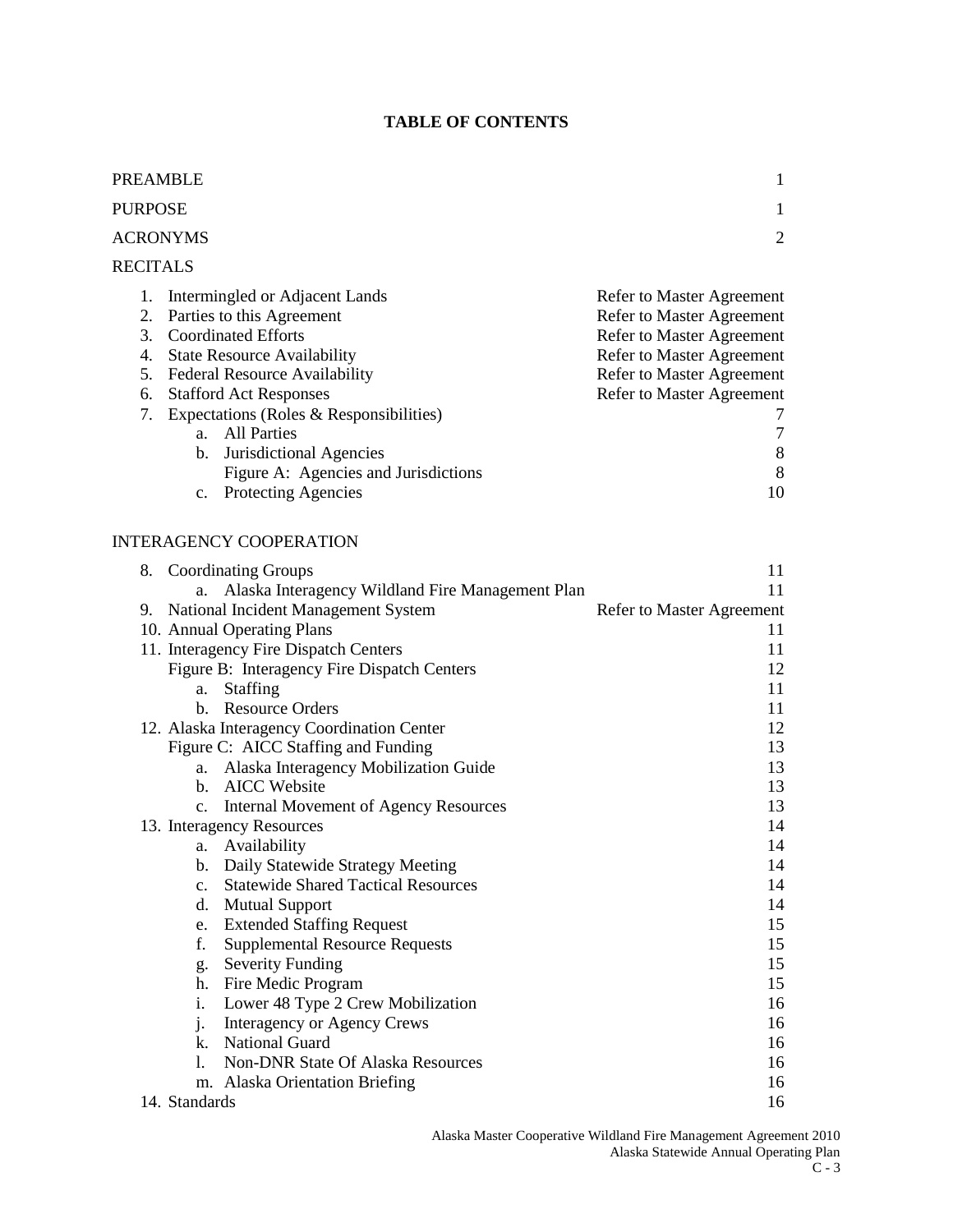# TABLE OF CONTENTS

| | |
|---|---|
| PREAMBLE | 1 |
| PURPOSE | 1 |
| ACRONYMS | 2 |
| RECITALS | |
| 1. Intermingled or Adjacent Lands | Refer to Master Agreement |
| 2. Parties to this Agreement | Refer to Master Agreement |
| 3. Coordinated Efforts | Refer to Master Agreement |
| 4. State Resource Availability | Refer to Master Agreement |
| 5. Federal Resource Availability | Refer to Master Agreement |
| 6. Stafford Act Responses | Refer to Master Agreement |
| 7. Expectations (Roles & Responsibilities) | 7 |
| a. All Parties | 7 |
| b. Jurisdictional Agencies | 8 |
| Figure A: Agencies and Jurisdictions | 8 |
| c. Protecting Agencies | 10 |
| INTERAGENCY COOPERATION | |
| 8. Coordinating Groups | 11 |
| a. Alaska Interagency Wildland Fire Management Plan | 11 |
| 9. National Incident Management System | Refer to Master Agreement |
| 10. Annual Operating Plans | 11 |
| 11. Interagency Fire Dispatch Centers | 11 |
| Figure B: Interagency Fire Dispatch Centers | 12 |
| a. Staffing | 11 |
| b. Resource Orders | 11 |
| 12. Alaska Interagency Coordination Center | 12 |
| Figure C: AICC Staffing and Funding | 13 |
| a. Alaska Interagency Mobilization Guide | 13 |
| b. AICC Website | 13 |
| c. Internal Movement of Agency Resources | 13 |
| 13. Interagency Resources | 14 |
| a. Availability | 14 |
| b. Daily Statewide Strategy Meeting | 14 |
| c. Statewide Shared Tactical Resources | 14 |
| d. Mutual Support | 14 |
| e. Extended Staffing Request | 15 |
| f. Supplemental Resource Requests | 15 |
| g. Severity Funding | 15 |
| h. Fire Medic Program | 15 |
| i. Lower 48 Type 2 Crew Mobilization | 16 |
| j. Interagency or Agency Crews | 16 |
| k. National Guard | 16 |
| l. Non-DNR State Of Alaska Resources | 16 |
| m. Alaska Orientation Briefing | 16 |
| 14. Standards | 16 |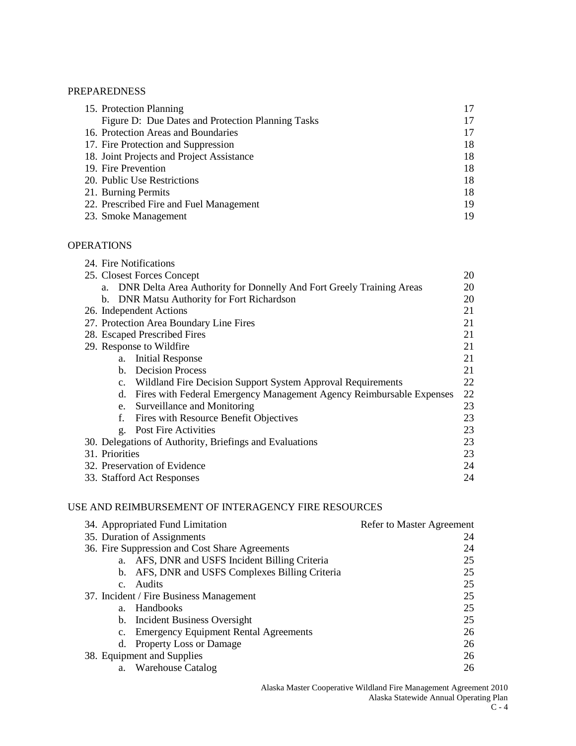PREPAREDNESS

| | |
|---|---|
| 15. Protection Planning | 17 |
| Figure D: Due Dates and Protection Planning Tasks | 17 |
| 16. Protection Areas and Boundaries | 17 |
| 17. Fire Protection and Suppression | 18 |
| 18. Joint Projects and Project Assistance | 18 |
| 19. Fire Prevention | 18 |
| 20. Public Use Restrictions | 18 |
| 21. Burning Permits | 18 |
| 22. Prescribed Fire and Fuel Management | 19 |
| 23. Smoke Management | 19 |

OPERATIONS

| | |
|---|---|
| 24. Fire Notifications | |
| 25. Closest Forces Concept | 20 |
| a. DNR Delta Area Authority for Donnelly And Fort Greely Training Areas | 20 |
| b. DNR Matsu Authority for Fort Richardson | 20 |
| 26. Independent Actions | 21 |
| 27. Protection Area Boundary Line Fires | 21 |
| 28. Escaped Prescribed Fires | 21 |
| 29. Response to Wildfire | 21 |
| a. Initial Response | 21 |
| b. Decision Process | 21 |
| c. Wildland Fire Decision Support System Approval Requirements | 22 |
| d. Fires with Federal Emergency Management Agency Reimbursable Expenses | 22 |
| e. Surveillance and Monitoring | 23 |
| f. Fires with Resource Benefit Objectives | 23 |
| g. Post Fire Activities | 23 |
| 30. Delegations of Authority, Briefings and Evaluations | 23 |
| 31. Priorities | 23 |
| 32. Preservation of Evidence | 24 |
| 33. Stafford Act Responses | 24 |

USE AND REIMBURSEMENT OF INTERAGENCY FIRE RESOURCES

| | |
|---|---|
| 34. Appropriated Fund Limitation | Refer to Master Agreement |
| 35. Duration of Assignments | 24 |
| 36. Fire Suppression and Cost Share Agreements | 24 |
| a. AFS, DNR and USFS Incident Billing Criteria | 25 |
| b. AFS, DNR and USFS Complexes Billing Criteria | 25 |
| c. Audits | 25 |
| 37. Incident / Fire Business Management | 25 |
| a. Handbooks | 25 |
| b. Incident Business Oversight | 25 |
| c. Emergency Equipment Rental Agreements | 26 |
| d. Property Loss or Damage | 26 |
| 38. Equipment and Supplies | 26 |
| a. Warehouse Catalog | 26 |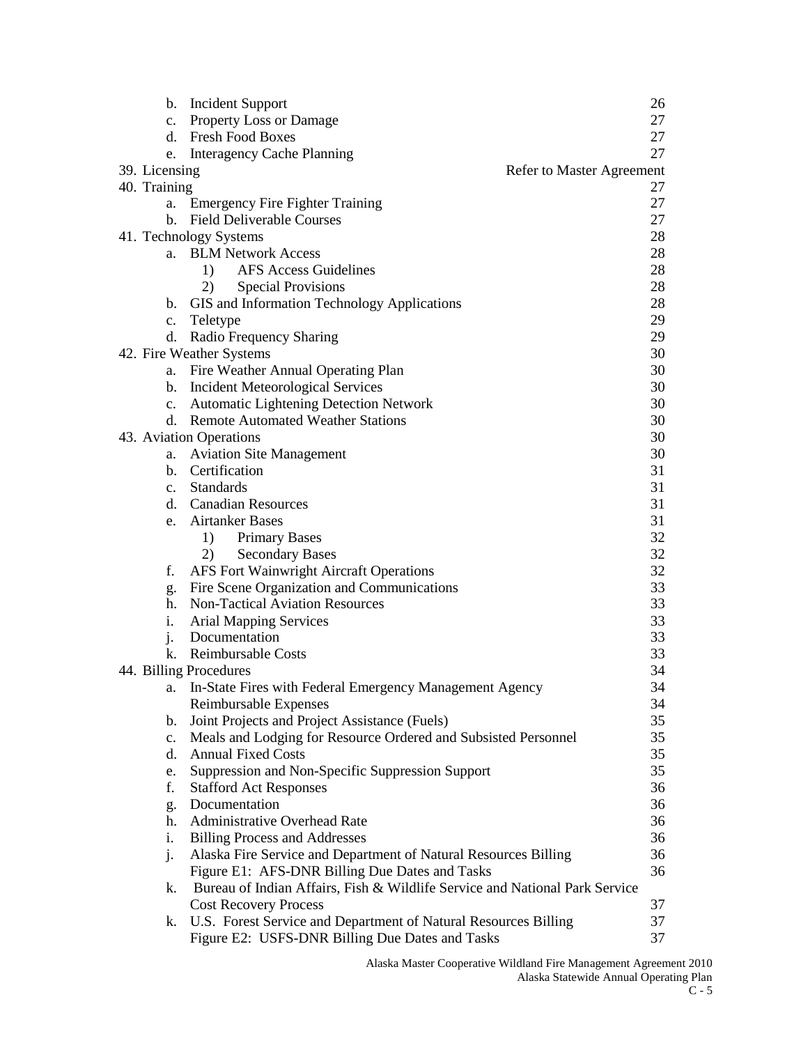| | | |
|---|---|---|
| b. Incident Support | | 26 |
| c. Property Loss or Damage | | 27 |
| d. Fresh Food Boxes | | 27 |
| e. Interagency Cache Planning | | 27 |
| 39. Licensing | Refer to Master Agreement | |
| 40. Training | | 27 |
| a. Emergency Fire Fighter Training | | 27 |
| b. Field Deliverable Courses | | 27 |
| 41. Technology Systems | | 28 |
| a. BLM Network Access | | 28 |
| 1) AFS Access Guidelines | | 28 |
| 2) Special Provisions | | 28 |
| b. GIS and Information Technology Applications | | 28 |
| c. Teletype | | 29 |
| d. Radio Frequency Sharing | | 29 |
| 42. Fire Weather Systems | | 30 |
| a. Fire Weather Annual Operating Plan | | 30 |
| b. Incident Meteorological Services | | 30 |
| c. Automatic Lightening Detection Network | | 30 |
| d. Remote Automated Weather Stations | | 30 |
| 43. Aviation Operations | | 30 |
| a. Aviation Site Management | | 30 |
| b. Certification | | 31 |
| c. Standards | | 31 |
| d. Canadian Resources | | 31 |
| e. Airtanker Bases | | 31 |
| 1) Primary Bases | | 32 |
| 2) Secondary Bases | | 32 |
| f. AFS Fort Wainwright Aircraft Operations | | 32 |
| g. Fire Scene Organization and Communications | | 33 |
| h. Non-Tactical Aviation Resources | | 33 |
| i. Arial Mapping Services | | 33 |
| j. Documentation | | 33 |
| k. Reimbursable Costs | | 33 |
| 44. Billing Procedures | | 34 |
| a. In-State Fires with Federal Emergency Management Agency | | 34 |
| Reimbursable Expenses | | 34 |
| b. Joint Projects and Project Assistance (Fuels) | | 35 |
| c. Meals and Lodging for Resource Ordered and Subsisted Personnel | | 35 |
| d. Annual Fixed Costs | | 35 |
| e. Suppression and Non-Specific Suppression Support | | 35 |
| f. Stafford Act Responses | | 36 |
| g. Documentation | | 36 |
| h. Administrative Overhead Rate | | 36 |
| i. Billing Process and Addresses | | 36 |
| j. Alaska Fire Service and Department of Natural Resources Billing | | 36 |
| Figure E1: AFS-DNR Billing Due Dates and Tasks | | 36 |
| k. Bureau of Indian Affairs, Fish & Wildlife Service and National Park Service | | |
| Cost Recovery Process | | 37 |
| k. U.S. Forest Service and Department of Natural Resources Billing | | 37 |
| Figure E2: USFS-DNR Billing Due Dates and Tasks | | 37 |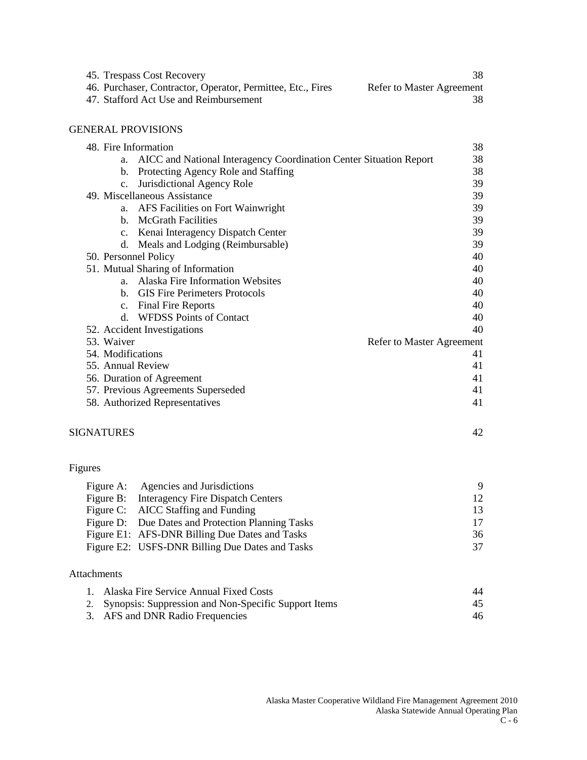45. Trespass Cost Recovery 38
46. Purchaser, Contractor, Operator, Permittee, Etc., Fires Refer to Master Agreement
47. Stafford Act Use and Reimbursement 38

GENERAL PROVISIONS

48. Fire Information 38
   a. AICC and National Interagency Coordination Center Situation Report 38
   b. Protecting Agency Role and Staffing 38
   c. Jurisdictional Agency Role 39
49. Miscellaneous Assistance 39
   a. AFS Facilities on Fort Wainwright 39
   b. McGrath Facilities 39
   c. Kenai Interagency Dispatch Center 39
   d. Meals and Lodging (Reimbursable) 39
50. Personnel Policy 40
51. Mutual Sharing of Information 40
   a. Alaska Fire Information Websites 40
   b. GIS Fire Perimeters Protocols 40
   c. Final Fire Reports 40
   d. WFDSS Points of Contact 40
52. Accident Investigations 40
53. Waiver Refer to Master Agreement
54. Modifications 41
55. Annual Review 41
56. Duration of Agreement 41
57. Previous Agreements Superseded 41
58. Authorized Representatives 41

SIGNATURES 42

Figures

Figure A: Agencies and Jurisdictions 9
Figure B: Interagency Fire Dispatch Centers 12
Figure C: AICC Staffing and Funding 13
Figure D: Due Dates and Protection Planning Tasks 17
Figure E1: AFS-DNR Billing Due Dates and Tasks 36
Figure E2: USFS-DNR Billing Due Dates and Tasks 37

Attachments

1. Alaska Fire Service Annual Fixed Costs 44
2. Synopsis: Suppression and Non-Specific Support Items 45
3. AFS and DNR Radio Frequencies 46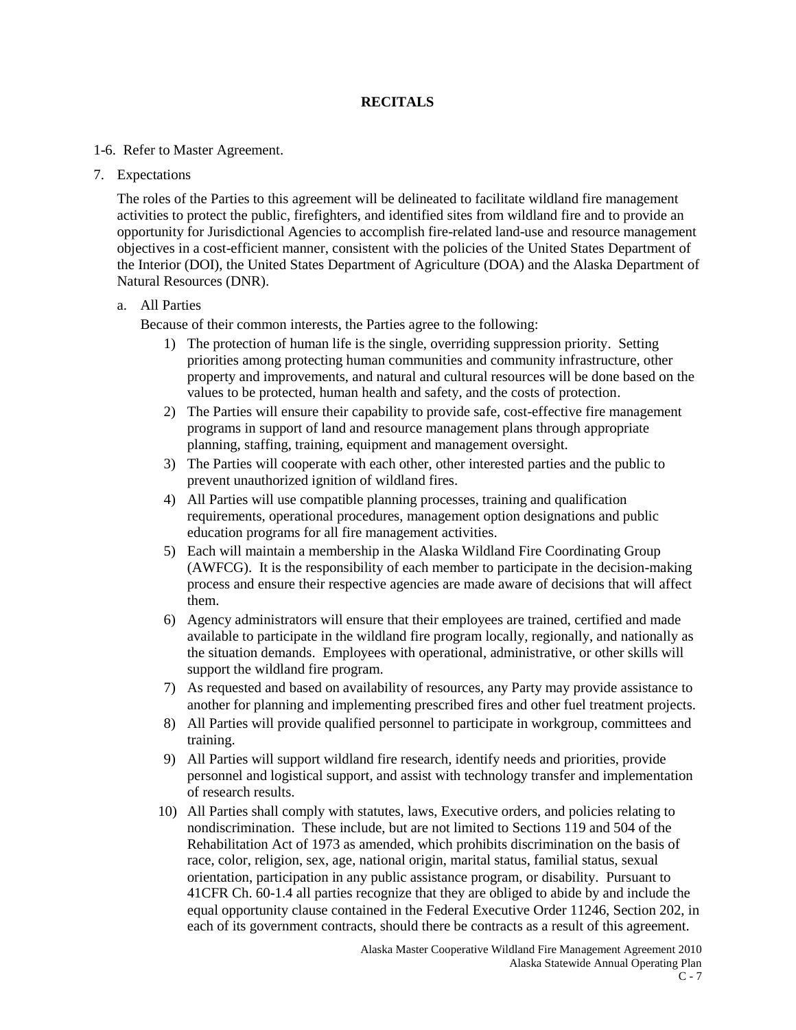# RECITALS

1-6. Refer to Master Agreement.

7. Expectations

   The roles of the Parties to this agreement will be delineated to facilitate wildland fire management activities to protect the public, firefighters, and identified sites from wildland fire and to provide an opportunity for Jurisdictional Agencies to accomplish fire-related land-use and resource management objectives in a cost-efficient manner, consistent with the policies of the United States Department of the Interior (DOI), the United States Department of Agriculture (DOA) and the Alaska Department of Natural Resources (DNR).

   a. All Parties

      Because of their common interests, the Parties agree to the following:

      1) The protection of human life is the single, overriding suppression priority. Setting priorities among protecting human communities and community infrastructure, other property and improvements, and natural and cultural resources will be done based on the values to be protected, human health and safety, and the costs of protection.
      2) The Parties will ensure their capability to provide safe, cost-effective fire management programs in support of land and resource management plans through appropriate planning, staffing, training, equipment and management oversight.
      3) The Parties will cooperate with each other, other interested parties and the public to prevent unauthorized ignition of wildland fires.
      4) All Parties will use compatible planning processes, training and qualification requirements, operational procedures, management option designations and public education programs for all fire management activities.
      5) Each will maintain a membership in the Alaska Wildland Fire Coordinating Group (AWFCG). It is the responsibility of each member to participate in the decision-making process and ensure their respective agencies are made aware of decisions that will affect them.
      6) Agency administrators will ensure that their employees are trained, certified and made available to participate in the wildland fire program locally, regionally, and nationally as the situation demands. Employees with operational, administrative, or other skills will support the wildland fire program.
      7) As requested and based on availability of resources, any Party may provide assistance to another for planning and implementing prescribed fires and other fuel treatment projects.
      8) All Parties will provide qualified personnel to participate in workgroup, committees and training.
      9) All Parties will support wildland fire research, identify needs and priorities, provide personnel and logistical support, and assist with technology transfer and implementation of research results.
      10) All Parties shall comply with statutes, laws, Executive orders, and policies relating to nondiscrimination. These include, but are not limited to Sections 119 and 504 of the Rehabilitation Act of 1973 as amended, which prohibits discrimination on the basis of race, color, religion, sex, age, national origin, marital status, familial status, sexual orientation, participation in any public assistance program, or disability. Pursuant to 41CFR Ch. 60-1.4 all parties recognize that they are obliged to abide by and include the equal opportunity clause contained in the Federal Executive Order 11246, Section 202, in each of its government contracts, should there be contracts as a result of this agreement.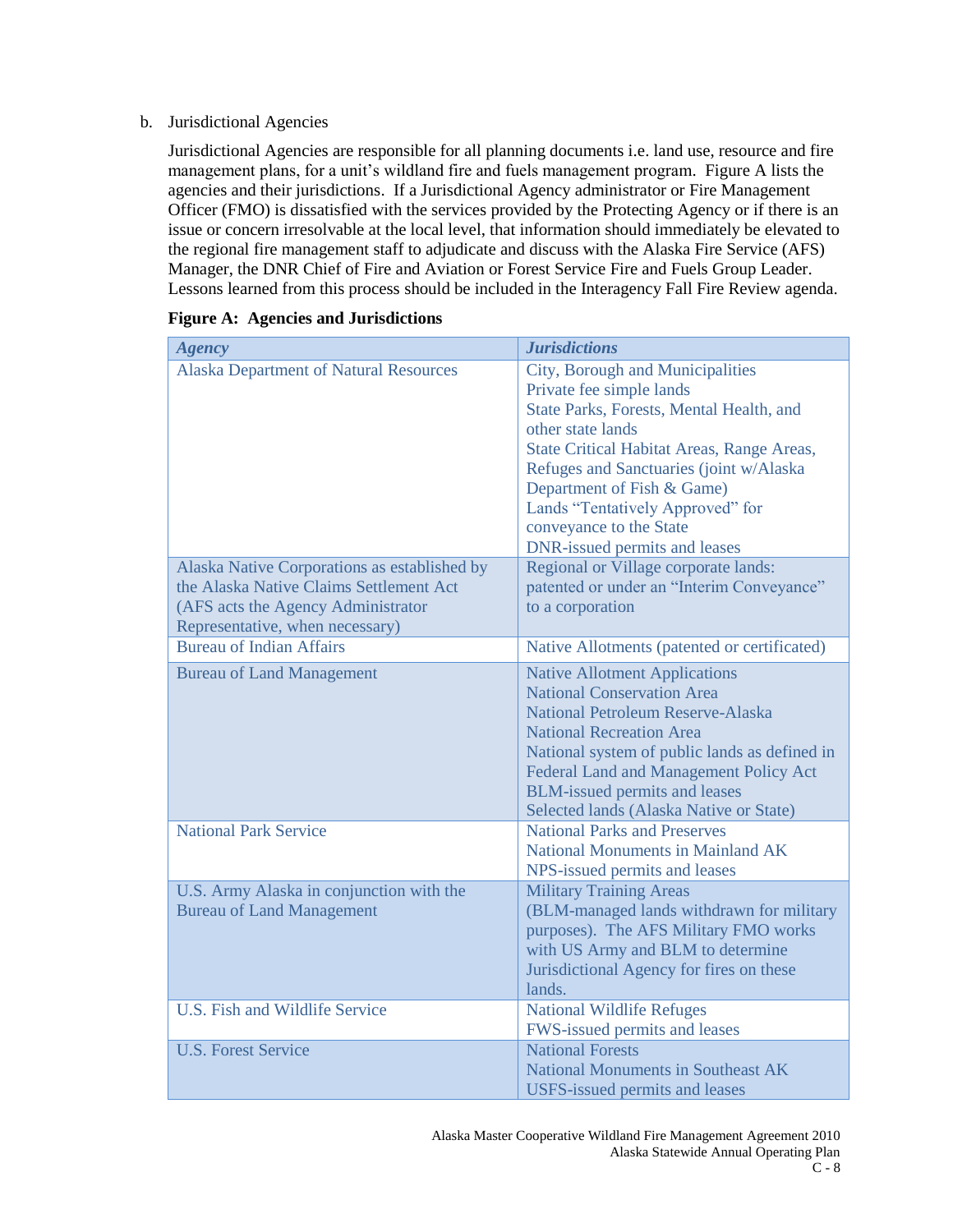b. Jurisdictional Agencies

Jurisdictional Agencies are responsible for all planning documents i.e. land use, resource and fire management plans, for a unit's wildland fire and fuels management program. Figure A lists the agencies and their jurisdictions. If a Jurisdictional Agency administrator or Fire Management Officer (FMO) is dissatisfied with the services provided by the Protecting Agency or if there is an issue or concern irresolvable at the local level, that information should immediately be elevated to the regional fire management staff to adjudicate and discuss with the Alaska Fire Service (AFS) Manager, the DNR Chief of Fire and Aviation or Forest Service Fire and Fuels Group Leader. Lessons learned from this process should be included in the Interagency Fall Fire Review agenda.

**Figure A: Agencies and Jurisdictions**

| *Agency* | *Jurisdictions* |
|---|---|
| Alaska Department of Natural Resources | City, Borough and Municipalities<br>Private fee simple lands<br>State Parks, Forests, Mental Health, and other state lands<br>State Critical Habitat Areas, Range Areas, Refuges and Sanctuaries (joint w/Alaska Department of Fish & Game)<br>Lands "Tentatively Approved" for conveyance to the State<br>DNR-issued permits and leases |
| Alaska Native Corporations as established by the Alaska Native Claims Settlement Act (AFS acts the Agency Administrator Representative, when necessary) | Regional or Village corporate lands: patented or under an "Interim Conveyance" to a corporation |
| Bureau of Indian Affairs | Native Allotments (patented or certificated) |
| Bureau of Land Management | Native Allotment Applications<br>National Conservation Area<br>National Petroleum Reserve-Alaska<br>National Recreation Area<br>National system of public lands as defined in Federal Land and Management Policy Act<br>BLM-issued permits and leases<br>Selected lands (Alaska Native or State) |
| National Park Service | National Parks and Preserves<br>National Monuments in Mainland AK<br>NPS-issued permits and leases |
| U.S. Army Alaska in conjunction with the Bureau of Land Management | Military Training Areas<br>(BLM-managed lands withdrawn for military purposes). The AFS Military FMO works with US Army and BLM to determine Jurisdictional Agency for fires on these lands. |
| U.S. Fish and Wildlife Service | National Wildlife Refuges<br>FWS-issued permits and leases |
| U.S. Forest Service | National Forests<br>National Monuments in Southeast AK<br>USFS-issued permits and leases |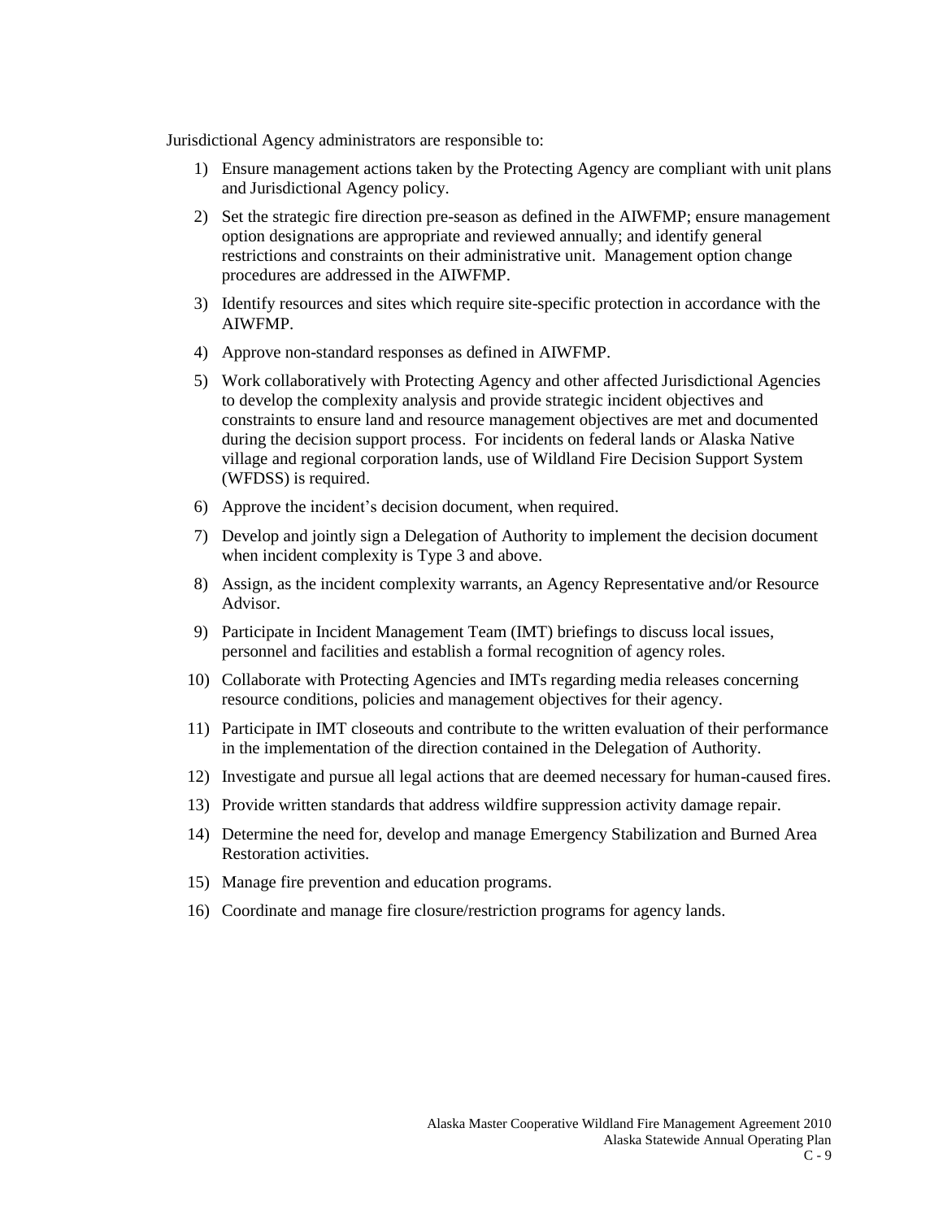Jurisdictional Agency administrators are responsible to:

1) Ensure management actions taken by the Protecting Agency are compliant with unit plans and Jurisdictional Agency policy.
2) Set the strategic fire direction pre-season as defined in the AIWFMP; ensure management option designations are appropriate and reviewed annually; and identify general restrictions and constraints on their administrative unit. Management option change procedures are addressed in the AIWFMP.
3) Identify resources and sites which require site-specific protection in accordance with the AIWFMP.
4) Approve non-standard responses as defined in AIWFMP.
5) Work collaboratively with Protecting Agency and other affected Jurisdictional Agencies to develop the complexity analysis and provide strategic incident objectives and constraints to ensure land and resource management objectives are met and documented during the decision support process. For incidents on federal lands or Alaska Native village and regional corporation lands, use of Wildland Fire Decision Support System (WFDSS) is required.
6) Approve the incident's decision document, when required.
7) Develop and jointly sign a Delegation of Authority to implement the decision document when incident complexity is Type 3 and above.
8) Assign, as the incident complexity warrants, an Agency Representative and/or Resource Advisor.
9) Participate in Incident Management Team (IMT) briefings to discuss local issues, personnel and facilities and establish a formal recognition of agency roles.
10) Collaborate with Protecting Agencies and IMTs regarding media releases concerning resource conditions, policies and management objectives for their agency.
11) Participate in IMT closeouts and contribute to the written evaluation of their performance in the implementation of the direction contained in the Delegation of Authority.
12) Investigate and pursue all legal actions that are deemed necessary for human-caused fires.
13) Provide written standards that address wildfire suppression activity damage repair.
14) Determine the need for, develop and manage Emergency Stabilization and Burned Area Restoration activities.
15) Manage fire prevention and education programs.
16) Coordinate and manage fire closure/restriction programs for agency lands.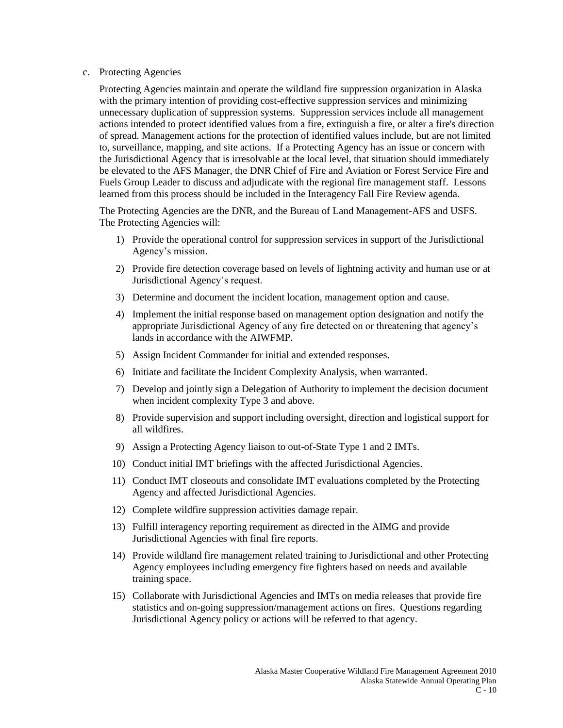c. Protecting Agencies

Protecting Agencies maintain and operate the wildland fire suppression organization in Alaska with the primary intention of providing cost-effective suppression services and minimizing unnecessary duplication of suppression systems. Suppression services include all management actions intended to protect identified values from a fire, extinguish a fire, or alter a fire's direction of spread. Management actions for the protection of identified values include, but are not limited to, surveillance, mapping, and site actions. If a Protecting Agency has an issue or concern with the Jurisdictional Agency that is irresolvable at the local level, that situation should immediately be elevated to the AFS Manager, the DNR Chief of Fire and Aviation or Forest Service Fire and Fuels Group Leader to discuss and adjudicate with the regional fire management staff. Lessons learned from this process should be included in the Interagency Fall Fire Review agenda.

The Protecting Agencies are the DNR, and the Bureau of Land Management-AFS and USFS. The Protecting Agencies will:

1) Provide the operational control for suppression services in support of the Jurisdictional Agency's mission.
2) Provide fire detection coverage based on levels of lightning activity and human use or at Jurisdictional Agency's request.
3) Determine and document the incident location, management option and cause.
4) Implement the initial response based on management option designation and notify the appropriate Jurisdictional Agency of any fire detected on or threatening that agency's lands in accordance with the AIWFMP.
5) Assign Incident Commander for initial and extended responses.
6) Initiate and facilitate the Incident Complexity Analysis, when warranted.
7) Develop and jointly sign a Delegation of Authority to implement the decision document when incident complexity Type 3 and above.
8) Provide supervision and support including oversight, direction and logistical support for all wildfires.
9) Assign a Protecting Agency liaison to out-of-State Type 1 and 2 IMTs.
10) Conduct initial IMT briefings with the affected Jurisdictional Agencies.
11) Conduct IMT closeouts and consolidate IMT evaluations completed by the Protecting Agency and affected Jurisdictional Agencies.
12) Complete wildfire suppression activities damage repair.
13) Fulfill interagency reporting requirement as directed in the AIMG and provide Jurisdictional Agencies with final fire reports.
14) Provide wildland fire management related training to Jurisdictional and other Protecting Agency employees including emergency fire fighters based on needs and available training space.
15) Collaborate with Jurisdictional Agencies and IMTs on media releases that provide fire statistics and on-going suppression/management actions on fires. Questions regarding Jurisdictional Agency policy or actions will be referred to that agency.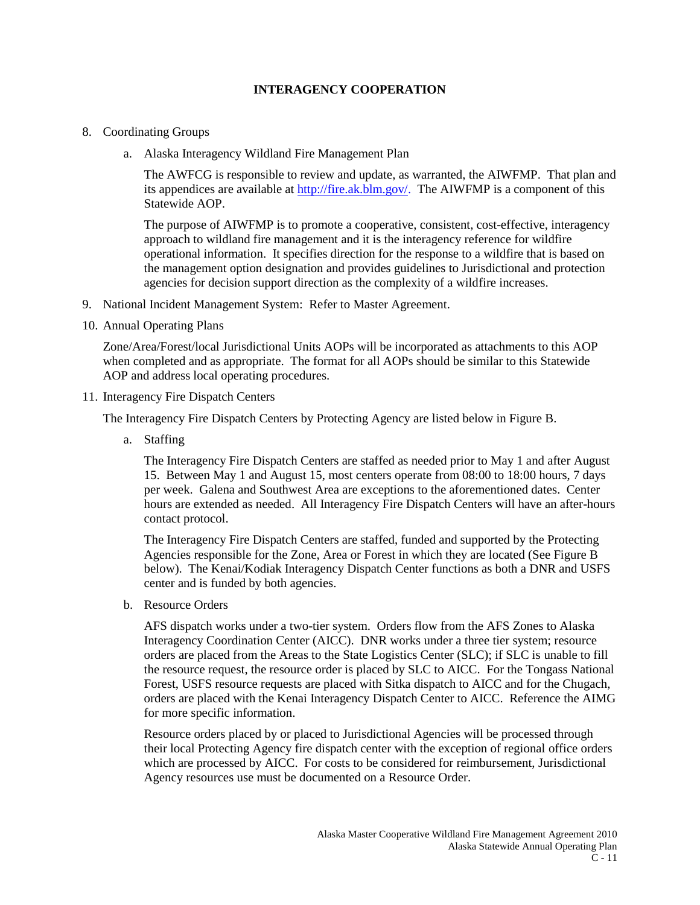## INTERAGENCY COOPERATION

8. Coordinating Groups

   a. Alaska Interagency Wildland Fire Management Plan

      The AWFCG is responsible to review and update, as warranted, the AIWFMP. That plan and its appendices are available at http://fire.ak.blm.gov/. The AIWFMP is a component of this Statewide AOP.

      The purpose of AIWFMP is to promote a cooperative, consistent, cost-effective, interagency approach to wildland fire management and it is the interagency reference for wildfire operational information. It specifies direction for the response to a wildfire that is based on the management option designation and provides guidelines to Jurisdictional and protection agencies for decision support direction as the complexity of a wildfire increases.

9. National Incident Management System: Refer to Master Agreement.

10. Annual Operating Plans

    Zone/Area/Forest/local Jurisdictional Units AOPs will be incorporated as attachments to this AOP when completed and as appropriate. The format for all AOPs should be similar to this Statewide AOP and address local operating procedures.

11. Interagency Fire Dispatch Centers

    The Interagency Fire Dispatch Centers by Protecting Agency are listed below in Figure B.

    a. Staffing

       The Interagency Fire Dispatch Centers are staffed as needed prior to May 1 and after August 15. Between May 1 and August 15, most centers operate from 08:00 to 18:00 hours, 7 days per week. Galena and Southwest Area are exceptions to the aforementioned dates. Center hours are extended as needed. All Interagency Fire Dispatch Centers will have an after-hours contact protocol.

       The Interagency Fire Dispatch Centers are staffed, funded and supported by the Protecting Agencies responsible for the Zone, Area or Forest in which they are located (See Figure B below). The Kenai/Kodiak Interagency Dispatch Center functions as both a DNR and USFS center and is funded by both agencies.

    b. Resource Orders

       AFS dispatch works under a two-tier system. Orders flow from the AFS Zones to Alaska Interagency Coordination Center (AICC). DNR works under a three tier system; resource orders are placed from the Areas to the State Logistics Center (SLC); if SLC is unable to fill the resource request, the resource order is placed by SLC to AICC. For the Tongass National Forest, USFS resource requests are placed with Sitka dispatch to AICC and for the Chugach, orders are placed with the Kenai Interagency Dispatch Center to AICC. Reference the AIMG for more specific information.

       Resource orders placed by or placed to Jurisdictional Agencies will be processed through their local Protecting Agency fire dispatch center with the exception of regional office orders which are processed by AICC. For costs to be considered for reimbursement, Jurisdictional Agency resources use must be documented on a Resource Order.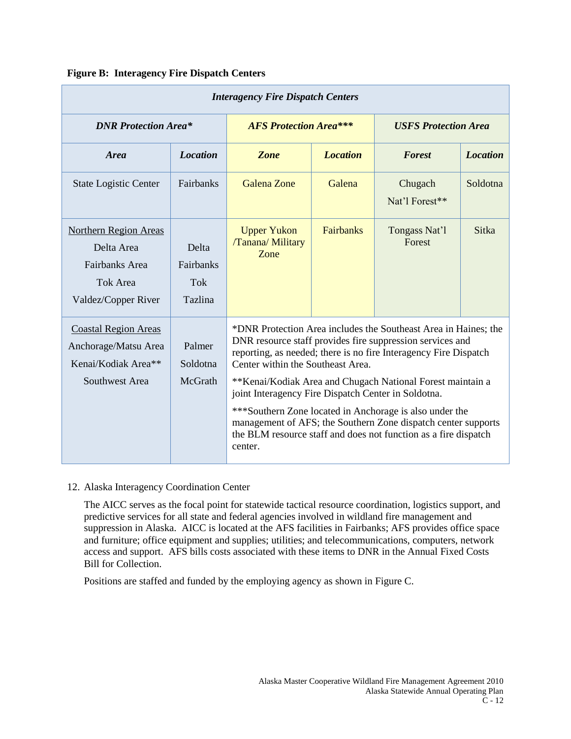**Figure B: Interagency Fire Dispatch Centers**

| *Interagency Fire Dispatch Centers* | | | | | |
|---|---|---|---|---|---|
| ***DNR Protection Area**** | | ***AFS Protection Area***** | | ***USFS Protection Area*** | |
| ***Area*** | ***Location*** | ***Zone*** | ***Location*** | ***Forest*** | ***Location*** |
| State Logistic Center | Fairbanks | Galena Zone | Galena | Chugach Nat'l Forest** | Soldotna |
| Northern Region Areas<br>Delta Area<br>Fairbanks Area<br>Tok Area<br>Valdez/Copper River | <br>Delta<br>Fairbanks<br>Tok<br>Tazlina | Upper Yukon /Tanana/ Military Zone | Fairbanks | Tongass Nat'l Forest | Sitka |
| Coastal Region Areas<br>Anchorage/Matsu Area<br>Kenai/Kodiak Area**<br>Southwest Area | <br>Palmer<br>Soldotna<br>McGrath | *DNR Protection Area includes the Southeast Area in Haines; the DNR resource staff provides fire suppression services and reporting, as needed; there is no fire Interagency Fire Dispatch Center within the Southeast Area.<br>**Kenai/Kodiak Area and Chugach National Forest maintain a joint Interagency Fire Dispatch Center in Soldotna.<br>***Southern Zone located in Anchorage is also under the management of AFS; the Southern Zone dispatch center supports the BLM resource staff and does not function as a fire dispatch center. | | | |

12. Alaska Interagency Coordination Center

The AICC serves as the focal point for statewide tactical resource coordination, logistics support, and predictive services for all state and federal agencies involved in wildland fire management and suppression in Alaska. AICC is located at the AFS facilities in Fairbanks; AFS provides office space and furniture; office equipment and supplies; utilities; and telecommunications, computers, network access and support. AFS bills costs associated with these items to DNR in the Annual Fixed Costs Bill for Collection.

Positions are staffed and funded by the employing agency as shown in Figure C.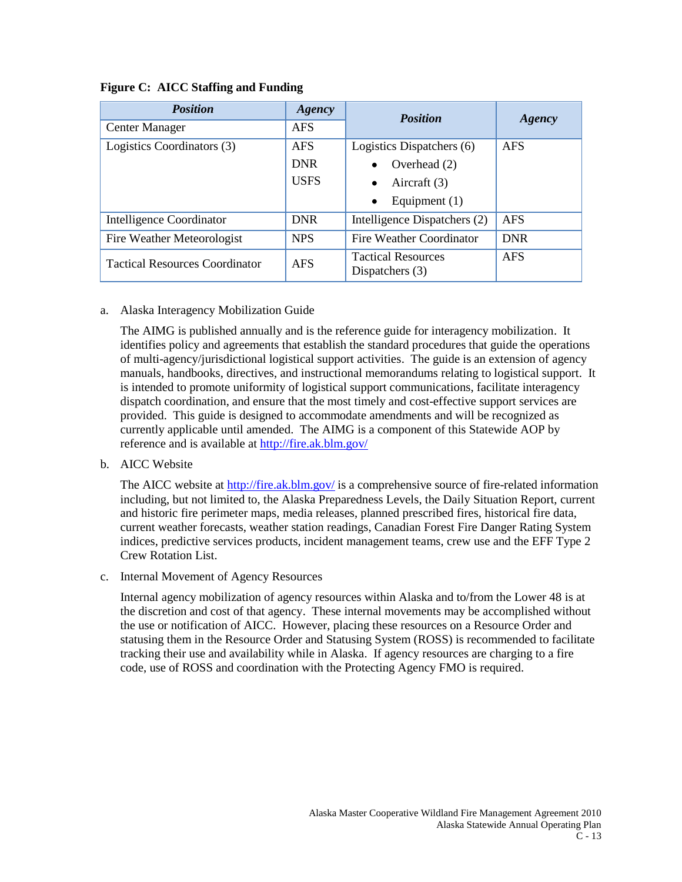**Figure C: AICC Staffing and Funding**

| *Position* | *Agency* | *Position* | *Agency* |
|---|---|---|---|
| Center Manager | AFS | | |
| Logistics Coordinators (3) | AFS<br>DNR<br>USFS | Logistics Dispatchers (6)<br>• Overhead (2)<br>• Aircraft (3)<br>• Equipment (1) | AFS |
| Intelligence Coordinator | DNR | Intelligence Dispatchers (2) | AFS |
| Fire Weather Meteorologist | NPS | Fire Weather Coordinator | DNR |
| Tactical Resources Coordinator | AFS | Tactical Resources Dispatchers (3) | AFS |

a. Alaska Interagency Mobilization Guide

The AIMG is published annually and is the reference guide for interagency mobilization. It identifies policy and agreements that establish the standard procedures that guide the operations of multi-agency/jurisdictional logistical support activities. The guide is an extension of agency manuals, handbooks, directives, and instructional memorandums relating to logistical support. It is intended to promote uniformity of logistical support communications, facilitate interagency dispatch coordination, and ensure that the most timely and cost-effective support services are provided. This guide is designed to accommodate amendments and will be recognized as currently applicable until amended. The AIMG is a component of this Statewide AOP by reference and is available at http://fire.ak.blm.gov/

b. AICC Website

The AICC website at http://fire.ak.blm.gov/ is a comprehensive source of fire-related information including, but not limited to, the Alaska Preparedness Levels, the Daily Situation Report, current and historic fire perimeter maps, media releases, planned prescribed fires, historical fire data, current weather forecasts, weather station readings, Canadian Forest Fire Danger Rating System indices, predictive services products, incident management teams, crew use and the EFF Type 2 Crew Rotation List.

c. Internal Movement of Agency Resources

Internal agency mobilization of agency resources within Alaska and to/from the Lower 48 is at the discretion and cost of that agency. These internal movements may be accomplished without the use or notification of AICC. However, placing these resources on a Resource Order and statusing them in the Resource Order and Statusing System (ROSS) is recommended to facilitate tracking their use and availability while in Alaska. If agency resources are charging to a fire code, use of ROSS and coordination with the Protecting Agency FMO is required.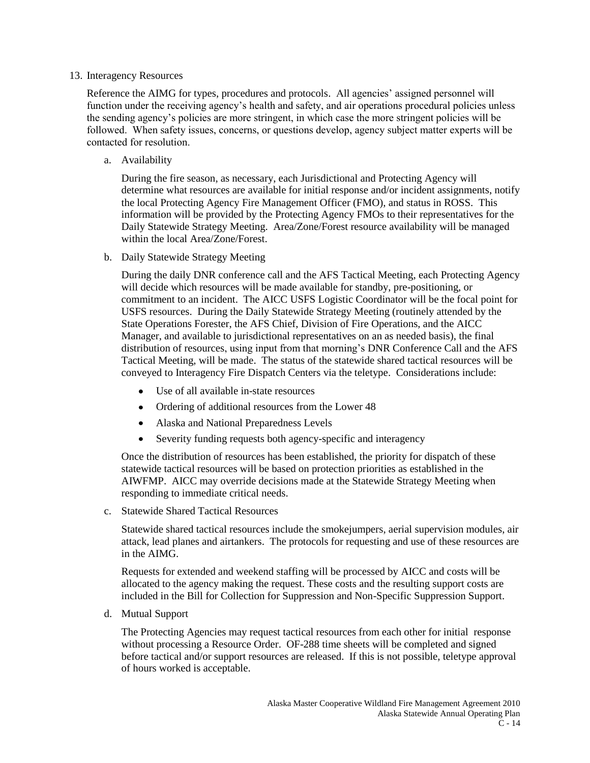13. Interagency Resources

Reference the AIMG for types, procedures and protocols. All agencies' assigned personnel will function under the receiving agency's health and safety, and air operations procedural policies unless the sending agency's policies are more stringent, in which case the more stringent policies will be followed. When safety issues, concerns, or questions develop, agency subject matter experts will be contacted for resolution.

a. Availability

During the fire season, as necessary, each Jurisdictional and Protecting Agency will determine what resources are available for initial response and/or incident assignments, notify the local Protecting Agency Fire Management Officer (FMO), and status in ROSS. This information will be provided by the Protecting Agency FMOs to their representatives for the Daily Statewide Strategy Meeting. Area/Zone/Forest resource availability will be managed within the local Area/Zone/Forest.

b. Daily Statewide Strategy Meeting

During the daily DNR conference call and the AFS Tactical Meeting, each Protecting Agency will decide which resources will be made available for standby, pre-positioning, or commitment to an incident. The AICC USFS Logistic Coordinator will be the focal point for USFS resources. During the Daily Statewide Strategy Meeting (routinely attended by the State Operations Forester, the AFS Chief, Division of Fire Operations, and the AICC Manager, and available to jurisdictional representatives on an as needed basis), the final distribution of resources, using input from that morning's DNR Conference Call and the AFS Tactical Meeting, will be made. The status of the statewide shared tactical resources will be conveyed to Interagency Fire Dispatch Centers via the teletype. Considerations include:

- Use of all available in-state resources
- Ordering of additional resources from the Lower 48
- Alaska and National Preparedness Levels
- Severity funding requests both agency-specific and interagency

Once the distribution of resources has been established, the priority for dispatch of these statewide tactical resources will be based on protection priorities as established in the AIWFMP. AICC may override decisions made at the Statewide Strategy Meeting when responding to immediate critical needs.

c. Statewide Shared Tactical Resources

Statewide shared tactical resources include the smokejumpers, aerial supervision modules, air attack, lead planes and airtankers. The protocols for requesting and use of these resources are in the AIMG.

Requests for extended and weekend staffing will be processed by AICC and costs will be allocated to the agency making the request. These costs and the resulting support costs are included in the Bill for Collection for Suppression and Non-Specific Suppression Support.

d. Mutual Support

The Protecting Agencies may request tactical resources from each other for initial response without processing a Resource Order. OF-288 time sheets will be completed and signed before tactical and/or support resources are released. If this is not possible, teletype approval of hours worked is acceptable.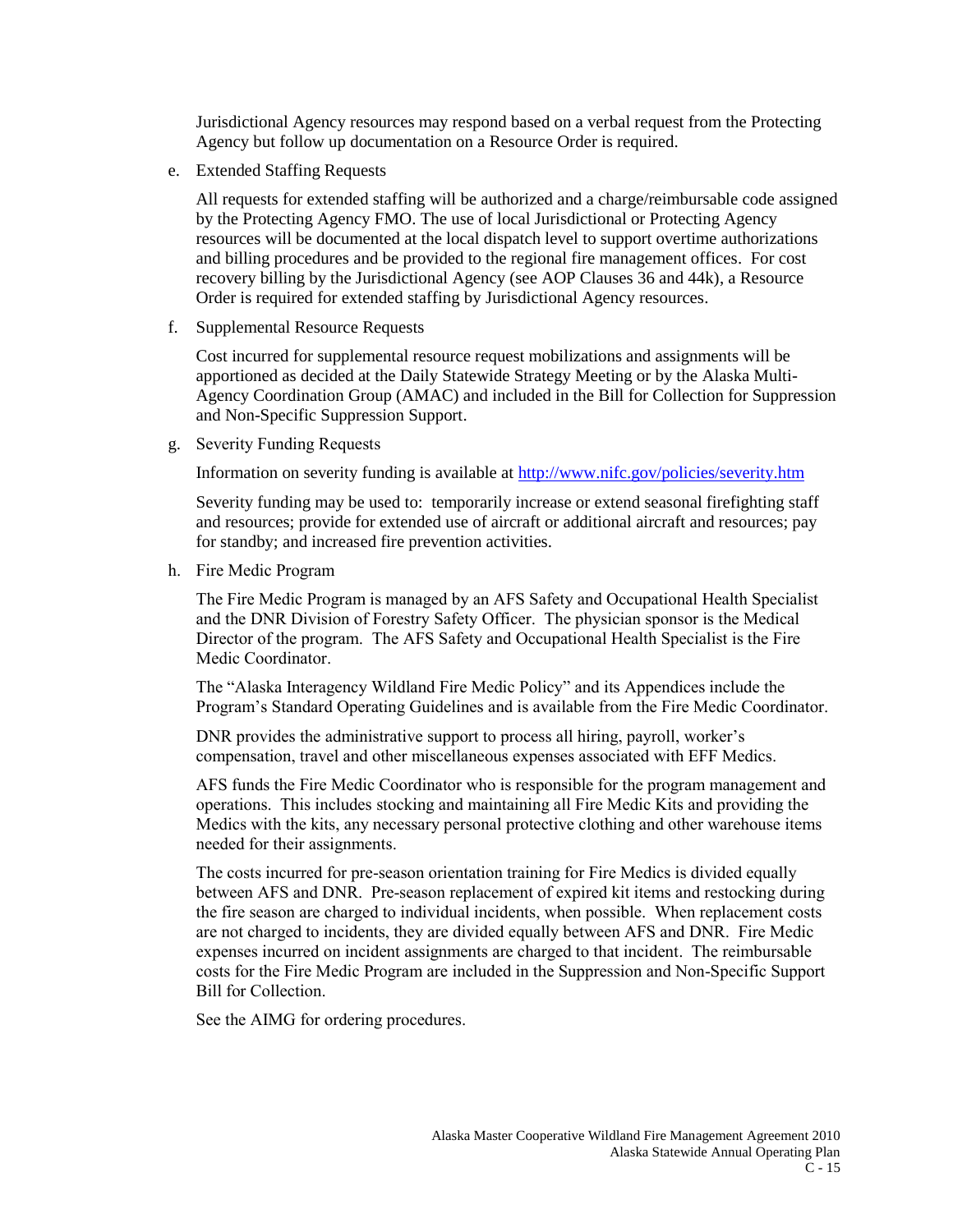Jurisdictional Agency resources may respond based on a verbal request from the Protecting Agency but follow up documentation on a Resource Order is required.

e. Extended Staffing Requests

All requests for extended staffing will be authorized and a charge/reimbursable code assigned by the Protecting Agency FMO. The use of local Jurisdictional or Protecting Agency resources will be documented at the local dispatch level to support overtime authorizations and billing procedures and be provided to the regional fire management offices. For cost recovery billing by the Jurisdictional Agency (see AOP Clauses 36 and 44k), a Resource Order is required for extended staffing by Jurisdictional Agency resources.

f. Supplemental Resource Requests

Cost incurred for supplemental resource request mobilizations and assignments will be apportioned as decided at the Daily Statewide Strategy Meeting or by the Alaska Multi-Agency Coordination Group (AMAC) and included in the Bill for Collection for Suppression and Non-Specific Suppression Support.

g. Severity Funding Requests

Information on severity funding is available at http://www.nifc.gov/policies/severity.htm

Severity funding may be used to: temporarily increase or extend seasonal firefighting staff and resources; provide for extended use of aircraft or additional aircraft and resources; pay for standby; and increased fire prevention activities.

h. Fire Medic Program

The Fire Medic Program is managed by an AFS Safety and Occupational Health Specialist and the DNR Division of Forestry Safety Officer. The physician sponsor is the Medical Director of the program. The AFS Safety and Occupational Health Specialist is the Fire Medic Coordinator.

The "Alaska Interagency Wildland Fire Medic Policy" and its Appendices include the Program's Standard Operating Guidelines and is available from the Fire Medic Coordinator.

DNR provides the administrative support to process all hiring, payroll, worker's compensation, travel and other miscellaneous expenses associated with EFF Medics.

AFS funds the Fire Medic Coordinator who is responsible for the program management and operations. This includes stocking and maintaining all Fire Medic Kits and providing the Medics with the kits, any necessary personal protective clothing and other warehouse items needed for their assignments.

The costs incurred for pre-season orientation training for Fire Medics is divided equally between AFS and DNR. Pre-season replacement of expired kit items and restocking during the fire season are charged to individual incidents, when possible. When replacement costs are not charged to incidents, they are divided equally between AFS and DNR. Fire Medic expenses incurred on incident assignments are charged to that incident. The reimbursable costs for the Fire Medic Program are included in the Suppression and Non-Specific Support Bill for Collection.

See the AIMG for ordering procedures.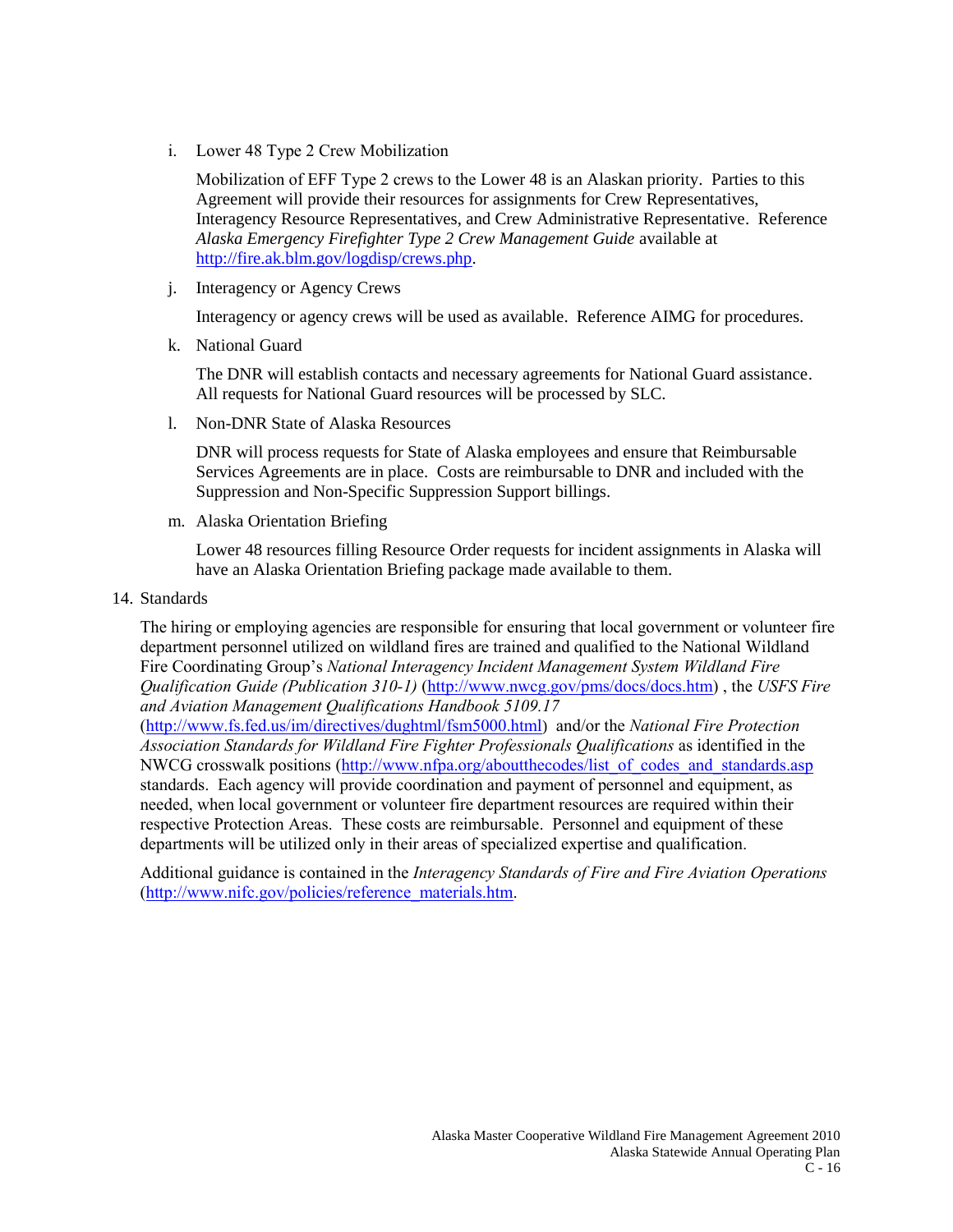i. Lower 48 Type 2 Crew Mobilization

   Mobilization of EFF Type 2 crews to the Lower 48 is an Alaskan priority. Parties to this Agreement will provide their resources for assignments for Crew Representatives, Interagency Resource Representatives, and Crew Administrative Representative. Reference *Alaska Emergency Firefighter Type 2 Crew Management Guide* available at [http://fire.ak.blm.gov/logdisp/crews.php](http://fire.ak.blm.gov/logdisp/crews.php).

j. Interagency or Agency Crews

   Interagency or agency crews will be used as available. Reference AIMG for procedures.

k. National Guard

   The DNR will establish contacts and necessary agreements for National Guard assistance. All requests for National Guard resources will be processed by SLC.

l. Non-DNR State of Alaska Resources

   DNR will process requests for State of Alaska employees and ensure that Reimbursable Services Agreements are in place. Costs are reimbursable to DNR and included with the Suppression and Non-Specific Suppression Support billings.

m. Alaska Orientation Briefing

   Lower 48 resources filling Resource Order requests for incident assignments in Alaska will have an Alaska Orientation Briefing package made available to them.

14. Standards

The hiring or employing agencies are responsible for ensuring that local government or volunteer fire department personnel utilized on wildland fires are trained and qualified to the National Wildland Fire Coordinating Group's *National Interagency Incident Management System Wildland Fire Qualification Guide (Publication 310-1)* ([http://www.nwcg.gov/pms/docs/docs.htm](http://www.nwcg.gov/pms/docs/docs.htm)) , the *USFS Fire and Aviation Management Qualifications Handbook 5109.17* ([http://www.fs.fed.us/im/directives/dughtml/fsm5000.html](http://www.fs.fed.us/im/directives/dughtml/fsm5000.html)) and/or the *National Fire Protection Association Standards for Wildland Fire Fighter Professionals Qualifications* as identified in the NWCG crosswalk positions ([http://www.nfpa.org/aboutthecodes/list_of_codes_and_standards.asp](http://www.nfpa.org/aboutthecodes/list_of_codes_and_standards.asp) standards. Each agency will provide coordination and payment of personnel and equipment, as needed, when local government or volunteer fire department resources are required within their respective Protection Areas. These costs are reimbursable. Personnel and equipment of these departments will be utilized only in their areas of specialized expertise and qualification.

Additional guidance is contained in the *Interagency Standards of Fire and Fire Aviation Operations* ([http://www.nifc.gov/policies/reference_materials.htm](http://www.nifc.gov/policies/reference_materials.htm).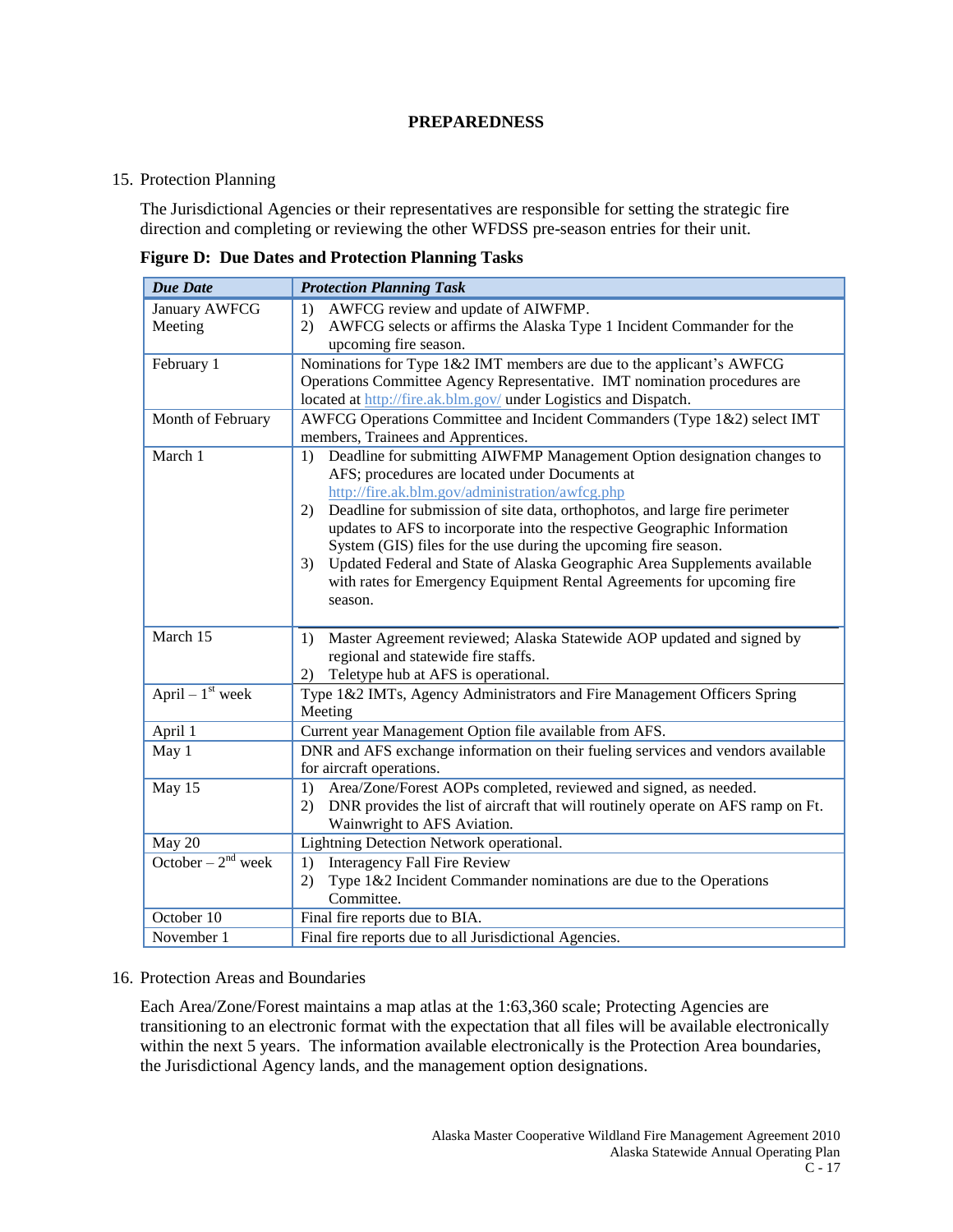## PREPAREDNESS

15. Protection Planning

The Jurisdictional Agencies or their representatives are responsible for setting the strategic fire direction and completing or reviewing the other WFDSS pre-season entries for their unit.

**Figure D: Due Dates and Protection Planning Tasks**

| *Due Date* | *Protection Planning Task* |
|---|---|
| January AWFCG Meeting | 1) AWFCG review and update of AIWFMP.<br>2) AWFCG selects or affirms the Alaska Type 1 Incident Commander for the upcoming fire season. |
| February 1 | Nominations for Type 1&2 IMT members are due to the applicant's AWFCG Operations Committee Agency Representative. IMT nomination procedures are located at http://fire.ak.blm.gov/ under Logistics and Dispatch. |
| Month of February | AWFCG Operations Committee and Incident Commanders (Type 1&2) select IMT members, Trainees and Apprentices. |
| March 1 | 1) Deadline for submitting AIWFMP Management Option designation changes to AFS; procedures are located under Documents at http://fire.ak.blm.gov/administration/awfcg.php<br>2) Deadline for submission of site data, orthophotos, and large fire perimeter updates to AFS to incorporate into the respective Geographic Information System (GIS) files for the use during the upcoming fire season.<br>3) Updated Federal and State of Alaska Geographic Area Supplements available with rates for Emergency Equipment Rental Agreements for upcoming fire season. |
| March 15 | 1) Master Agreement reviewed; Alaska Statewide AOP updated and signed by regional and statewide fire staffs.<br>2) Teletype hub at AFS is operational. |
| April – 1st week | Type 1&2 IMTs, Agency Administrators and Fire Management Officers Spring Meeting |
| April 1 | Current year Management Option file available from AFS. |
| May 1 | DNR and AFS exchange information on their fueling services and vendors available for aircraft operations. |
| May 15 | 1) Area/Zone/Forest AOPs completed, reviewed and signed, as needed.<br>2) DNR provides the list of aircraft that will routinely operate on AFS ramp on Ft. Wainwright to AFS Aviation. |
| May 20 | Lightning Detection Network operational. |
| October – 2nd week | 1) Interagency Fall Fire Review<br>2) Type 1&2 Incident Commander nominations are due to the Operations Committee. |
| October 10 | Final fire reports due to BIA. |
| November 1 | Final fire reports due to all Jurisdictional Agencies. |

16. Protection Areas and Boundaries

Each Area/Zone/Forest maintains a map atlas at the 1:63,360 scale; Protecting Agencies are transitioning to an electronic format with the expectation that all files will be available electronically within the next 5 years. The information available electronically is the Protection Area boundaries, the Jurisdictional Agency lands, and the management option designations.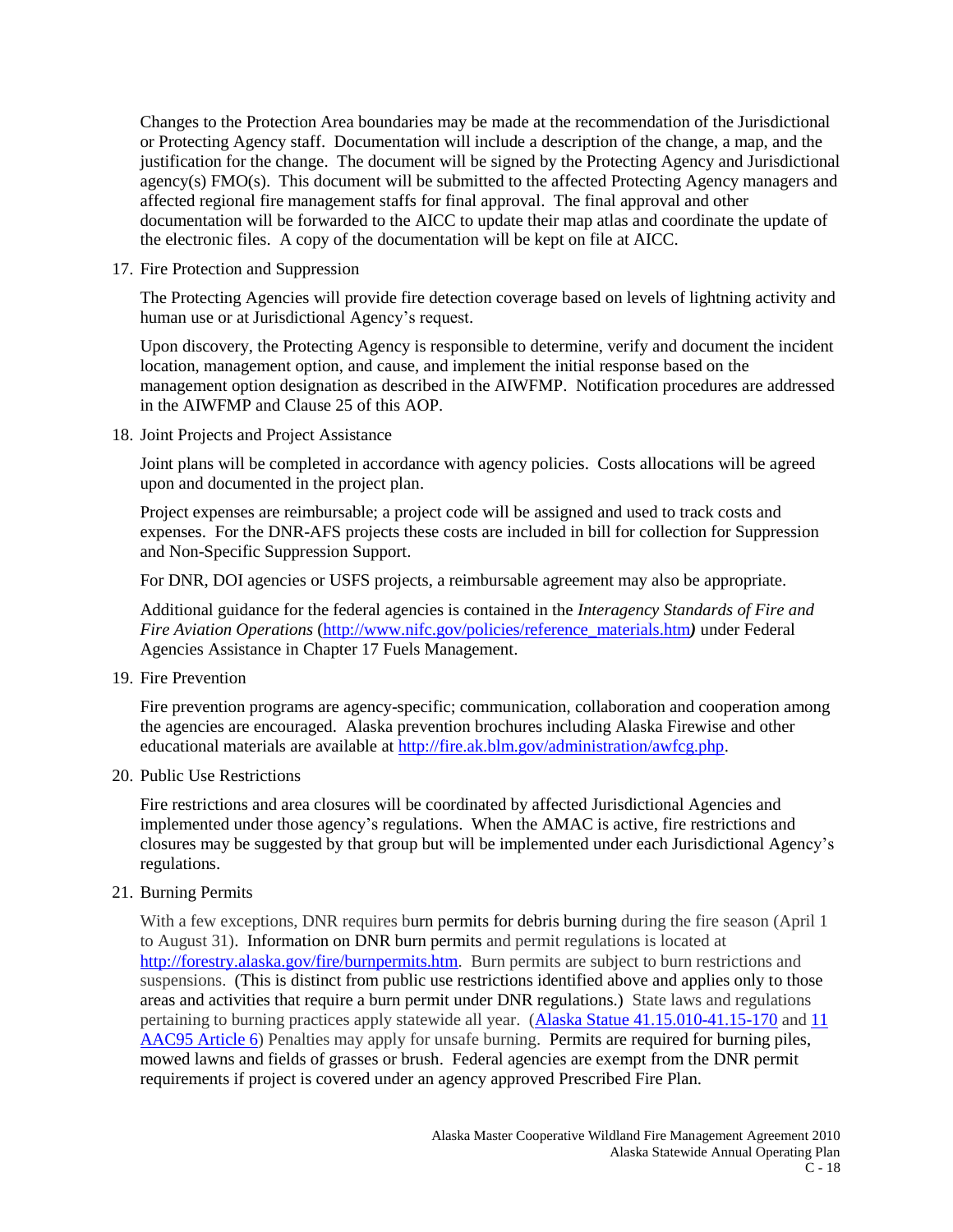Changes to the Protection Area boundaries may be made at the recommendation of the Jurisdictional or Protecting Agency staff. Documentation will include a description of the change, a map, and the justification for the change. The document will be signed by the Protecting Agency and Jurisdictional agency(s) FMO(s). This document will be submitted to the affected Protecting Agency managers and affected regional fire management staffs for final approval. The final approval and other documentation will be forwarded to the AICC to update their map atlas and coordinate the update of the electronic files. A copy of the documentation will be kept on file at AICC.

17. Fire Protection and Suppression

    The Protecting Agencies will provide fire detection coverage based on levels of lightning activity and human use or at Jurisdictional Agency's request.

    Upon discovery, the Protecting Agency is responsible to determine, verify and document the incident location, management option, and cause, and implement the initial response based on the management option designation as described in the AIWFMP. Notification procedures are addressed in the AIWFMP and Clause 25 of this AOP.

18. Joint Projects and Project Assistance

    Joint plans will be completed in accordance with agency policies. Costs allocations will be agreed upon and documented in the project plan.

    Project expenses are reimbursable; a project code will be assigned and used to track costs and expenses. For the DNR-AFS projects these costs are included in bill for collection for Suppression and Non-Specific Suppression Support.

    For DNR, DOI agencies or USFS projects, a reimbursable agreement may also be appropriate.

    Additional guidance for the federal agencies is contained in the *Interagency Standards of Fire and Fire Aviation Operations* (http://www.nifc.gov/policies/reference_materials.htm***)*** under Federal Agencies Assistance in Chapter 17 Fuels Management.

19. Fire Prevention

    Fire prevention programs are agency-specific; communication, collaboration and cooperation among the agencies are encouraged. Alaska prevention brochures including Alaska Firewise and other educational materials are available at http://fire.ak.blm.gov/administration/awfcg.php.

20. Public Use Restrictions

    Fire restrictions and area closures will be coordinated by affected Jurisdictional Agencies and implemented under those agency's regulations. When the AMAC is active, fire restrictions and closures may be suggested by that group but will be implemented under each Jurisdictional Agency's regulations.

21. Burning Permits

    With a few exceptions, DNR requires burn permits for debris burning during the fire season (April 1 to August 31). Information on DNR burn permits and permit regulations is located at http://forestry.alaska.gov/fire/burnpermits.htm. Burn permits are subject to burn restrictions and suspensions. (This is distinct from public use restrictions identified above and applies only to those areas and activities that require a burn permit under DNR regulations.) State laws and regulations pertaining to burning practices apply statewide all year. (Alaska Statue 41.15.010-41.15-170 and 11 AAC95 Article 6) Penalties may apply for unsafe burning. Permits are required for burning piles, mowed lawns and fields of grasses or brush. Federal agencies are exempt from the DNR permit requirements if project is covered under an agency approved Prescribed Fire Plan.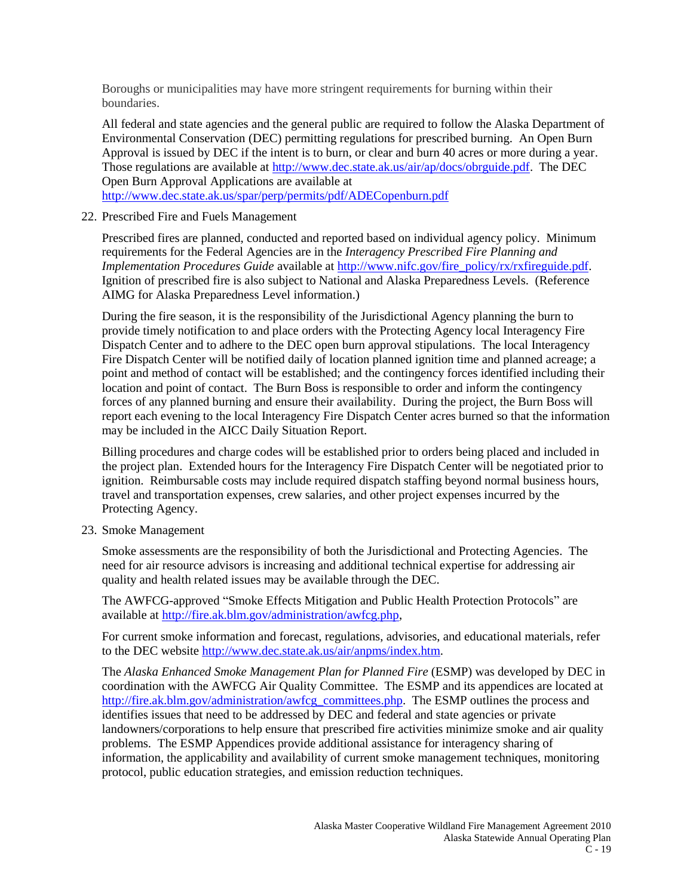Boroughs or municipalities may have more stringent requirements for burning within their boundaries.

All federal and state agencies and the general public are required to follow the Alaska Department of Environmental Conservation (DEC) permitting regulations for prescribed burning. An Open Burn Approval is issued by DEC if the intent is to burn, or clear and burn 40 acres or more during a year. Those regulations are available at http://www.dec.state.ak.us/air/ap/docs/obrguide.pdf. The DEC Open Burn Approval Applications are available at http://www.dec.state.ak.us/spar/perp/permits/pdf/ADECopenburn.pdf

22. Prescribed Fire and Fuels Management

    Prescribed fires are planned, conducted and reported based on individual agency policy. Minimum requirements for the Federal Agencies are in the *Interagency Prescribed Fire Planning and Implementation Procedures Guide* available at http://www.nifc.gov/fire_policy/rx/rxfireguide.pdf. Ignition of prescribed fire is also subject to National and Alaska Preparedness Levels. (Reference AIMG for Alaska Preparedness Level information.)

    During the fire season, it is the responsibility of the Jurisdictional Agency planning the burn to provide timely notification to and place orders with the Protecting Agency local Interagency Fire Dispatch Center and to adhere to the DEC open burn approval stipulations. The local Interagency Fire Dispatch Center will be notified daily of location planned ignition time and planned acreage; a point and method of contact will be established; and the contingency forces identified including their location and point of contact. The Burn Boss is responsible to order and inform the contingency forces of any planned burning and ensure their availability. During the project, the Burn Boss will report each evening to the local Interagency Fire Dispatch Center acres burned so that the information may be included in the AICC Daily Situation Report.

    Billing procedures and charge codes will be established prior to orders being placed and included in the project plan. Extended hours for the Interagency Fire Dispatch Center will be negotiated prior to ignition. Reimbursable costs may include required dispatch staffing beyond normal business hours, travel and transportation expenses, crew salaries, and other project expenses incurred by the Protecting Agency.

23. Smoke Management

    Smoke assessments are the responsibility of both the Jurisdictional and Protecting Agencies. The need for air resource advisors is increasing and additional technical expertise for addressing air quality and health related issues may be available through the DEC.

    The AWFCG-approved "Smoke Effects Mitigation and Public Health Protection Protocols" are available at http://fire.ak.blm.gov/administration/awfcg.php,

    For current smoke information and forecast, regulations, advisories, and educational materials, refer to the DEC website http://www.dec.state.ak.us/air/anpms/index.htm.

    The *Alaska Enhanced Smoke Management Plan for Planned Fire* (ESMP) was developed by DEC in coordination with the AWFCG Air Quality Committee. The ESMP and its appendices are located at http://fire.ak.blm.gov/administration/awfcg_committees.php. The ESMP outlines the process and identifies issues that need to be addressed by DEC and federal and state agencies or private landowners/corporations to help ensure that prescribed fire activities minimize smoke and air quality problems. The ESMP Appendices provide additional assistance for interagency sharing of information, the applicability and availability of current smoke management techniques, monitoring protocol, public education strategies, and emission reduction techniques.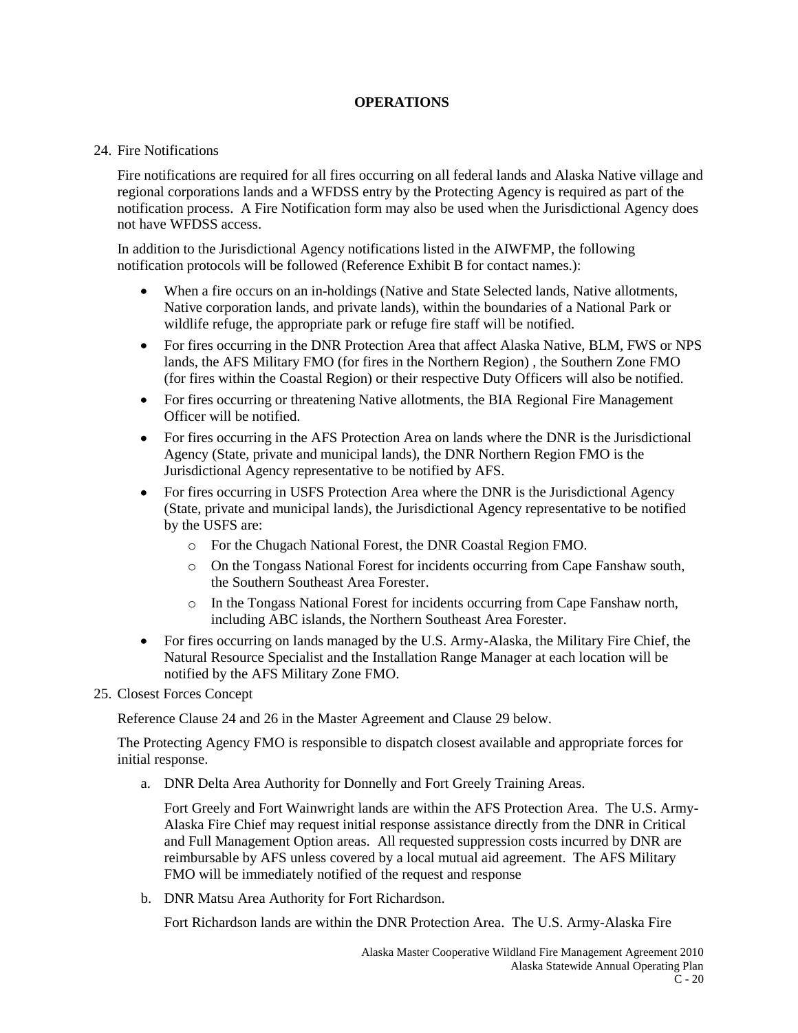# OPERATIONS

24. Fire Notifications

Fire notifications are required for all fires occurring on all federal lands and Alaska Native village and regional corporations lands and a WFDSS entry by the Protecting Agency is required as part of the notification process. A Fire Notification form may also be used when the Jurisdictional Agency does not have WFDSS access.

In addition to the Jurisdictional Agency notifications listed in the AIWFMP, the following notification protocols will be followed (Reference Exhibit B for contact names.):

- When a fire occurs on an in-holdings (Native and State Selected lands, Native allotments, Native corporation lands, and private lands), within the boundaries of a National Park or wildlife refuge, the appropriate park or refuge fire staff will be notified.
- For fires occurring in the DNR Protection Area that affect Alaska Native, BLM, FWS or NPS lands, the AFS Military FMO (for fires in the Northern Region) , the Southern Zone FMO (for fires within the Coastal Region) or their respective Duty Officers will also be notified.
- For fires occurring or threatening Native allotments, the BIA Regional Fire Management Officer will be notified.
- For fires occurring in the AFS Protection Area on lands where the DNR is the Jurisdictional Agency (State, private and municipal lands), the DNR Northern Region FMO is the Jurisdictional Agency representative to be notified by AFS.
- For fires occurring in USFS Protection Area where the DNR is the Jurisdictional Agency (State, private and municipal lands), the Jurisdictional Agency representative to be notified by the USFS are:
  - For the Chugach National Forest, the DNR Coastal Region FMO.
  - On the Tongass National Forest for incidents occurring from Cape Fanshaw south, the Southern Southeast Area Forester.
  - In the Tongass National Forest for incidents occurring from Cape Fanshaw north, including ABC islands, the Northern Southeast Area Forester.
- For fires occurring on lands managed by the U.S. Army-Alaska, the Military Fire Chief, the Natural Resource Specialist and the Installation Range Manager at each location will be notified by the AFS Military Zone FMO.

25. Closest Forces Concept

Reference Clause 24 and 26 in the Master Agreement and Clause 29 below.

The Protecting Agency FMO is responsible to dispatch closest available and appropriate forces for initial response.

a. DNR Delta Area Authority for Donnelly and Fort Greely Training Areas.

   Fort Greely and Fort Wainwright lands are within the AFS Protection Area. The U.S. Army-Alaska Fire Chief may request initial response assistance directly from the DNR in Critical and Full Management Option areas. All requested suppression costs incurred by DNR are reimbursable by AFS unless covered by a local mutual aid agreement. The AFS Military FMO will be immediately notified of the request and response

b. DNR Matsu Area Authority for Fort Richardson.

   Fort Richardson lands are within the DNR Protection Area. The U.S. Army-Alaska Fire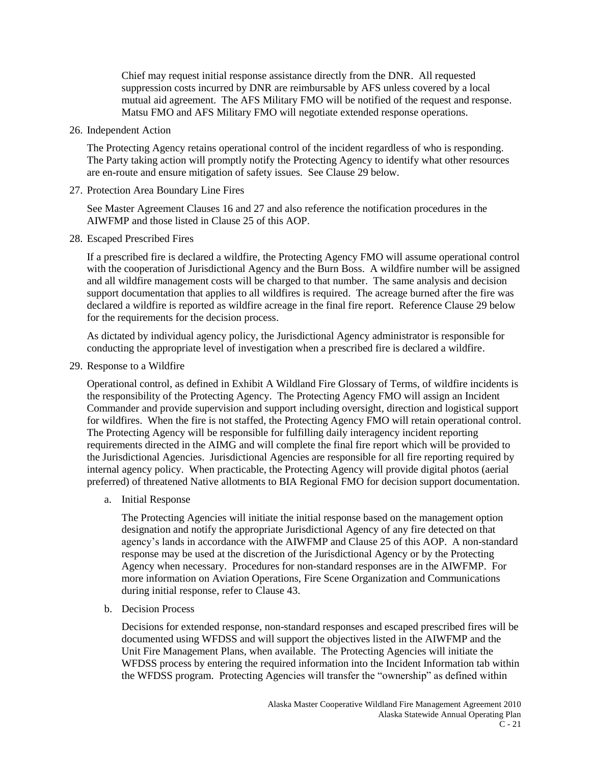Chief may request initial response assistance directly from the DNR. All requested suppression costs incurred by DNR are reimbursable by AFS unless covered by a local mutual aid agreement. The AFS Military FMO will be notified of the request and response. Matsu FMO and AFS Military FMO will negotiate extended response operations.

26. Independent Action

    The Protecting Agency retains operational control of the incident regardless of who is responding. The Party taking action will promptly notify the Protecting Agency to identify what other resources are en-route and ensure mitigation of safety issues. See Clause 29 below.

27. Protection Area Boundary Line Fires

    See Master Agreement Clauses 16 and 27 and also reference the notification procedures in the AIWFMP and those listed in Clause 25 of this AOP.

28. Escaped Prescribed Fires

    If a prescribed fire is declared a wildfire, the Protecting Agency FMO will assume operational control with the cooperation of Jurisdictional Agency and the Burn Boss. A wildfire number will be assigned and all wildfire management costs will be charged to that number. The same analysis and decision support documentation that applies to all wildfires is required. The acreage burned after the fire was declared a wildfire is reported as wildfire acreage in the final fire report. Reference Clause 29 below for the requirements for the decision process.

    As dictated by individual agency policy, the Jurisdictional Agency administrator is responsible for conducting the appropriate level of investigation when a prescribed fire is declared a wildfire.

29. Response to a Wildfire

    Operational control, as defined in Exhibit A Wildland Fire Glossary of Terms, of wildfire incidents is the responsibility of the Protecting Agency. The Protecting Agency FMO will assign an Incident Commander and provide supervision and support including oversight, direction and logistical support for wildfires. When the fire is not staffed, the Protecting Agency FMO will retain operational control. The Protecting Agency will be responsible for fulfilling daily interagency incident reporting requirements directed in the AIMG and will complete the final fire report which will be provided to the Jurisdictional Agencies. Jurisdictional Agencies are responsible for all fire reporting required by internal agency policy. When practicable, the Protecting Agency will provide digital photos (aerial preferred) of threatened Native allotments to BIA Regional FMO for decision support documentation.

    a. Initial Response

       The Protecting Agencies will initiate the initial response based on the management option designation and notify the appropriate Jurisdictional Agency of any fire detected on that agency's lands in accordance with the AIWFMP and Clause 25 of this AOP. A non-standard response may be used at the discretion of the Jurisdictional Agency or by the Protecting Agency when necessary. Procedures for non-standard responses are in the AIWFMP. For more information on Aviation Operations, Fire Scene Organization and Communications during initial response, refer to Clause 43.

    b. Decision Process

       Decisions for extended response, non-standard responses and escaped prescribed fires will be documented using WFDSS and will support the objectives listed in the AIWFMP and the Unit Fire Management Plans, when available. The Protecting Agencies will initiate the WFDSS process by entering the required information into the Incident Information tab within the WFDSS program. Protecting Agencies will transfer the "ownership" as defined within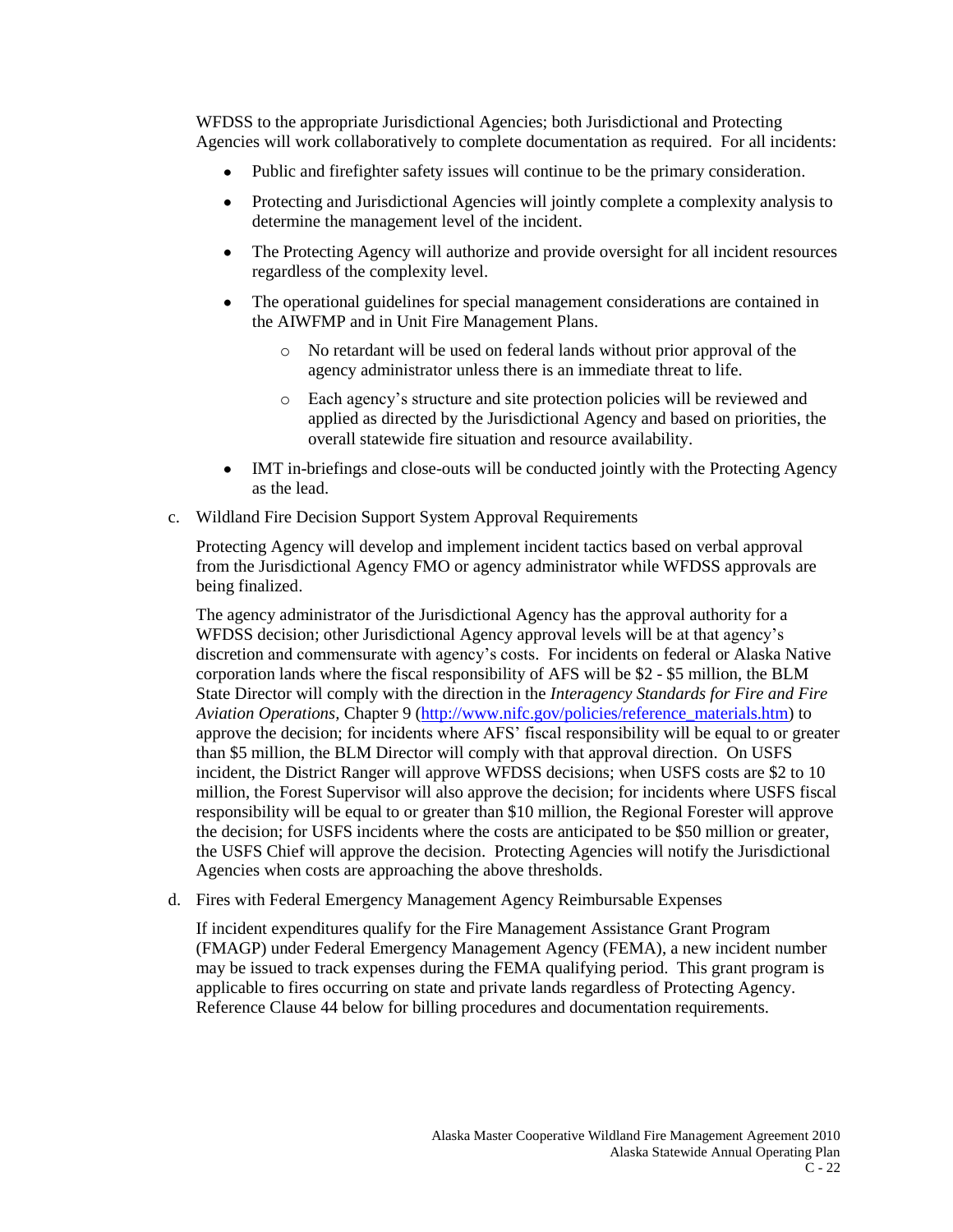WFDSS to the appropriate Jurisdictional Agencies; both Jurisdictional and Protecting Agencies will work collaboratively to complete documentation as required. For all incidents:

- Public and firefighter safety issues will continue to be the primary consideration.
- Protecting and Jurisdictional Agencies will jointly complete a complexity analysis to determine the management level of the incident.
- The Protecting Agency will authorize and provide oversight for all incident resources regardless of the complexity level.
- The operational guidelines for special management considerations are contained in the AIWFMP and in Unit Fire Management Plans.
    - No retardant will be used on federal lands without prior approval of the agency administrator unless there is an immediate threat to life.
    - Each agency's structure and site protection policies will be reviewed and applied as directed by the Jurisdictional Agency and based on priorities, the overall statewide fire situation and resource availability.
- IMT in-briefings and close-outs will be conducted jointly with the Protecting Agency as the lead.

c. Wildland Fire Decision Support System Approval Requirements

Protecting Agency will develop and implement incident tactics based on verbal approval from the Jurisdictional Agency FMO or agency administrator while WFDSS approvals are being finalized.

The agency administrator of the Jurisdictional Agency has the approval authority for a WFDSS decision; other Jurisdictional Agency approval levels will be at that agency's discretion and commensurate with agency's costs. For incidents on federal or Alaska Native corporation lands where the fiscal responsibility of AFS will be $2 - $5 million, the BLM State Director will comply with the direction in the *Interagency Standards for Fire and Fire Aviation Operations,* Chapter 9 ([http://www.nifc.gov/policies/reference_materials.htm](http://www.nifc.gov/policies/reference_materials.htm)) to approve the decision; for incidents where AFS' fiscal responsibility will be equal to or greater than $5 million, the BLM Director will comply with that approval direction. On USFS incident, the District Ranger will approve WFDSS decisions; when USFS costs are $2 to 10 million, the Forest Supervisor will also approve the decision; for incidents where USFS fiscal responsibility will be equal to or greater than $10 million, the Regional Forester will approve the decision; for USFS incidents where the costs are anticipated to be $50 million or greater, the USFS Chief will approve the decision. Protecting Agencies will notify the Jurisdictional Agencies when costs are approaching the above thresholds.

d. Fires with Federal Emergency Management Agency Reimbursable Expenses

If incident expenditures qualify for the Fire Management Assistance Grant Program (FMAGP) under Federal Emergency Management Agency (FEMA), a new incident number may be issued to track expenses during the FEMA qualifying period. This grant program is applicable to fires occurring on state and private lands regardless of Protecting Agency. Reference Clause 44 below for billing procedures and documentation requirements.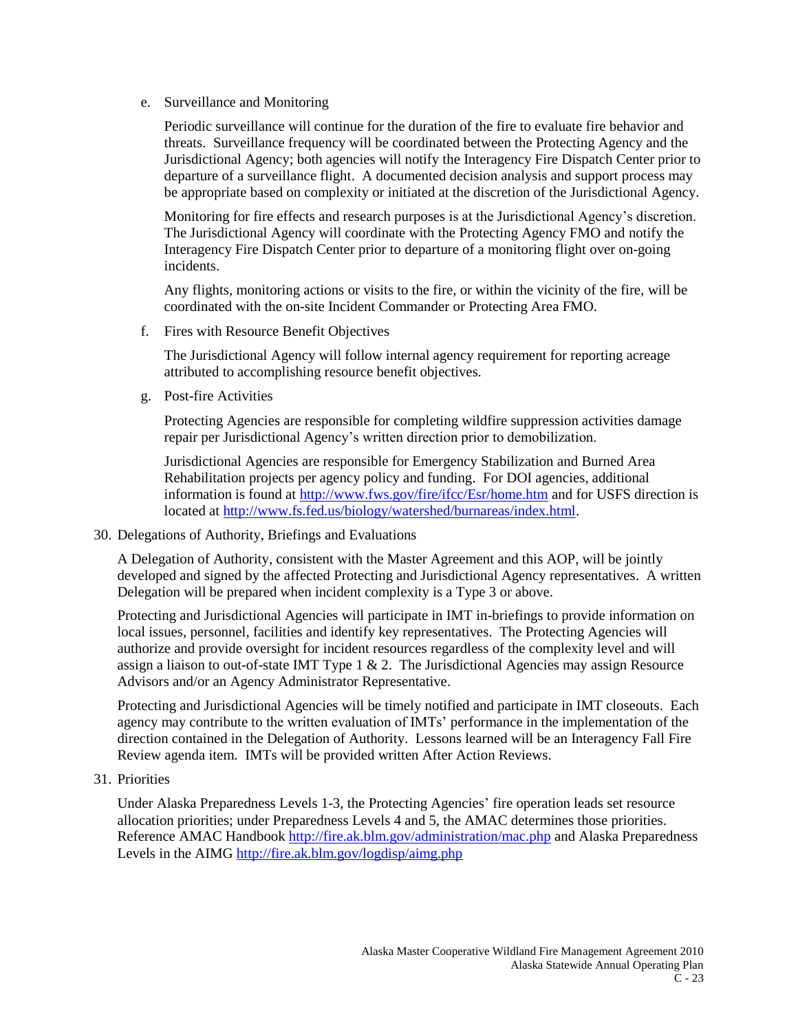e. Surveillance and Monitoring

   Periodic surveillance will continue for the duration of the fire to evaluate fire behavior and threats. Surveillance frequency will be coordinated between the Protecting Agency and the Jurisdictional Agency; both agencies will notify the Interagency Fire Dispatch Center prior to departure of a surveillance flight. A documented decision analysis and support process may be appropriate based on complexity or initiated at the discretion of the Jurisdictional Agency.

   Monitoring for fire effects and research purposes is at the Jurisdictional Agency's discretion. The Jurisdictional Agency will coordinate with the Protecting Agency FMO and notify the Interagency Fire Dispatch Center prior to departure of a monitoring flight over on-going incidents.

   Any flights, monitoring actions or visits to the fire, or within the vicinity of the fire, will be coordinated with the on-site Incident Commander or Protecting Area FMO.

f. Fires with Resource Benefit Objectives

   The Jurisdictional Agency will follow internal agency requirement for reporting acreage attributed to accomplishing resource benefit objectives.

g. Post-fire Activities

   Protecting Agencies are responsible for completing wildfire suppression activities damage repair per Jurisdictional Agency's written direction prior to demobilization.

   Jurisdictional Agencies are responsible for Emergency Stabilization and Burned Area Rehabilitation projects per agency policy and funding. For DOI agencies, additional information is found at http://www.fws.gov/fire/ifcc/Esr/home.htm and for USFS direction is located at http://www.fs.fed.us/biology/watershed/burnareas/index.html.

30. Delegations of Authority, Briefings and Evaluations

    A Delegation of Authority, consistent with the Master Agreement and this AOP, will be jointly developed and signed by the affected Protecting and Jurisdictional Agency representatives. A written Delegation will be prepared when incident complexity is a Type 3 or above.

    Protecting and Jurisdictional Agencies will participate in IMT in-briefings to provide information on local issues, personnel, facilities and identify key representatives. The Protecting Agencies will authorize and provide oversight for incident resources regardless of the complexity level and will assign a liaison to out-of-state IMT Type 1 & 2. The Jurisdictional Agencies may assign Resource Advisors and/or an Agency Administrator Representative.

    Protecting and Jurisdictional Agencies will be timely notified and participate in IMT closeouts. Each agency may contribute to the written evaluation of IMTs' performance in the implementation of the direction contained in the Delegation of Authority. Lessons learned will be an Interagency Fall Fire Review agenda item. IMTs will be provided written After Action Reviews.

31. Priorities

    Under Alaska Preparedness Levels 1-3, the Protecting Agencies' fire operation leads set resource allocation priorities; under Preparedness Levels 4 and 5, the AMAC determines those priorities. Reference AMAC Handbook http://fire.ak.blm.gov/administration/mac.php and Alaska Preparedness Levels in the AIMG http://fire.ak.blm.gov/logdisp/aimg.php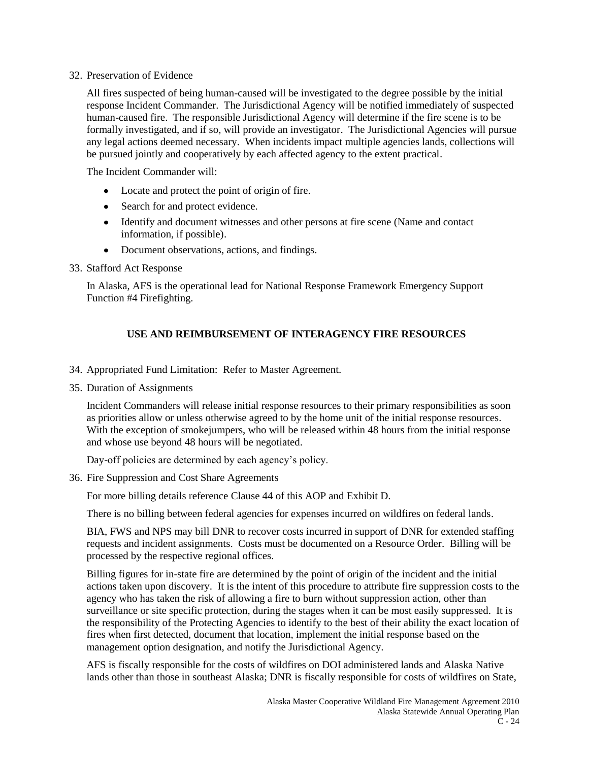32. Preservation of Evidence

    All fires suspected of being human-caused will be investigated to the degree possible by the initial response Incident Commander. The Jurisdictional Agency will be notified immediately of suspected human-caused fire. The responsible Jurisdictional Agency will determine if the fire scene is to be formally investigated, and if so, will provide an investigator. The Jurisdictional Agencies will pursue any legal actions deemed necessary. When incidents impact multiple agencies lands, collections will be pursued jointly and cooperatively by each affected agency to the extent practical.

    The Incident Commander will:

    - Locate and protect the point of origin of fire.
    - Search for and protect evidence.
    - Identify and document witnesses and other persons at fire scene (Name and contact information, if possible).
    - Document observations, actions, and findings.

33. Stafford Act Response

    In Alaska, AFS is the operational lead for National Response Framework Emergency Support Function #4 Firefighting.

## USE AND REIMBURSEMENT OF INTERAGENCY FIRE RESOURCES

34. Appropriated Fund Limitation: Refer to Master Agreement.

35. Duration of Assignments

    Incident Commanders will release initial response resources to their primary responsibilities as soon as priorities allow or unless otherwise agreed to by the home unit of the initial response resources. With the exception of smokejumpers, who will be released within 48 hours from the initial response and whose use beyond 48 hours will be negotiated.

    Day-off policies are determined by each agency's policy.

36. Fire Suppression and Cost Share Agreements

    For more billing details reference Clause 44 of this AOP and Exhibit D.

    There is no billing between federal agencies for expenses incurred on wildfires on federal lands.

    BIA, FWS and NPS may bill DNR to recover costs incurred in support of DNR for extended staffing requests and incident assignments. Costs must be documented on a Resource Order. Billing will be processed by the respective regional offices.

    Billing figures for in-state fire are determined by the point of origin of the incident and the initial actions taken upon discovery. It is the intent of this procedure to attribute fire suppression costs to the agency who has taken the risk of allowing a fire to burn without suppression action, other than surveillance or site specific protection, during the stages when it can be most easily suppressed. It is the responsibility of the Protecting Agencies to identify to the best of their ability the exact location of fires when first detected, document that location, implement the initial response based on the management option designation, and notify the Jurisdictional Agency.

    AFS is fiscally responsible for the costs of wildfires on DOI administered lands and Alaska Native lands other than those in southeast Alaska; DNR is fiscally responsible for costs of wildfires on State,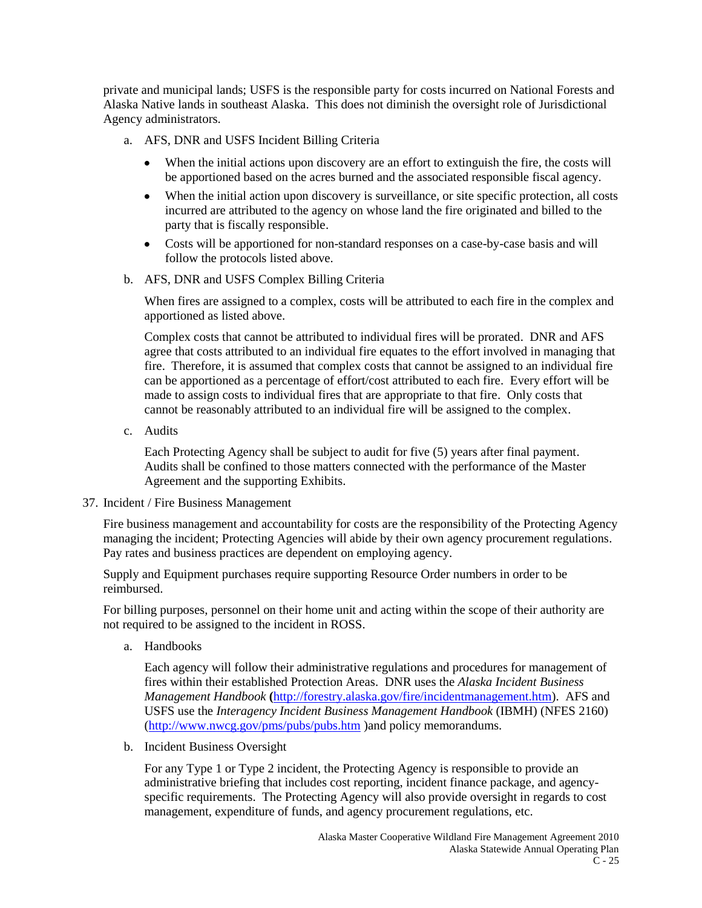private and municipal lands; USFS is the responsible party for costs incurred on National Forests and Alaska Native lands in southeast Alaska. This does not diminish the oversight role of Jurisdictional Agency administrators.

a. AFS, DNR and USFS Incident Billing Criteria

- When the initial actions upon discovery are an effort to extinguish the fire, the costs will be apportioned based on the acres burned and the associated responsible fiscal agency.
- When the initial action upon discovery is surveillance, or site specific protection, all costs incurred are attributed to the agency on whose land the fire originated and billed to the party that is fiscally responsible.
- Costs will be apportioned for non-standard responses on a case-by-case basis and will follow the protocols listed above.

b. AFS, DNR and USFS Complex Billing Criteria

When fires are assigned to a complex, costs will be attributed to each fire in the complex and apportioned as listed above.

Complex costs that cannot be attributed to individual fires will be prorated. DNR and AFS agree that costs attributed to an individual fire equates to the effort involved in managing that fire. Therefore, it is assumed that complex costs that cannot be assigned to an individual fire can be apportioned as a percentage of effort/cost attributed to each fire. Every effort will be made to assign costs to individual fires that are appropriate to that fire. Only costs that cannot be reasonably attributed to an individual fire will be assigned to the complex.

c. Audits

Each Protecting Agency shall be subject to audit for five (5) years after final payment. Audits shall be confined to those matters connected with the performance of the Master Agreement and the supporting Exhibits.

37. Incident / Fire Business Management

Fire business management and accountability for costs are the responsibility of the Protecting Agency managing the incident; Protecting Agencies will abide by their own agency procurement regulations. Pay rates and business practices are dependent on employing agency.

Supply and Equipment purchases require supporting Resource Order numbers in order to be reimbursed.

For billing purposes, personnel on their home unit and acting within the scope of their authority are not required to be assigned to the incident in ROSS.

a. Handbooks

Each agency will follow their administrative regulations and procedures for management of fires within their established Protection Areas. DNR uses the *Alaska Incident Business Management Handbook* (http://forestry.alaska.gov/fire/incidentmanagement.htm). AFS and USFS use the *Interagency Incident Business Management Handbook* (IBMH) (NFES 2160) (http://www.nwcg.gov/pms/pubs/pubs.htm )and policy memorandums.

b. Incident Business Oversight

For any Type 1 or Type 2 incident, the Protecting Agency is responsible to provide an administrative briefing that includes cost reporting, incident finance package, and agency-specific requirements. The Protecting Agency will also provide oversight in regards to cost management, expenditure of funds, and agency procurement regulations, etc.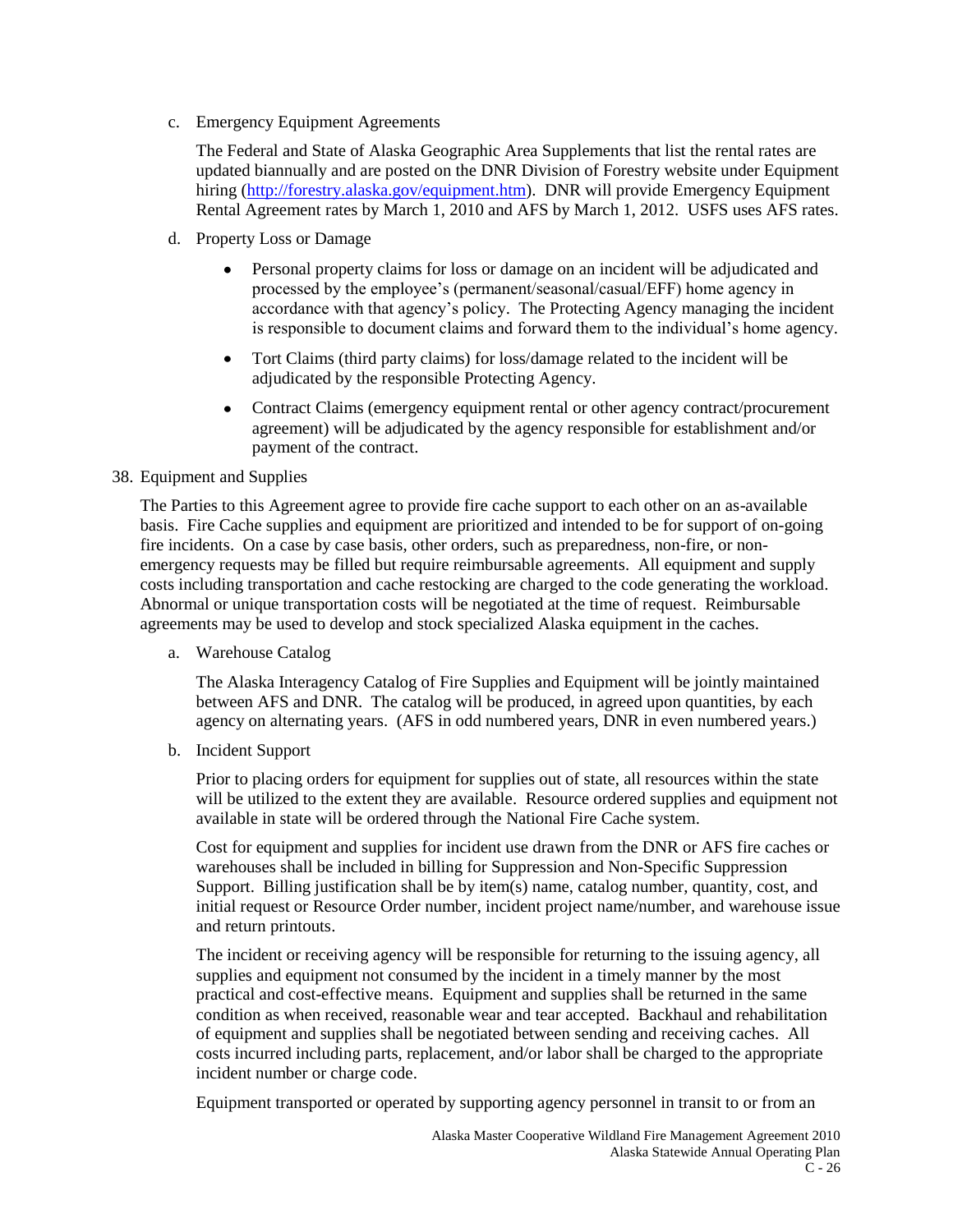c. Emergency Equipment Agreements

The Federal and State of Alaska Geographic Area Supplements that list the rental rates are updated biannually and are posted on the DNR Division of Forestry website under Equipment hiring (http://forestry.alaska.gov/equipment.htm). DNR will provide Emergency Equipment Rental Agreement rates by March 1, 2010 and AFS by March 1, 2012. USFS uses AFS rates.

d. Property Loss or Damage

- Personal property claims for loss or damage on an incident will be adjudicated and processed by the employee's (permanent/seasonal/casual/EFF) home agency in accordance with that agency's policy. The Protecting Agency managing the incident is responsible to document claims and forward them to the individual's home agency.
- Tort Claims (third party claims) for loss/damage related to the incident will be adjudicated by the responsible Protecting Agency.
- Contract Claims (emergency equipment rental or other agency contract/procurement agreement) will be adjudicated by the agency responsible for establishment and/or payment of the contract.

38. Equipment and Supplies

The Parties to this Agreement agree to provide fire cache support to each other on an as-available basis. Fire Cache supplies and equipment are prioritized and intended to be for support of on-going fire incidents. On a case by case basis, other orders, such as preparedness, non-fire, or non-emergency requests may be filled but require reimbursable agreements. All equipment and supply costs including transportation and cache restocking are charged to the code generating the workload. Abnormal or unique transportation costs will be negotiated at the time of request. Reimbursable agreements may be used to develop and stock specialized Alaska equipment in the caches.

a. Warehouse Catalog

The Alaska Interagency Catalog of Fire Supplies and Equipment will be jointly maintained between AFS and DNR. The catalog will be produced, in agreed upon quantities, by each agency on alternating years. (AFS in odd numbered years, DNR in even numbered years.)

b. Incident Support

Prior to placing orders for equipment for supplies out of state, all resources within the state will be utilized to the extent they are available. Resource ordered supplies and equipment not available in state will be ordered through the National Fire Cache system.

Cost for equipment and supplies for incident use drawn from the DNR or AFS fire caches or warehouses shall be included in billing for Suppression and Non-Specific Suppression Support. Billing justification shall be by item(s) name, catalog number, quantity, cost, and initial request or Resource Order number, incident project name/number, and warehouse issue and return printouts.

The incident or receiving agency will be responsible for returning to the issuing agency, all supplies and equipment not consumed by the incident in a timely manner by the most practical and cost-effective means. Equipment and supplies shall be returned in the same condition as when received, reasonable wear and tear accepted. Backhaul and rehabilitation of equipment and supplies shall be negotiated between sending and receiving caches. All costs incurred including parts, replacement, and/or labor shall be charged to the appropriate incident number or charge code.

Equipment transported or operated by supporting agency personnel in transit to or from an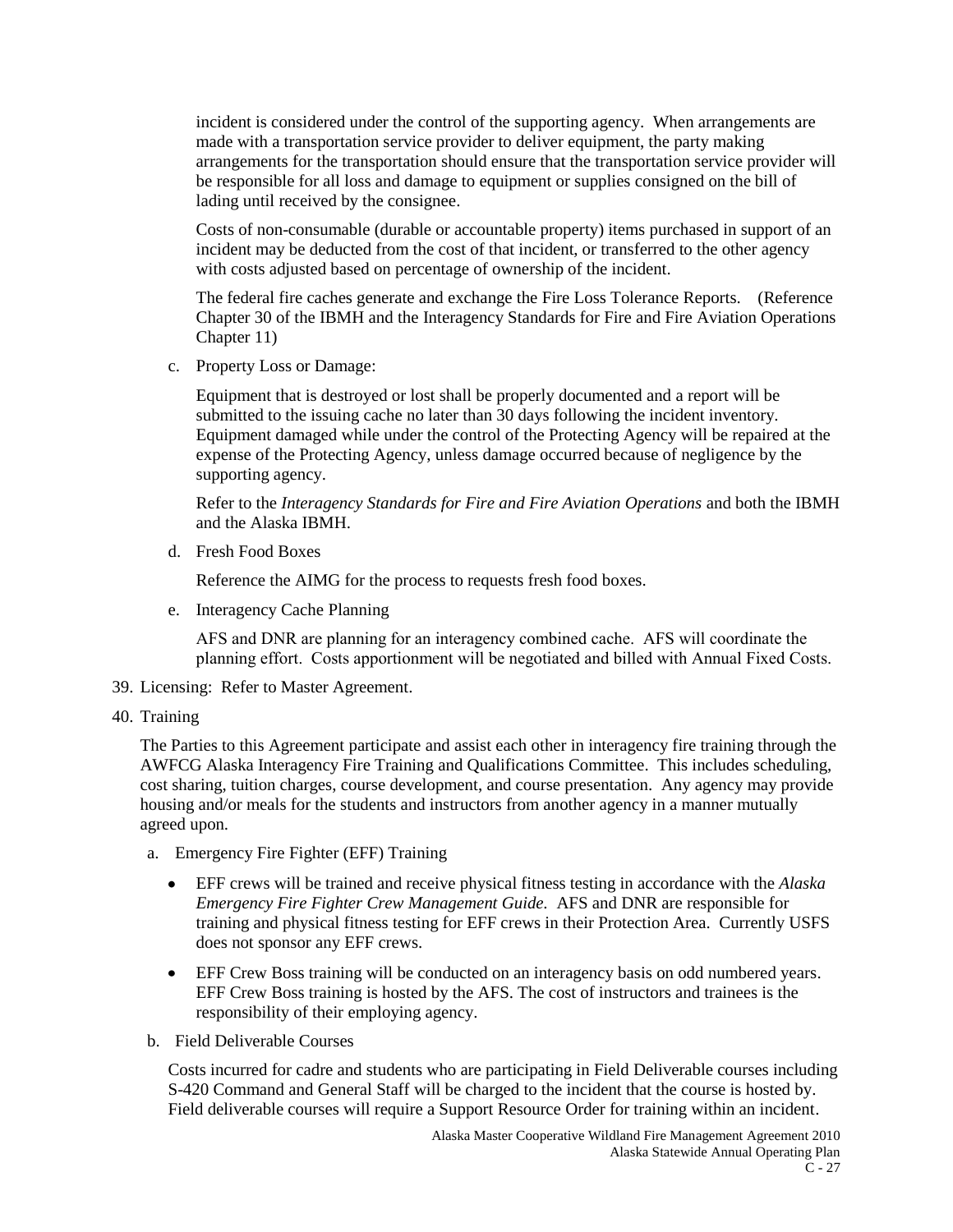incident is considered under the control of the supporting agency. When arrangements are made with a transportation service provider to deliver equipment, the party making arrangements for the transportation should ensure that the transportation service provider will be responsible for all loss and damage to equipment or supplies consigned on the bill of lading until received by the consignee.

Costs of non-consumable (durable or accountable property) items purchased in support of an incident may be deducted from the cost of that incident, or transferred to the other agency with costs adjusted based on percentage of ownership of the incident.

The federal fire caches generate and exchange the Fire Loss Tolerance Reports. (Reference Chapter 30 of the IBMH and the Interagency Standards for Fire and Fire Aviation Operations Chapter 11)

c. Property Loss or Damage:

Equipment that is destroyed or lost shall be properly documented and a report will be submitted to the issuing cache no later than 30 days following the incident inventory. Equipment damaged while under the control of the Protecting Agency will be repaired at the expense of the Protecting Agency, unless damage occurred because of negligence by the supporting agency.

Refer to the *Interagency Standards for Fire and Fire Aviation Operations* and both the IBMH and the Alaska IBMH.

d. Fresh Food Boxes

Reference the AIMG for the process to requests fresh food boxes.

e. Interagency Cache Planning

AFS and DNR are planning for an interagency combined cache. AFS will coordinate the planning effort. Costs apportionment will be negotiated and billed with Annual Fixed Costs.

39. Licensing: Refer to Master Agreement.

40. Training

The Parties to this Agreement participate and assist each other in interagency fire training through the AWFCG Alaska Interagency Fire Training and Qualifications Committee. This includes scheduling, cost sharing, tuition charges, course development, and course presentation. Any agency may provide housing and/or meals for the students and instructors from another agency in a manner mutually agreed upon.

a. Emergency Fire Fighter (EFF) Training

- EFF crews will be trained and receive physical fitness testing in accordance with the *Alaska Emergency Fire Fighter Crew Management Guide.* AFS and DNR are responsible for training and physical fitness testing for EFF crews in their Protection Area. Currently USFS does not sponsor any EFF crews.
- EFF Crew Boss training will be conducted on an interagency basis on odd numbered years. EFF Crew Boss training is hosted by the AFS. The cost of instructors and trainees is the responsibility of their employing agency.

b. Field Deliverable Courses

Costs incurred for cadre and students who are participating in Field Deliverable courses including S-420 Command and General Staff will be charged to the incident that the course is hosted by. Field deliverable courses will require a Support Resource Order for training within an incident.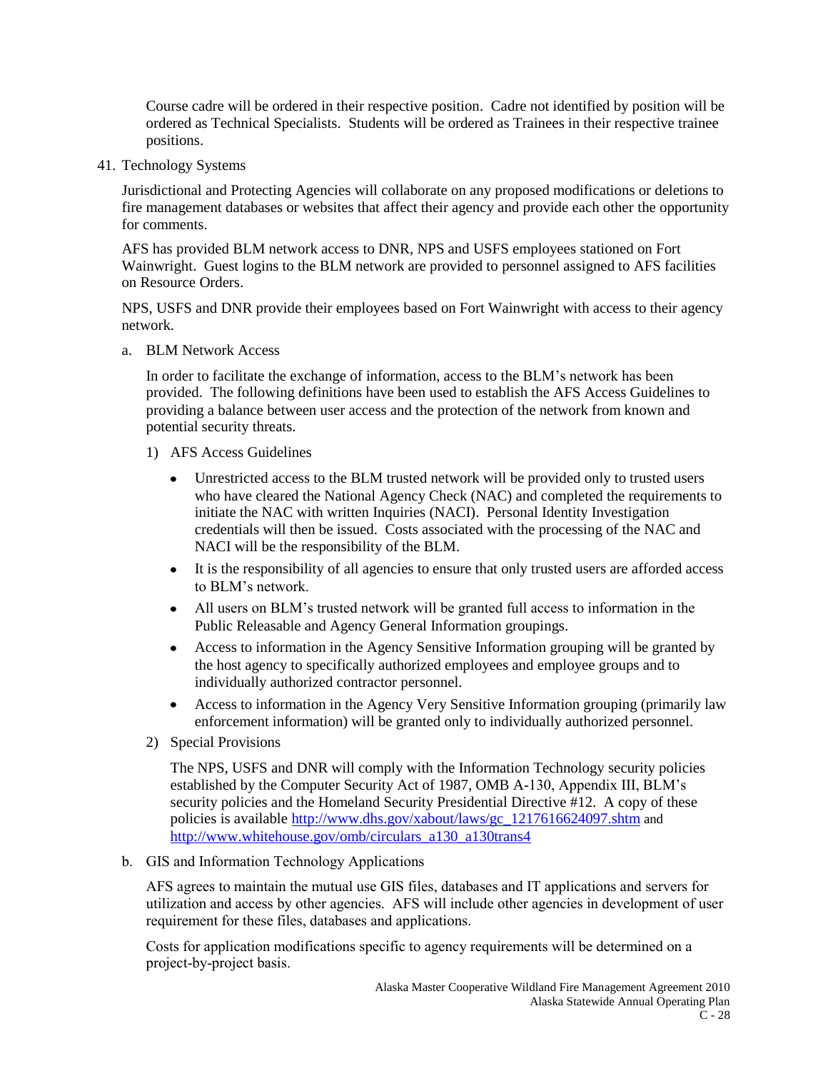Course cadre will be ordered in their respective position. Cadre not identified by position will be ordered as Technical Specialists. Students will be ordered as Trainees in their respective trainee positions.

41. Technology Systems

Jurisdictional and Protecting Agencies will collaborate on any proposed modifications or deletions to fire management databases or websites that affect their agency and provide each other the opportunity for comments.

AFS has provided BLM network access to DNR, NPS and USFS employees stationed on Fort Wainwright. Guest logins to the BLM network are provided to personnel assigned to AFS facilities on Resource Orders.

NPS, USFS and DNR provide their employees based on Fort Wainwright with access to their agency network.

a. BLM Network Access

In order to facilitate the exchange of information, access to the BLM's network has been provided. The following definitions have been used to establish the AFS Access Guidelines to providing a balance between user access and the protection of the network from known and potential security threats.

1) AFS Access Guidelines

- Unrestricted access to the BLM trusted network will be provided only to trusted users who have cleared the National Agency Check (NAC) and completed the requirements to initiate the NAC with written Inquiries (NACI). Personal Identity Investigation credentials will then be issued. Costs associated with the processing of the NAC and NACI will be the responsibility of the BLM.
- It is the responsibility of all agencies to ensure that only trusted users are afforded access to BLM's network.
- All users on BLM's trusted network will be granted full access to information in the Public Releasable and Agency General Information groupings.
- Access to information in the Agency Sensitive Information grouping will be granted by the host agency to specifically authorized employees and employee groups and to individually authorized contractor personnel.
- Access to information in the Agency Very Sensitive Information grouping (primarily law enforcement information) will be granted only to individually authorized personnel.

2) Special Provisions

The NPS, USFS and DNR will comply with the Information Technology security policies established by the Computer Security Act of 1987, OMB A-130, Appendix III, BLM's security policies and the Homeland Security Presidential Directive #12. A copy of these policies is available http://www.dhs.gov/xabout/laws/gc_1217616624097.shtm and http://www.whitehouse.gov/omb/circulars_a130_a130trans4

b. GIS and Information Technology Applications

AFS agrees to maintain the mutual use GIS files, databases and IT applications and servers for utilization and access by other agencies. AFS will include other agencies in development of user requirement for these files, databases and applications.

Costs for application modifications specific to agency requirements will be determined on a project-by-project basis.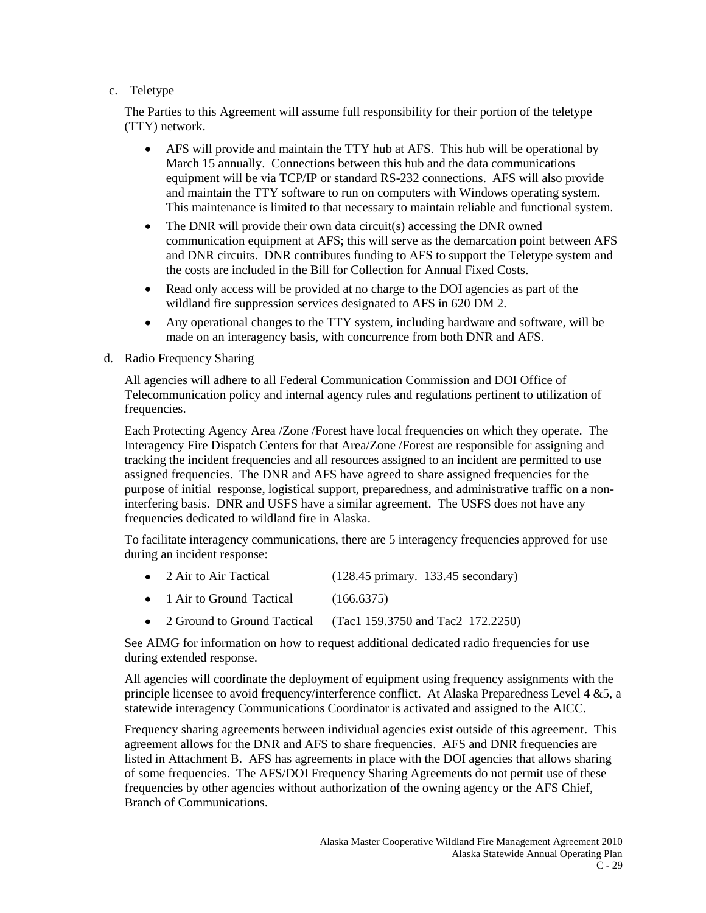c. Teletype

The Parties to this Agreement will assume full responsibility for their portion of the teletype (TTY) network.

- AFS will provide and maintain the TTY hub at AFS. This hub will be operational by March 15 annually. Connections between this hub and the data communications equipment will be via TCP/IP or standard RS-232 connections. AFS will also provide and maintain the TTY software to run on computers with Windows operating system. This maintenance is limited to that necessary to maintain reliable and functional system.
- The DNR will provide their own data circuit(s) accessing the DNR owned communication equipment at AFS; this will serve as the demarcation point between AFS and DNR circuits. DNR contributes funding to AFS to support the Teletype system and the costs are included in the Bill for Collection for Annual Fixed Costs.
- Read only access will be provided at no charge to the DOI agencies as part of the wildland fire suppression services designated to AFS in 620 DM 2.
- Any operational changes to the TTY system, including hardware and software, will be made on an interagency basis, with concurrence from both DNR and AFS.

d. Radio Frequency Sharing

All agencies will adhere to all Federal Communication Commission and DOI Office of Telecommunication policy and internal agency rules and regulations pertinent to utilization of frequencies.

Each Protecting Agency Area /Zone /Forest have local frequencies on which they operate. The Interagency Fire Dispatch Centers for that Area/Zone /Forest are responsible for assigning and tracking the incident frequencies and all resources assigned to an incident are permitted to use assigned frequencies. The DNR and AFS have agreed to share assigned frequencies for the purpose of initial response, logistical support, preparedness, and administrative traffic on a non-interfering basis. DNR and USFS have a similar agreement. The USFS does not have any frequencies dedicated to wildland fire in Alaska.

To facilitate interagency communications, there are 5 interagency frequencies approved for use during an incident response:

- 2 Air to Air Tactical (128.45 primary. 133.45 secondary)
- 1 Air to Ground Tactical (166.6375)
- 2 Ground to Ground Tactical (Tac1 159.3750 and Tac2 172.2250)

See AIMG for information on how to request additional dedicated radio frequencies for use during extended response.

All agencies will coordinate the deployment of equipment using frequency assignments with the principle licensee to avoid frequency/interference conflict. At Alaska Preparedness Level 4 &5, a statewide interagency Communications Coordinator is activated and assigned to the AICC.

Frequency sharing agreements between individual agencies exist outside of this agreement. This agreement allows for the DNR and AFS to share frequencies. AFS and DNR frequencies are listed in Attachment B. AFS has agreements in place with the DOI agencies that allows sharing of some frequencies. The AFS/DOI Frequency Sharing Agreements do not permit use of these frequencies by other agencies without authorization of the owning agency or the AFS Chief, Branch of Communications.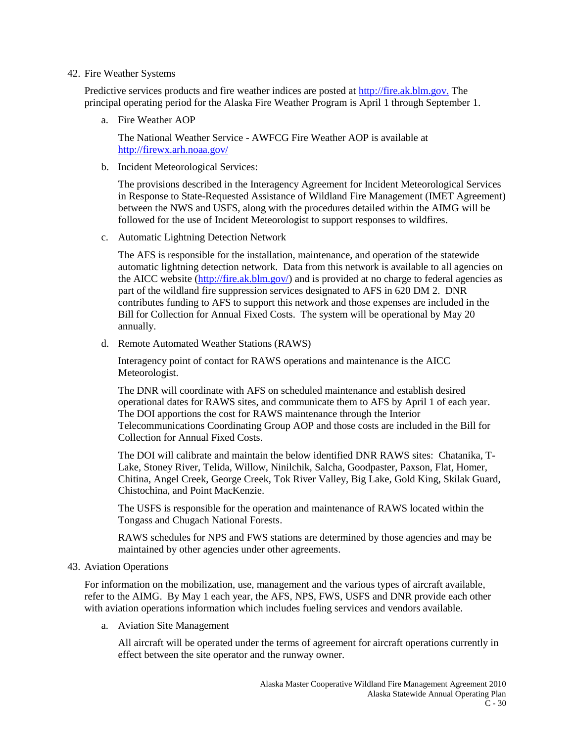42. Fire Weather Systems

    Predictive services products and fire weather indices are posted at http://fire.ak.blm.gov. The principal operating period for the Alaska Fire Weather Program is April 1 through September 1.

    a. Fire Weather AOP

       The National Weather Service - AWFCG Fire Weather AOP is available at http://firewx.arh.noaa.gov/

    b. Incident Meteorological Services:

       The provisions described in the Interagency Agreement for Incident Meteorological Services in Response to State-Requested Assistance of Wildland Fire Management (IMET Agreement) between the NWS and USFS, along with the procedures detailed within the AIMG will be followed for the use of Incident Meteorologist to support responses to wildfires.

    c. Automatic Lightning Detection Network

       The AFS is responsible for the installation, maintenance, and operation of the statewide automatic lightning detection network. Data from this network is available to all agencies on the AICC website (http://fire.ak.blm.gov/) and is provided at no charge to federal agencies as part of the wildland fire suppression services designated to AFS in 620 DM 2. DNR contributes funding to AFS to support this network and those expenses are included in the Bill for Collection for Annual Fixed Costs. The system will be operational by May 20 annually.

    d. Remote Automated Weather Stations (RAWS)

       Interagency point of contact for RAWS operations and maintenance is the AICC Meteorologist.

       The DNR will coordinate with AFS on scheduled maintenance and establish desired operational dates for RAWS sites, and communicate them to AFS by April 1 of each year. The DOI apportions the cost for RAWS maintenance through the Interior Telecommunications Coordinating Group AOP and those costs are included in the Bill for Collection for Annual Fixed Costs.

       The DOI will calibrate and maintain the below identified DNR RAWS sites: Chatanika, T-Lake, Stoney River, Telida, Willow, Ninilchik, Salcha, Goodpaster, Paxson, Flat, Homer, Chitina, Angel Creek, George Creek, Tok River Valley, Big Lake, Gold King, Skilak Guard, Chistochina, and Point MacKenzie.

       The USFS is responsible for the operation and maintenance of RAWS located within the Tongass and Chugach National Forests.

       RAWS schedules for NPS and FWS stations are determined by those agencies and may be maintained by other agencies under other agreements.

43. Aviation Operations

    For information on the mobilization, use, management and the various types of aircraft available, refer to the AIMG. By May 1 each year, the AFS, NPS, FWS, USFS and DNR provide each other with aviation operations information which includes fueling services and vendors available.

    a. Aviation Site Management

       All aircraft will be operated under the terms of agreement for aircraft operations currently in effect between the site operator and the runway owner.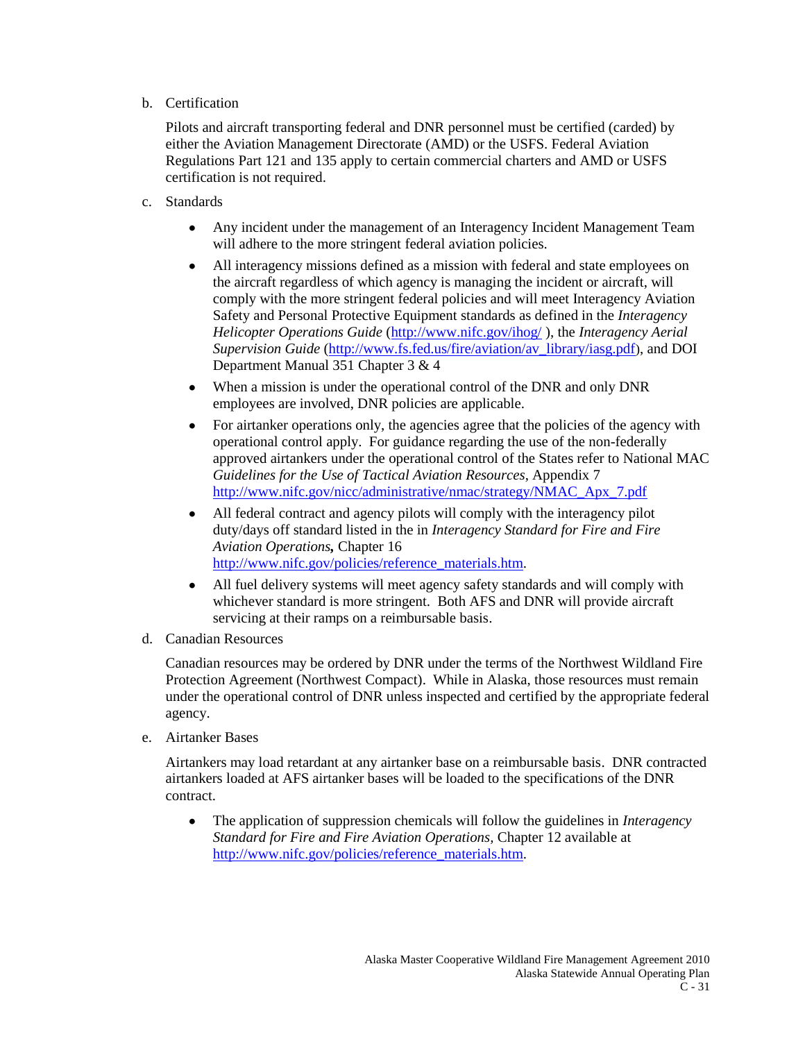b. Certification

Pilots and aircraft transporting federal and DNR personnel must be certified (carded) by either the Aviation Management Directorate (AMD) or the USFS. Federal Aviation Regulations Part 121 and 135 apply to certain commercial charters and AMD or USFS certification is not required.

c. Standards

- Any incident under the management of an Interagency Incident Management Team will adhere to the more stringent federal aviation policies.
- All interagency missions defined as a mission with federal and state employees on the aircraft regardless of which agency is managing the incident or aircraft, will comply with the more stringent federal policies and will meet Interagency Aviation Safety and Personal Protective Equipment standards as defined in the *Interagency Helicopter Operations Guide* (http://www.nifc.gov/ihog/ ), the *Interagency Aerial Supervision Guide* (http://www.fs.fed.us/fire/aviation/av_library/iasg.pdf), and DOI Department Manual 351 Chapter 3 & 4
- When a mission is under the operational control of the DNR and only DNR employees are involved, DNR policies are applicable.
- For airtanker operations only, the agencies agree that the policies of the agency with operational control apply. For guidance regarding the use of the non-federally approved airtankers under the operational control of the States refer to National MAC *Guidelines for the Use of Tactical Aviation Resources*, Appendix 7 http://www.nifc.gov/nicc/administrative/nmac/strategy/NMAC_Apx_7.pdf
- All federal contract and agency pilots will comply with the interagency pilot duty/days off standard listed in the in *Interagency Standard for Fire and Fire Aviation Operations***,** Chapter 16 http://www.nifc.gov/policies/reference_materials.htm.
- All fuel delivery systems will meet agency safety standards and will comply with whichever standard is more stringent. Both AFS and DNR will provide aircraft servicing at their ramps on a reimbursable basis.

d. Canadian Resources

Canadian resources may be ordered by DNR under the terms of the Northwest Wildland Fire Protection Agreement (Northwest Compact). While in Alaska, those resources must remain under the operational control of DNR unless inspected and certified by the appropriate federal agency.

e. Airtanker Bases

Airtankers may load retardant at any airtanker base on a reimbursable basis. DNR contracted airtankers loaded at AFS airtanker bases will be loaded to the specifications of the DNR contract.

- The application of suppression chemicals will follow the guidelines in *Interagency Standard for Fire and Fire Aviation Operations*, Chapter 12 available at http://www.nifc.gov/policies/reference_materials.htm.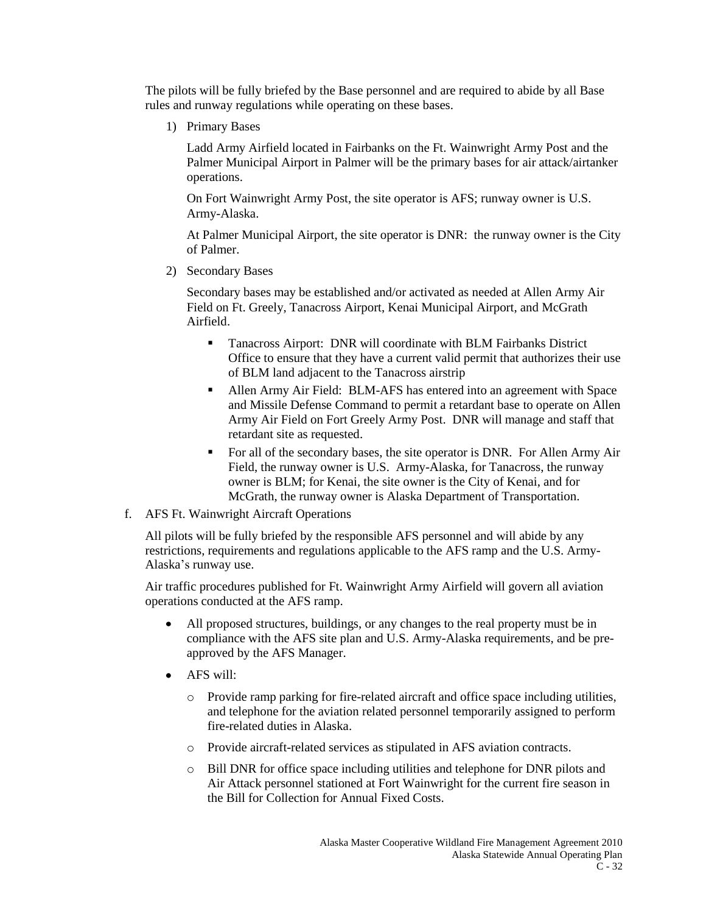The pilots will be fully briefed by the Base personnel and are required to abide by all Base rules and runway regulations while operating on these bases.

1) Primary Bases

   Ladd Army Airfield located in Fairbanks on the Ft. Wainwright Army Post and the Palmer Municipal Airport in Palmer will be the primary bases for air attack/airtanker operations.

   On Fort Wainwright Army Post, the site operator is AFS; runway owner is U.S. Army-Alaska.

   At Palmer Municipal Airport, the site operator is DNR: the runway owner is the City of Palmer.

2) Secondary Bases

   Secondary bases may be established and/or activated as needed at Allen Army Air Field on Ft. Greely, Tanacross Airport, Kenai Municipal Airport, and McGrath Airfield.

   - Tanacross Airport: DNR will coordinate with BLM Fairbanks District Office to ensure that they have a current valid permit that authorizes their use of BLM land adjacent to the Tanacross airstrip
   - Allen Army Air Field: BLM-AFS has entered into an agreement with Space and Missile Defense Command to permit a retardant base to operate on Allen Army Air Field on Fort Greely Army Post. DNR will manage and staff that retardant site as requested.
   - For all of the secondary bases, the site operator is DNR. For Allen Army Air Field, the runway owner is U.S. Army-Alaska, for Tanacross, the runway owner is BLM; for Kenai, the site owner is the City of Kenai, and for McGrath, the runway owner is Alaska Department of Transportation.

f. AFS Ft. Wainwright Aircraft Operations

All pilots will be fully briefed by the responsible AFS personnel and will abide by any restrictions, requirements and regulations applicable to the AFS ramp and the U.S. Army-Alaska's runway use.

Air traffic procedures published for Ft. Wainwright Army Airfield will govern all aviation operations conducted at the AFS ramp.

- All proposed structures, buildings, or any changes to the real property must be in compliance with the AFS site plan and U.S. Army-Alaska requirements, and be pre-approved by the AFS Manager.
- AFS will:
  - Provide ramp parking for fire-related aircraft and office space including utilities, and telephone for the aviation related personnel temporarily assigned to perform fire-related duties in Alaska.
  - Provide aircraft-related services as stipulated in AFS aviation contracts.
  - Bill DNR for office space including utilities and telephone for DNR pilots and Air Attack personnel stationed at Fort Wainwright for the current fire season in the Bill for Collection for Annual Fixed Costs.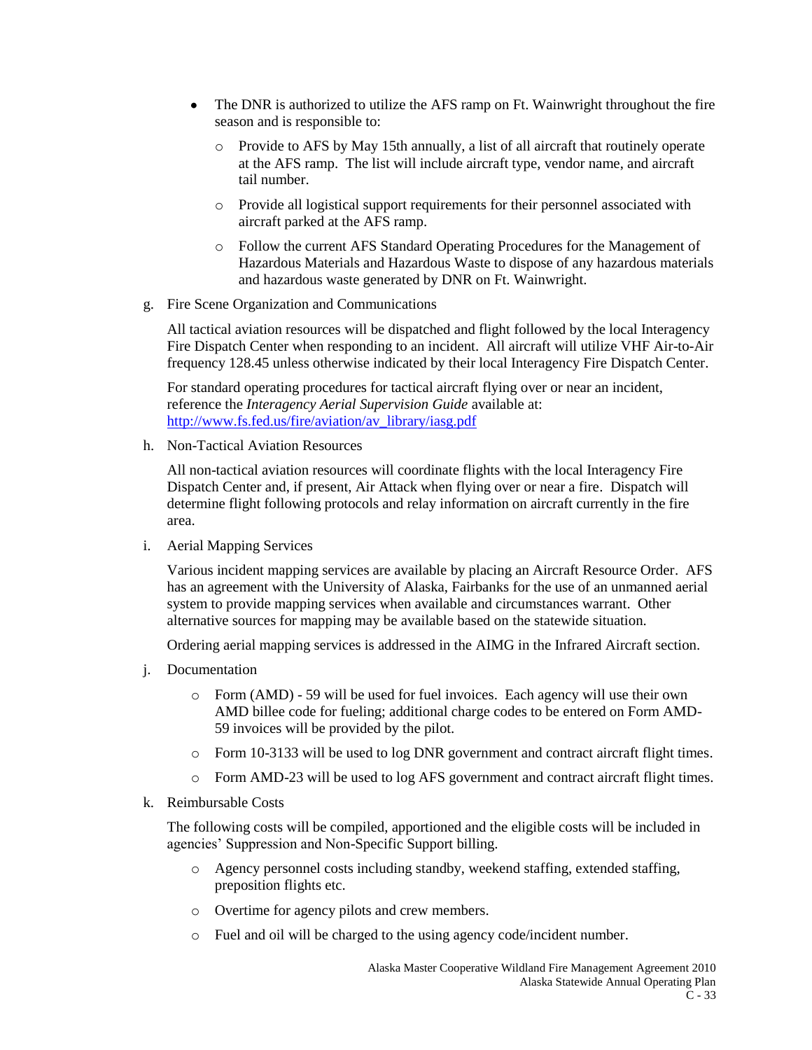- The DNR is authorized to utilize the AFS ramp on Ft. Wainwright throughout the fire season and is responsible to:
  - Provide to AFS by May 15th annually, a list of all aircraft that routinely operate at the AFS ramp. The list will include aircraft type, vendor name, and aircraft tail number.
  - Provide all logistical support requirements for their personnel associated with aircraft parked at the AFS ramp.
  - Follow the current AFS Standard Operating Procedures for the Management of Hazardous Materials and Hazardous Waste to dispose of any hazardous materials and hazardous waste generated by DNR on Ft. Wainwright.

g. Fire Scene Organization and Communications

All tactical aviation resources will be dispatched and flight followed by the local Interagency Fire Dispatch Center when responding to an incident. All aircraft will utilize VHF Air-to-Air frequency 128.45 unless otherwise indicated by their local Interagency Fire Dispatch Center.

For standard operating procedures for tactical aircraft flying over or near an incident, reference the *Interagency Aerial Supervision Guide* available at: [http://www.fs.fed.us/fire/aviation/av_library/iasg.pdf](http://www.fs.fed.us/fire/aviation/av_library/iasg.pdf)

h. Non-Tactical Aviation Resources

All non-tactical aviation resources will coordinate flights with the local Interagency Fire Dispatch Center and, if present, Air Attack when flying over or near a fire. Dispatch will determine flight following protocols and relay information on aircraft currently in the fire area.

i. Aerial Mapping Services

Various incident mapping services are available by placing an Aircraft Resource Order. AFS has an agreement with the University of Alaska, Fairbanks for the use of an unmanned aerial system to provide mapping services when available and circumstances warrant. Other alternative sources for mapping may be available based on the statewide situation.

Ordering aerial mapping services is addressed in the AIMG in the Infrared Aircraft section.

j. Documentation

- Form (AMD) - 59 will be used for fuel invoices. Each agency will use their own AMD billee code for fueling; additional charge codes to be entered on Form AMD-59 invoices will be provided by the pilot.
- Form 10-3133 will be used to log DNR government and contract aircraft flight times.
- Form AMD-23 will be used to log AFS government and contract aircraft flight times.

k. Reimbursable Costs

The following costs will be compiled, apportioned and the eligible costs will be included in agencies' Suppression and Non-Specific Support billing.

- Agency personnel costs including standby, weekend staffing, extended staffing, preposition flights etc.
- Overtime for agency pilots and crew members.
- Fuel and oil will be charged to the using agency code/incident number.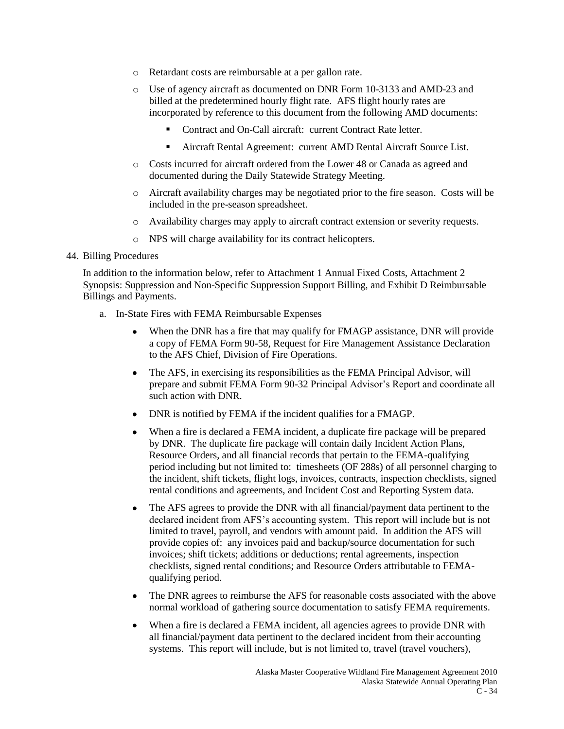- Retardant costs are reimbursable at a per gallon rate.
- Use of agency aircraft as documented on DNR Form 10-3133 and AMD-23 and billed at the predetermined hourly flight rate. AFS flight hourly rates are incorporated by reference to this document from the following AMD documents:
  - Contract and On-Call aircraft: current Contract Rate letter.
  - Aircraft Rental Agreement: current AMD Rental Aircraft Source List.
- Costs incurred for aircraft ordered from the Lower 48 or Canada as agreed and documented during the Daily Statewide Strategy Meeting.
- Aircraft availability charges may be negotiated prior to the fire season. Costs will be included in the pre-season spreadsheet.
- Availability charges may apply to aircraft contract extension or severity requests.
- NPS will charge availability for its contract helicopters.

44. Billing Procedures

In addition to the information below, refer to Attachment 1 Annual Fixed Costs, Attachment 2 Synopsis: Suppression and Non-Specific Suppression Support Billing, and Exhibit D Reimbursable Billings and Payments.

a. In-State Fires with FEMA Reimbursable Expenses

- When the DNR has a fire that may qualify for FMAGP assistance, DNR will provide a copy of FEMA Form 90-58, Request for Fire Management Assistance Declaration to the AFS Chief, Division of Fire Operations.
- The AFS, in exercising its responsibilities as the FEMA Principal Advisor, will prepare and submit FEMA Form 90-32 Principal Advisor's Report and coordinate all such action with DNR.
- DNR is notified by FEMA if the incident qualifies for a FMAGP.
- When a fire is declared a FEMA incident, a duplicate fire package will be prepared by DNR. The duplicate fire package will contain daily Incident Action Plans, Resource Orders, and all financial records that pertain to the FEMA-qualifying period including but not limited to: timesheets (OF 288s) of all personnel charging to the incident, shift tickets, flight logs, invoices, contracts, inspection checklists, signed rental conditions and agreements, and Incident Cost and Reporting System data.
- The AFS agrees to provide the DNR with all financial/payment data pertinent to the declared incident from AFS's accounting system. This report will include but is not limited to travel, payroll, and vendors with amount paid. In addition the AFS will provide copies of: any invoices paid and backup/source documentation for such invoices; shift tickets; additions or deductions; rental agreements, inspection checklists, signed rental conditions; and Resource Orders attributable to FEMA-qualifying period.
- The DNR agrees to reimburse the AFS for reasonable costs associated with the above normal workload of gathering source documentation to satisfy FEMA requirements.
- When a fire is declared a FEMA incident, all agencies agrees to provide DNR with all financial/payment data pertinent to the declared incident from their accounting systems. This report will include, but is not limited to, travel (travel vouchers),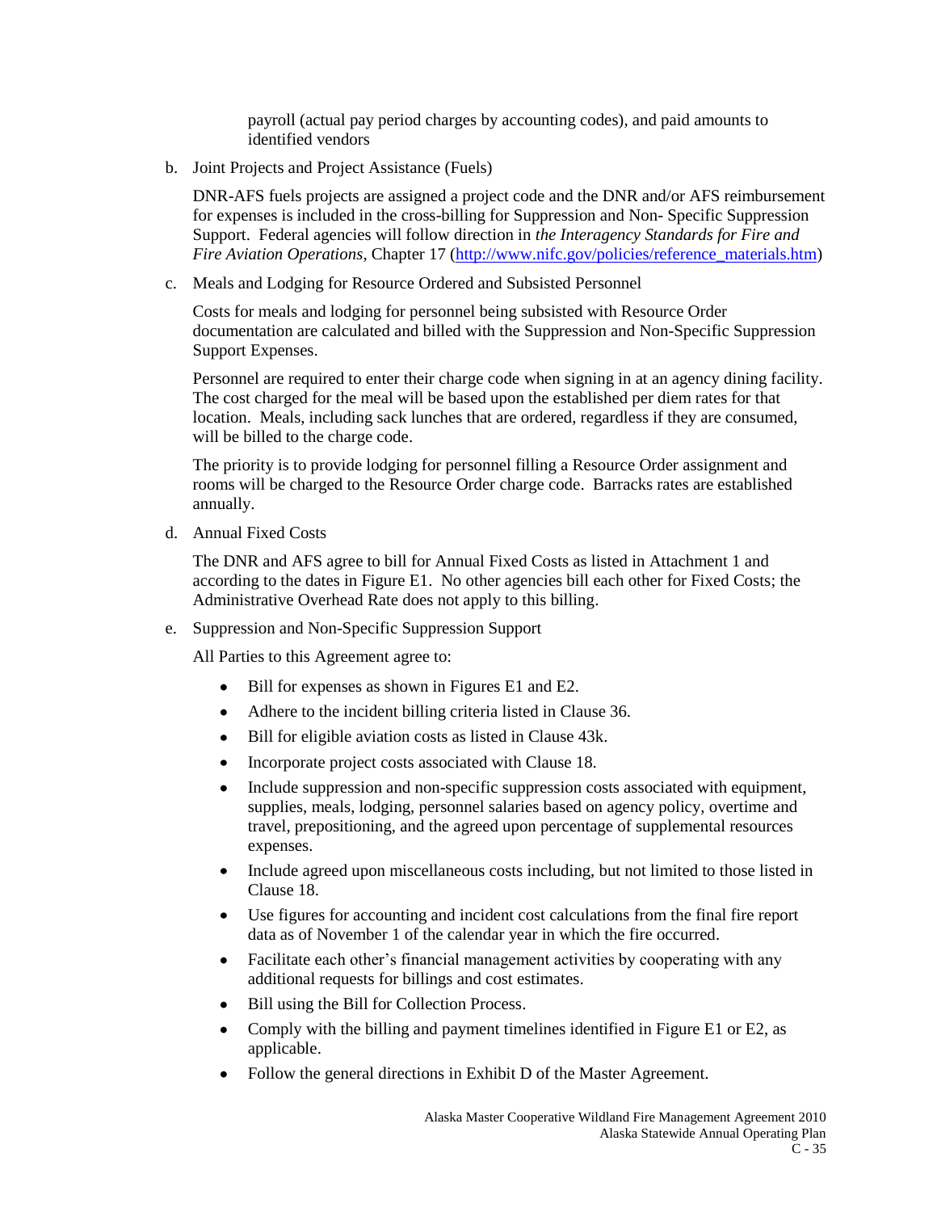payroll (actual pay period charges by accounting codes), and paid amounts to identified vendors

b. Joint Projects and Project Assistance (Fuels)

   DNR-AFS fuels projects are assigned a project code and the DNR and/or AFS reimbursement for expenses is included in the cross-billing for Suppression and Non- Specific Suppression Support. Federal agencies will follow direction in *the Interagency Standards for Fire and Fire Aviation Operations*, Chapter 17 ([http://www.nifc.gov/policies/reference_materials.htm](http://www.nifc.gov/policies/reference_materials.htm))

c. Meals and Lodging for Resource Ordered and Subsisted Personnel

   Costs for meals and lodging for personnel being subsisted with Resource Order documentation are calculated and billed with the Suppression and Non-Specific Suppression Support Expenses.

   Personnel are required to enter their charge code when signing in at an agency dining facility. The cost charged for the meal will be based upon the established per diem rates for that location. Meals, including sack lunches that are ordered, regardless if they are consumed, will be billed to the charge code.

   The priority is to provide lodging for personnel filling a Resource Order assignment and rooms will be charged to the Resource Order charge code. Barracks rates are established annually.

d. Annual Fixed Costs

   The DNR and AFS agree to bill for Annual Fixed Costs as listed in Attachment 1 and according to the dates in Figure E1. No other agencies bill each other for Fixed Costs; the Administrative Overhead Rate does not apply to this billing.

e. Suppression and Non-Specific Suppression Support

   All Parties to this Agreement agree to:

   - Bill for expenses as shown in Figures E1 and E2.
   - Adhere to the incident billing criteria listed in Clause 36.
   - Bill for eligible aviation costs as listed in Clause 43k.
   - Incorporate project costs associated with Clause 18.
   - Include suppression and non-specific suppression costs associated with equipment, supplies, meals, lodging, personnel salaries based on agency policy, overtime and travel, prepositioning, and the agreed upon percentage of supplemental resources expenses.
   - Include agreed upon miscellaneous costs including, but not limited to those listed in Clause 18.
   - Use figures for accounting and incident cost calculations from the final fire report data as of November 1 of the calendar year in which the fire occurred.
   - Facilitate each other's financial management activities by cooperating with any additional requests for billings and cost estimates.
   - Bill using the Bill for Collection Process.
   - Comply with the billing and payment timelines identified in Figure E1 or E2, as applicable.
   - Follow the general directions in Exhibit D of the Master Agreement.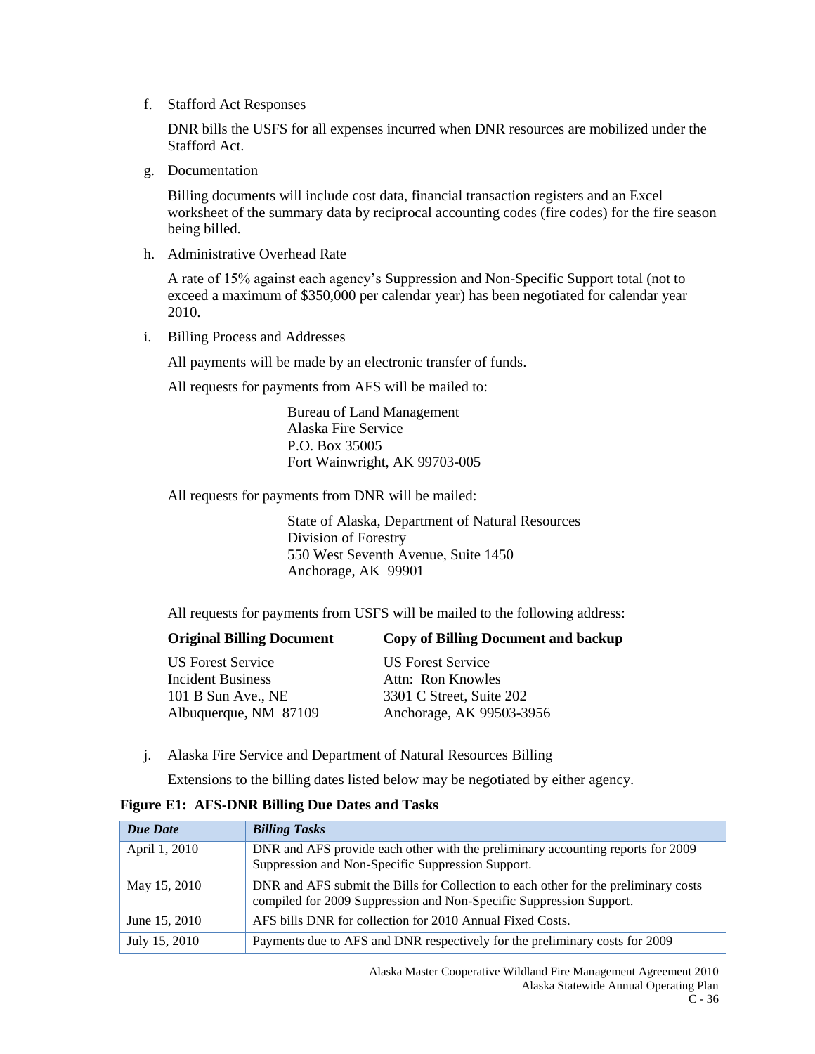f. Stafford Act Responses

DNR bills the USFS for all expenses incurred when DNR resources are mobilized under the Stafford Act.

g. Documentation

Billing documents will include cost data, financial transaction registers and an Excel worksheet of the summary data by reciprocal accounting codes (fire codes) for the fire season being billed.

h. Administrative Overhead Rate

A rate of 15% against each agency's Suppression and Non-Specific Support total (not to exceed a maximum of $350,000 per calendar year) has been negotiated for calendar year 2010.

i. Billing Process and Addresses

All payments will be made by an electronic transfer of funds.

All requests for payments from AFS will be mailed to:

Bureau of Land Management
Alaska Fire Service
P.O. Box 35005
Fort Wainwright, AK 99703-005

All requests for payments from DNR will be mailed:

State of Alaska, Department of Natural Resources
Division of Forestry
550 West Seventh Avenue, Suite 1450
Anchorage, AK 99901

All requests for payments from USFS will be mailed to the following address:

| **Original Billing Document** | **Copy of Billing Document and backup** |
|---|---|
| US Forest Service<br>Incident Business<br>101 B Sun Ave., NE<br>Albuquerque, NM 87109 | US Forest Service<br>Attn: Ron Knowles<br>3301 C Street, Suite 202<br>Anchorage, AK 99503-3956 |

j. Alaska Fire Service and Department of Natural Resources Billing

Extensions to the billing dates listed below may be negotiated by either agency.

**Figure E1: AFS-DNR Billing Due Dates and Tasks**

| *Due Date* | *Billing Tasks* |
|---|---|
| April 1, 2010 | DNR and AFS provide each other with the preliminary accounting reports for 2009 Suppression and Non-Specific Suppression Support. |
| May 15, 2010 | DNR and AFS submit the Bills for Collection to each other for the preliminary costs compiled for 2009 Suppression and Non-Specific Suppression Support. |
| June 15, 2010 | AFS bills DNR for collection for 2010 Annual Fixed Costs. |
| July 15, 2010 | Payments due to AFS and DNR respectively for the preliminary costs for 2009 |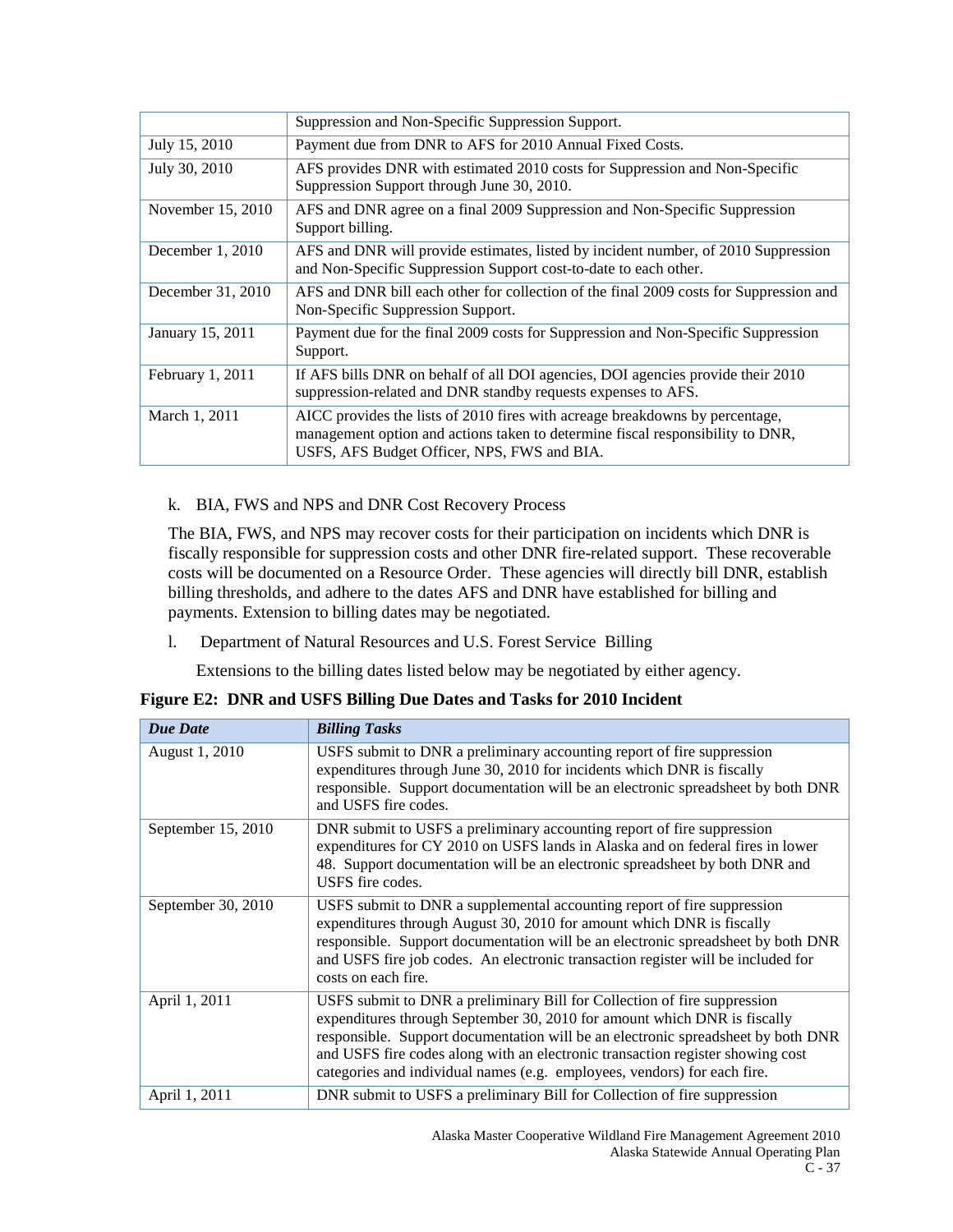| | |
|---|---|
| | Suppression and Non-Specific Suppression Support. |
| July 15, 2010 | Payment due from DNR to AFS for 2010 Annual Fixed Costs. |
| July 30, 2010 | AFS provides DNR with estimated 2010 costs for Suppression and Non-Specific Suppression Support through June 30, 2010. |
| November 15, 2010 | AFS and DNR agree on a final 2009 Suppression and Non-Specific Suppression Support billing. |
| December 1, 2010 | AFS and DNR will provide estimates, listed by incident number, of 2010 Suppression and Non-Specific Suppression Support cost-to-date to each other. |
| December 31, 2010 | AFS and DNR bill each other for collection of the final 2009 costs for Suppression and Non-Specific Suppression Support. |
| January 15, 2011 | Payment due for the final 2009 costs for Suppression and Non-Specific Suppression Support. |
| February 1, 2011 | If AFS bills DNR on behalf of all DOI agencies, DOI agencies provide their 2010 suppression-related and DNR standby requests expenses to AFS. |
| March 1, 2011 | AICC provides the lists of 2010 fires with acreage breakdowns by percentage, management option and actions taken to determine fiscal responsibility to DNR, USFS, AFS Budget Officer, NPS, FWS and BIA. |

k. BIA, FWS and NPS and DNR Cost Recovery Process

The BIA, FWS, and NPS may recover costs for their participation on incidents which DNR is fiscally responsible for suppression costs and other DNR fire-related support. These recoverable costs will be documented on a Resource Order. These agencies will directly bill DNR, establish billing thresholds, and adhere to the dates AFS and DNR have established for billing and payments. Extension to billing dates may be negotiated.

l. Department of Natural Resources and U.S. Forest Service Billing

Extensions to the billing dates listed below may be negotiated by either agency.

**Figure E2: DNR and USFS Billing Due Dates and Tasks for 2010 Incident**

| ***Due Date*** | ***Billing Tasks*** |
|---|---|
| August 1, 2010 | USFS submit to DNR a preliminary accounting report of fire suppression expenditures through June 30, 2010 for incidents which DNR is fiscally responsible. Support documentation will be an electronic spreadsheet by both DNR and USFS fire codes. |
| September 15, 2010 | DNR submit to USFS a preliminary accounting report of fire suppression expenditures for CY 2010 on USFS lands in Alaska and on federal fires in lower 48. Support documentation will be an electronic spreadsheet by both DNR and USFS fire codes. |
| September 30, 2010 | USFS submit to DNR a supplemental accounting report of fire suppression expenditures through August 30, 2010 for amount which DNR is fiscally responsible. Support documentation will be an electronic spreadsheet by both DNR and USFS fire job codes. An electronic transaction register will be included for costs on each fire. |
| April 1, 2011 | USFS submit to DNR a preliminary Bill for Collection of fire suppression expenditures through September 30, 2010 for amount which DNR is fiscally responsible. Support documentation will be an electronic spreadsheet by both DNR and USFS fire codes along with an electronic transaction register showing cost categories and individual names (e.g. employees, vendors) for each fire. |
| April 1, 2011 | DNR submit to USFS a preliminary Bill for Collection of fire suppression |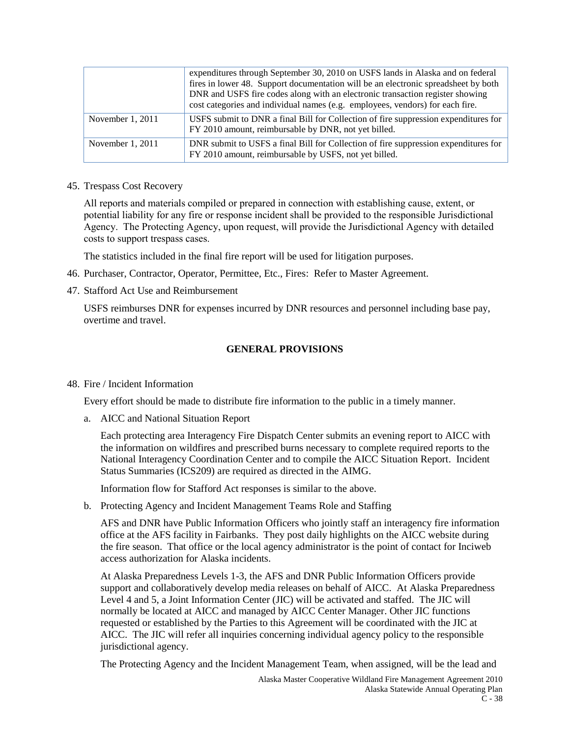| | |
|---|---|
| | expenditures through September 30, 2010 on USFS lands in Alaska and on federal fires in lower 48. Support documentation will be an electronic spreadsheet by both DNR and USFS fire codes along with an electronic transaction register showing cost categories and individual names (e.g. employees, vendors) for each fire. |
| November 1, 2011 | USFS submit to DNR a final Bill for Collection of fire suppression expenditures for FY 2010 amount, reimbursable by DNR, not yet billed. |
| November 1, 2011 | DNR submit to USFS a final Bill for Collection of fire suppression expenditures for FY 2010 amount, reimbursable by USFS, not yet billed. |

45. Trespass Cost Recovery

    All reports and materials compiled or prepared in connection with establishing cause, extent, or potential liability for any fire or response incident shall be provided to the responsible Jurisdictional Agency. The Protecting Agency, upon request, will provide the Jurisdictional Agency with detailed costs to support trespass cases.

    The statistics included in the final fire report will be used for litigation purposes.

46. Purchaser, Contractor, Operator, Permittee, Etc., Fires: Refer to Master Agreement.

47. Stafford Act Use and Reimbursement

    USFS reimburses DNR for expenses incurred by DNR resources and personnel including base pay, overtime and travel.

## GENERAL PROVISIONS

48. Fire / Incident Information

    Every effort should be made to distribute fire information to the public in a timely manner.

    a. AICC and National Situation Report

       Each protecting area Interagency Fire Dispatch Center submits an evening report to AICC with the information on wildfires and prescribed burns necessary to complete required reports to the National Interagency Coordination Center and to compile the AICC Situation Report. Incident Status Summaries (ICS209) are required as directed in the AIMG.

       Information flow for Stafford Act responses is similar to the above.

    b. Protecting Agency and Incident Management Teams Role and Staffing

       AFS and DNR have Public Information Officers who jointly staff an interagency fire information office at the AFS facility in Fairbanks. They post daily highlights on the AICC website during the fire season. That office or the local agency administrator is the point of contact for Inciweb access authorization for Alaska incidents.

       At Alaska Preparedness Levels 1-3, the AFS and DNR Public Information Officers provide support and collaboratively develop media releases on behalf of AICC. At Alaska Preparedness Level 4 and 5, a Joint Information Center (JIC) will be activated and staffed. The JIC will normally be located at AICC and managed by AICC Center Manager. Other JIC functions requested or established by the Parties to this Agreement will be coordinated with the JIC at AICC. The JIC will refer all inquiries concerning individual agency policy to the responsible jurisdictional agency.

       The Protecting Agency and the Incident Management Team, when assigned, will be the lead and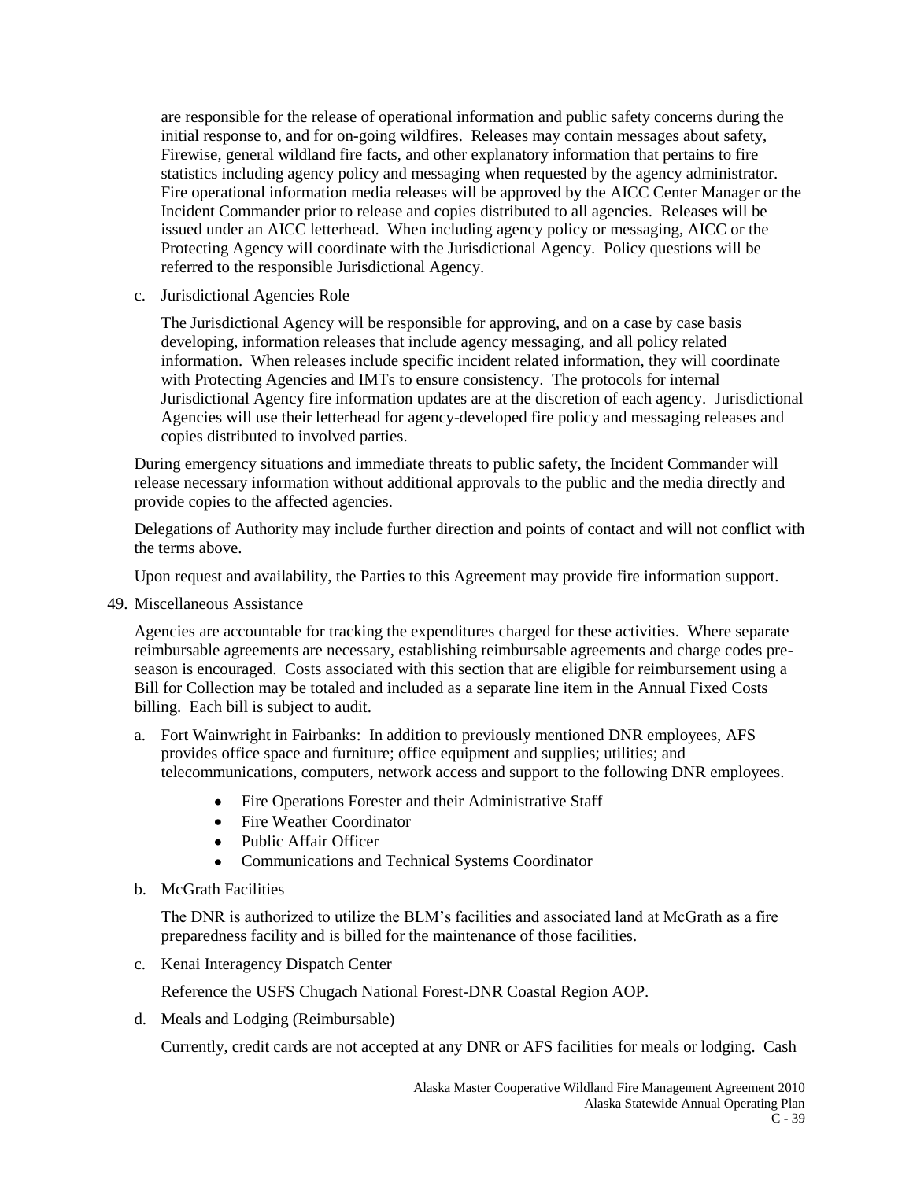are responsible for the release of operational information and public safety concerns during the initial response to, and for on-going wildfires. Releases may contain messages about safety, Firewise, general wildland fire facts, and other explanatory information that pertains to fire statistics including agency policy and messaging when requested by the agency administrator. Fire operational information media releases will be approved by the AICC Center Manager or the Incident Commander prior to release and copies distributed to all agencies. Releases will be issued under an AICC letterhead. When including agency policy or messaging, AICC or the Protecting Agency will coordinate with the Jurisdictional Agency. Policy questions will be referred to the responsible Jurisdictional Agency.

c. Jurisdictional Agencies Role

The Jurisdictional Agency will be responsible for approving, and on a case by case basis developing, information releases that include agency messaging, and all policy related information. When releases include specific incident related information, they will coordinate with Protecting Agencies and IMTs to ensure consistency. The protocols for internal Jurisdictional Agency fire information updates are at the discretion of each agency. Jurisdictional Agencies will use their letterhead for agency-developed fire policy and messaging releases and copies distributed to involved parties.

During emergency situations and immediate threats to public safety, the Incident Commander will release necessary information without additional approvals to the public and the media directly and provide copies to the affected agencies.

Delegations of Authority may include further direction and points of contact and will not conflict with the terms above.

Upon request and availability, the Parties to this Agreement may provide fire information support.

49. Miscellaneous Assistance

Agencies are accountable for tracking the expenditures charged for these activities. Where separate reimbursable agreements are necessary, establishing reimbursable agreements and charge codes pre-season is encouraged. Costs associated with this section that are eligible for reimbursement using a Bill for Collection may be totaled and included as a separate line item in the Annual Fixed Costs billing. Each bill is subject to audit.

a. Fort Wainwright in Fairbanks: In addition to previously mentioned DNR employees, AFS provides office space and furniture; office equipment and supplies; utilities; and telecommunications, computers, network access and support to the following DNR employees.

- Fire Operations Forester and their Administrative Staff
- Fire Weather Coordinator
- Public Affair Officer
- Communications and Technical Systems Coordinator

b. McGrath Facilities

The DNR is authorized to utilize the BLM's facilities and associated land at McGrath as a fire preparedness facility and is billed for the maintenance of those facilities.

c. Kenai Interagency Dispatch Center

Reference the USFS Chugach National Forest-DNR Coastal Region AOP.

d. Meals and Lodging (Reimbursable)

Currently, credit cards are not accepted at any DNR or AFS facilities for meals or lodging. Cash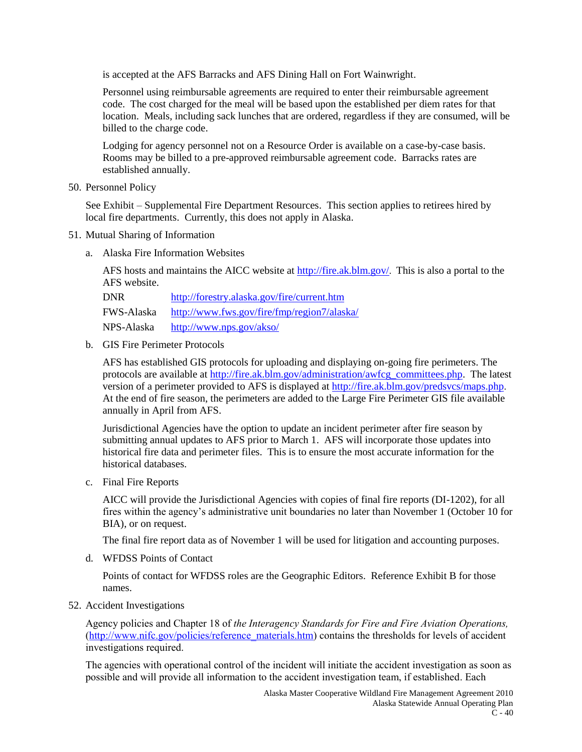is accepted at the AFS Barracks and AFS Dining Hall on Fort Wainwright.

Personnel using reimbursable agreements are required to enter their reimbursable agreement code. The cost charged for the meal will be based upon the established per diem rates for that location. Meals, including sack lunches that are ordered, regardless if they are consumed, will be billed to the charge code.

Lodging for agency personnel not on a Resource Order is available on a case-by-case basis. Rooms may be billed to a pre-approved reimbursable agreement code. Barracks rates are established annually.

50. Personnel Policy

    See Exhibit – Supplemental Fire Department Resources. This section applies to retirees hired by local fire departments. Currently, this does not apply in Alaska.

51. Mutual Sharing of Information

    a. Alaska Fire Information Websites

       AFS hosts and maintains the AICC website at http://fire.ak.blm.gov/. This is also a portal to the AFS website.

       | | |
       |---|---|
       | DNR | http://forestry.alaska.gov/fire/current.htm |
       | FWS-Alaska | http://www.fws.gov/fire/fmp/region7/alaska/ |
       | NPS-Alaska | http://www.nps.gov/akso/ |

    b. GIS Fire Perimeter Protocols

       AFS has established GIS protocols for uploading and displaying on-going fire perimeters. The protocols are available at http://fire.ak.blm.gov/administration/awfcg_committees.php. The latest version of a perimeter provided to AFS is displayed at http://fire.ak.blm.gov/predsvcs/maps.php. At the end of fire season, the perimeters are added to the Large Fire Perimeter GIS file available annually in April from AFS.

       Jurisdictional Agencies have the option to update an incident perimeter after fire season by submitting annual updates to AFS prior to March 1. AFS will incorporate those updates into historical fire data and perimeter files. This is to ensure the most accurate information for the historical databases.

    c. Final Fire Reports

       AICC will provide the Jurisdictional Agencies with copies of final fire reports (DI-1202), for all fires within the agency's administrative unit boundaries no later than November 1 (October 10 for BIA), or on request.

       The final fire report data as of November 1 will be used for litigation and accounting purposes.

    d. WFDSS Points of Contact

       Points of contact for WFDSS roles are the Geographic Editors. Reference Exhibit B for those names.

52. Accident Investigations

    Agency policies and Chapter 18 of *the Interagency Standards for Fire and Fire Aviation Operations,* (http://www.nifc.gov/policies/reference_materials.htm) contains the thresholds for levels of accident investigations required.

    The agencies with operational control of the incident will initiate the accident investigation as soon as possible and will provide all information to the accident investigation team, if established. Each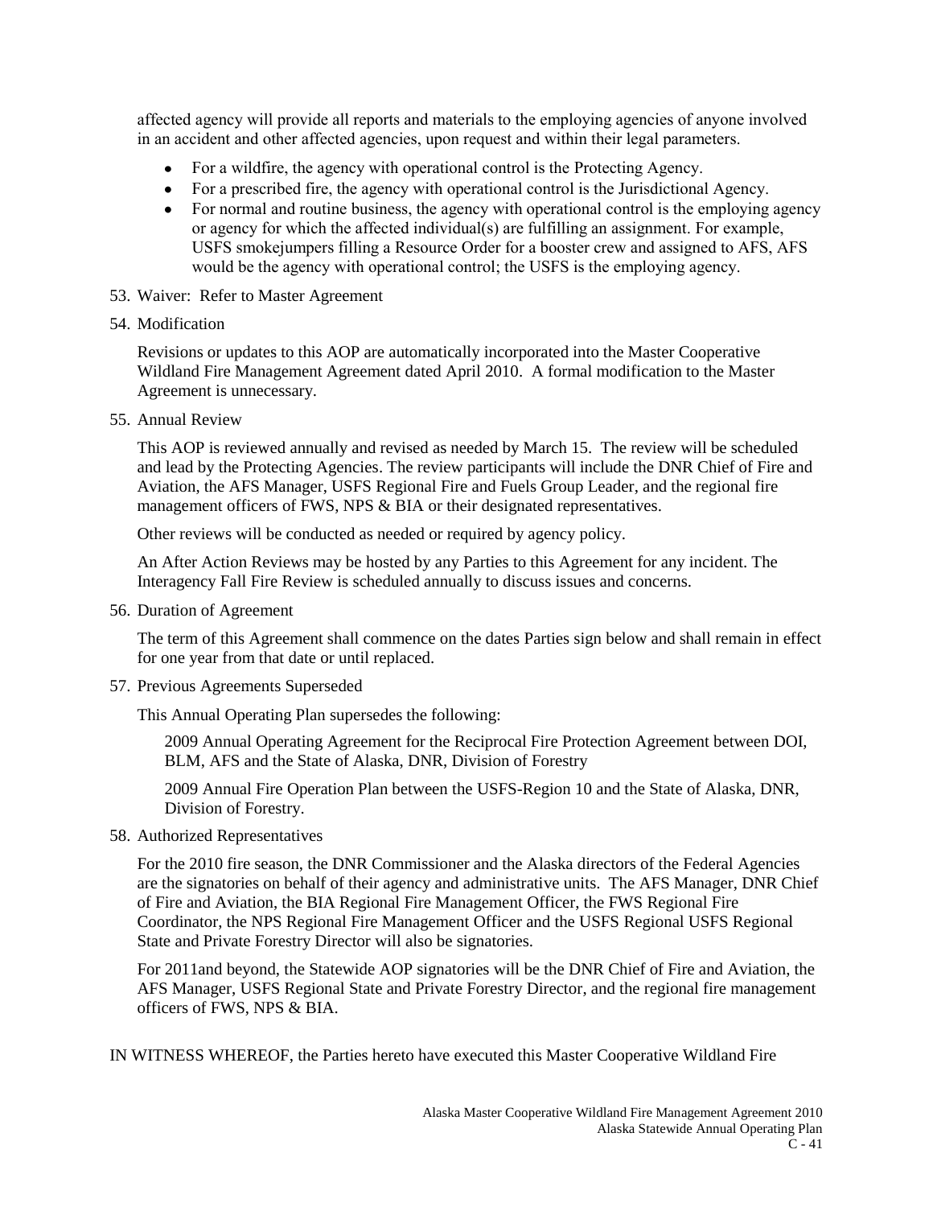affected agency will provide all reports and materials to the employing agencies of anyone involved in an accident and other affected agencies, upon request and within their legal parameters.

- For a wildfire, the agency with operational control is the Protecting Agency.
- For a prescribed fire, the agency with operational control is the Jurisdictional Agency.
- For normal and routine business, the agency with operational control is the employing agency or agency for which the affected individual(s) are fulfilling an assignment. For example, USFS smokejumpers filling a Resource Order for a booster crew and assigned to AFS, AFS would be the agency with operational control; the USFS is the employing agency.

53. Waiver: Refer to Master Agreement

54. Modification

    Revisions or updates to this AOP are automatically incorporated into the Master Cooperative Wildland Fire Management Agreement dated April 2010. A formal modification to the Master Agreement is unnecessary.

55. Annual Review

    This AOP is reviewed annually and revised as needed by March 15. The review will be scheduled and lead by the Protecting Agencies. The review participants will include the DNR Chief of Fire and Aviation, the AFS Manager, USFS Regional Fire and Fuels Group Leader, and the regional fire management officers of FWS, NPS & BIA or their designated representatives.

    Other reviews will be conducted as needed or required by agency policy.

    An After Action Reviews may be hosted by any Parties to this Agreement for any incident. The Interagency Fall Fire Review is scheduled annually to discuss issues and concerns.

56. Duration of Agreement

    The term of this Agreement shall commence on the dates Parties sign below and shall remain in effect for one year from that date or until replaced.

57. Previous Agreements Superseded

    This Annual Operating Plan supersedes the following:

    2009 Annual Operating Agreement for the Reciprocal Fire Protection Agreement between DOI, BLM, AFS and the State of Alaska, DNR, Division of Forestry

    2009 Annual Fire Operation Plan between the USFS-Region 10 and the State of Alaska, DNR, Division of Forestry.

58. Authorized Representatives

    For the 2010 fire season, the DNR Commissioner and the Alaska directors of the Federal Agencies are the signatories on behalf of their agency and administrative units. The AFS Manager, DNR Chief of Fire and Aviation, the BIA Regional Fire Management Officer, the FWS Regional Fire Coordinator, the NPS Regional Fire Management Officer and the USFS Regional USFS Regional State and Private Forestry Director will also be signatories.

    For 2011and beyond, the Statewide AOP signatories will be the DNR Chief of Fire and Aviation, the AFS Manager, USFS Regional State and Private Forestry Director, and the regional fire management officers of FWS, NPS & BIA.

IN WITNESS WHEREOF, the Parties hereto have executed this Master Cooperative Wildland Fire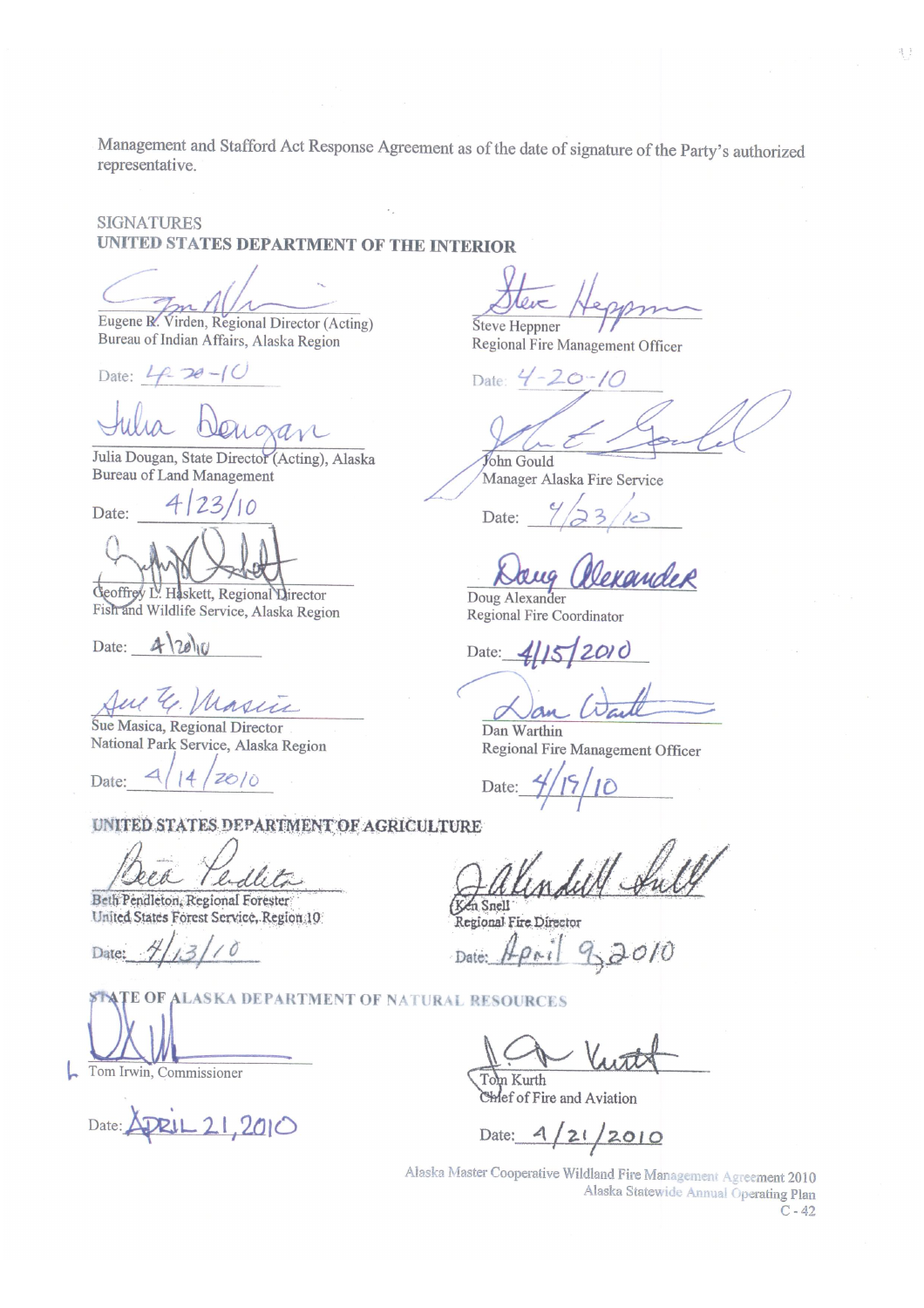Management and Stafford Act Response Agreement as of the date of signature of the Party's authorized representative.

SIGNATURES

**UNITED STATES DEPARTMENT OF THE INTERIOR**

Eugene R. Virden, Regional Director (Acting)
Bureau of Indian Affairs, Alaska Region

Date: 4-20-10

Steve Heppner
Regional Fire Management Officer

Date: 4-20-10

Julia Dougan, State Director (Acting), Alaska
Bureau of Land Management

Date: 4/23/10

John Gould
Manager Alaska Fire Service

Date: 4/23/10

Geoffrey L. Haskett, Regional Director
Fish and Wildlife Service, Alaska Region

Date: 4/20/10

Doug Alexander
Regional Fire Coordinator

Date: 4/15/2010

Sue Masica, Regional Director
National Park Service, Alaska Region

Date: 4/14/2010

Dan Warthin
Regional Fire Management Officer

Date: 4/19/10

**UNITED STATES DEPARTMENT OF AGRICULTURE**

Beth Pendleton, Regional Forester
United States Forest Service, Region 10

Date: 4/13/10

Ken Snell
Regional Fire Director

Date: April 9, 2010

**STATE OF ALASKA DEPARTMENT OF NATURAL RESOURCES**

Tom Irwin, Commissioner

Date: APRIL 21, 2010

Tom Kurth
Chief of Fire and Aviation

Date: 4/21/2010

Alaska Master Cooperative Wildland Fire Management Agreement 2010
Alaska Statewide Annual Operating Plan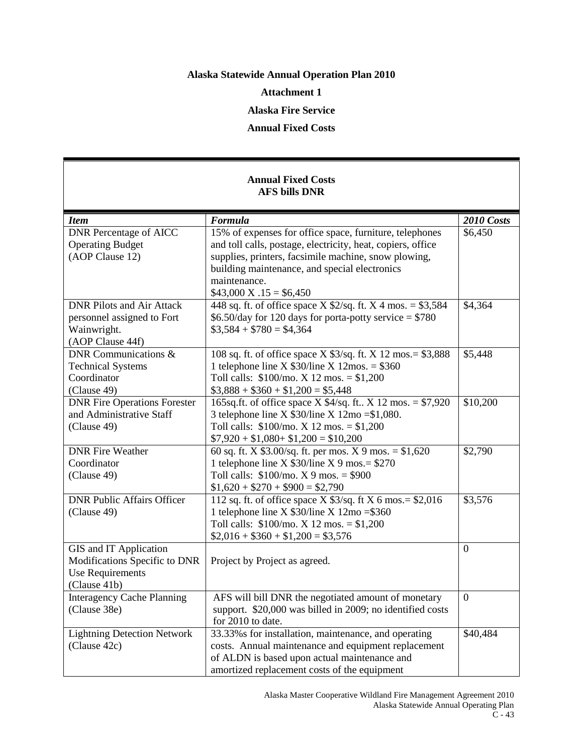**Alaska Statewide Annual Operation Plan 2010**

**Attachment 1**

**Alaska Fire Service**

**Annual Fixed Costs**

**Annual Fixed Costs**
**AFS bills DNR**

| *Item* | *Formula* | *2010 Costs* |
|---|---|---|
| DNR Percentage of AICC Operating Budget (AOP Clause 12) | 15% of expenses for office space, furniture, telephones and toll calls, postage, electricity, heat, copiers, office supplies, printers, facsimile machine, snow plowing, building maintenance, and special electronics maintenance.<br>$43,000 X .15 = $6,450 | $6,450 |
| DNR Pilots and Air Attack personnel assigned to Fort Wainwright. (AOP Clause 44f) | 448 sq. ft. of office space X $2/sq. ft. X 4 mos. = $3,584<br>$6.50/day for 120 days for porta-potty service = $780<br>$3,584 + $780 = $4,364 | $4,364 |
| DNR Communications & Technical Systems Coordinator (Clause 49) | 108 sq. ft. of office space X $3/sq. ft. X 12 mos.= $3,888<br>1 telephone line X $30/line X 12mos. = $360<br>Toll calls: $100/mo. X 12 mos. = $1,200<br>$3,888 + $360 + $1,200 = $5,448 | $5,448 |
| DNR Fire Operations Forester and Administrative Staff (Clause 49) | 165sq.ft. of office space X $4/sq. ft.. X 12 mos. = $7,920<br>3 telephone line X $30/line X 12mo =$1,080.<br>Toll calls: $100/mo. X 12 mos. = $1,200<br>$7,920 + $1,080+ $1,200 = $10,200 | $10,200 |
| DNR Fire Weather Coordinator (Clause 49) | 60 sq. ft. X $3.00/sq. ft. per mos. X 9 mos. = $1,620<br>1 telephone line X $30/line X 9 mos.= $270<br>Toll calls: $100/mo. X 9 mos. = $900<br>$1,620 + $270 + $900 = $2,790 | $2,790 |
| DNR Public Affairs Officer (Clause 49) | 112 sq. ft. of office space X $3/sq. ft X 6 mos.= $2,016<br>1 telephone line X $30/line X 12mo =$360<br>Toll calls: $100/mo. X 12 mos. = $1,200<br>$2,016 + $360 + $1,200 = $3,576 | $3,576 |
| GIS and IT Application Modifications Specific to DNR Use Requirements (Clause 41b) | Project by Project as agreed. | 0 |
| Interagency Cache Planning (Clause 38e) | AFS will bill DNR the negotiated amount of monetary support. $20,000 was billed in 2009; no identified costs for 2010 to date. | 0 |
| Lightning Detection Network (Clause 42c) | 33.33%s for installation, maintenance, and operating costs. Annual maintenance and equipment replacement of ALDN is based upon actual maintenance and amortized replacement costs of the equipment | $40,484 |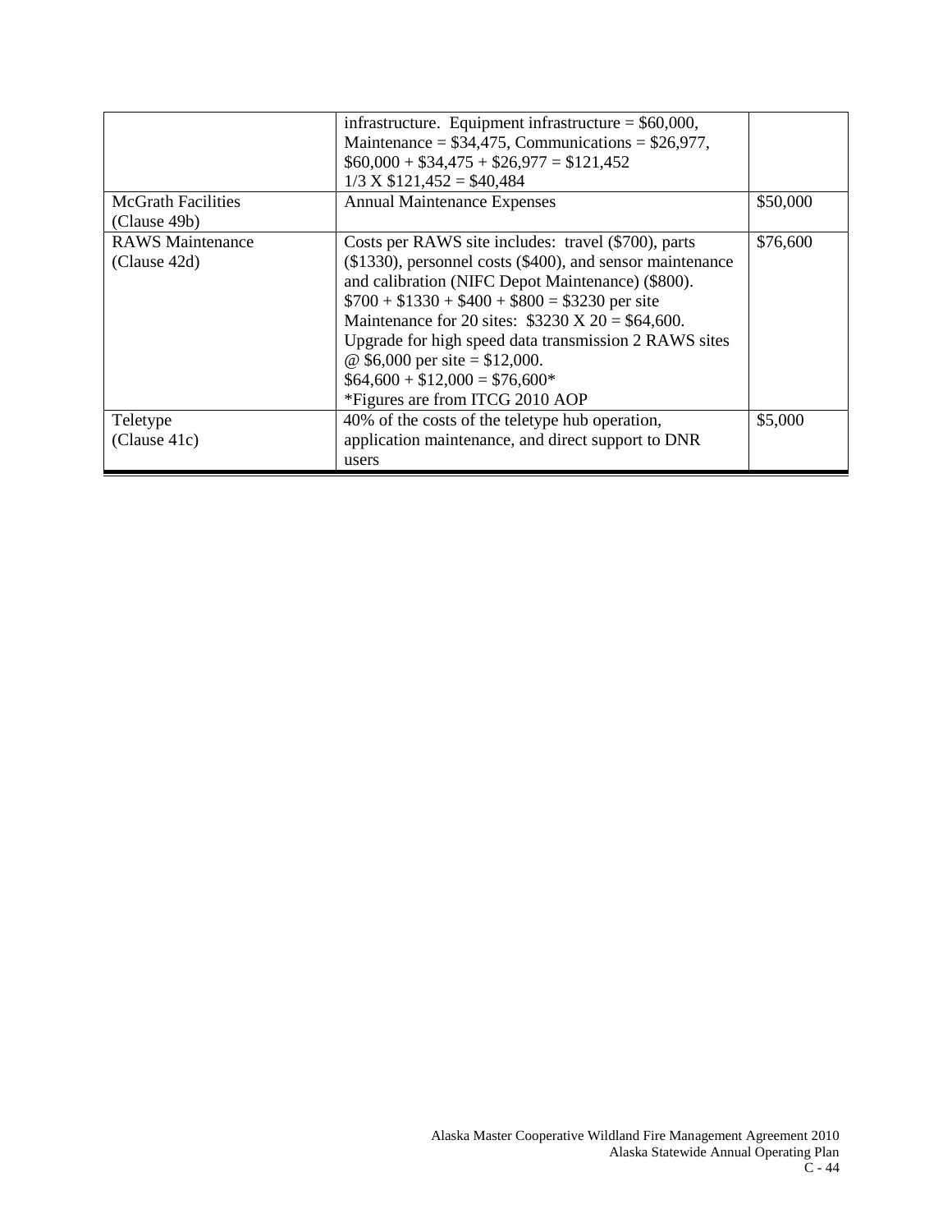| | | |
|---|---|---|
| | infrastructure. Equipment infrastructure = \$60,000, Maintenance = \$34,475, Communications = \$26,977, \$60,000 + \$34,475 + \$26,977 = \$121,452 1/3 X \$121,452 = \$40,484 | |
| McGrath Facilities (Clause 49b) | Annual Maintenance Expenses | \$50,000 |
| RAWS Maintenance (Clause 42d) | Costs per RAWS site includes: travel (\$700), parts (\$1330), personnel costs (\$400), and sensor maintenance and calibration (NIFC Depot Maintenance) (\$800). \$700 + \$1330 + \$400 + \$800 = \$3230 per site Maintenance for 20 sites: \$3230 X 20 = \$64,600. Upgrade for high speed data transmission 2 RAWS sites @ \$6,000 per site = \$12,000. \$64,600 + \$12,000 = \$76,600* *Figures are from ITCG 2010 AOP | \$76,600 |
| Teletype (Clause 41c) | 40% of the costs of the teletype hub operation, application maintenance, and direct support to DNR users | \$5,000 |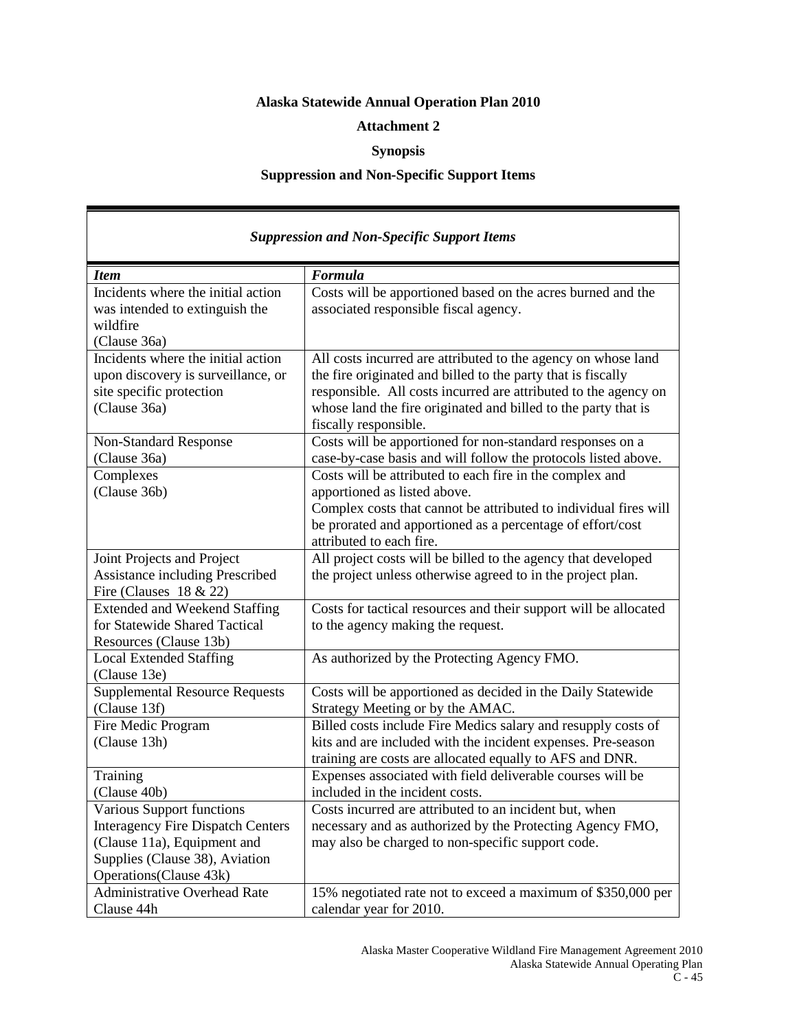**Alaska Statewide Annual Operation Plan 2010**

**Attachment 2**

**Synopsis**

**Suppression and Non-Specific Support Items**

| *Suppression and Non-Specific Support Items* | |
|---|---|
| ***Item*** | ***Formula*** |
| Incidents where the initial action was intended to extinguish the wildfire (Clause 36a) | Costs will be apportioned based on the acres burned and the associated responsible fiscal agency. |
| Incidents where the initial action upon discovery is surveillance, or site specific protection (Clause 36a) | All costs incurred are attributed to the agency on whose land the fire originated and billed to the party that is fiscally responsible. All costs incurred are attributed to the agency on whose land the fire originated and billed to the party that is fiscally responsible. |
| Non-Standard Response (Clause 36a) | Costs will be apportioned for non-standard responses on a case-by-case basis and will follow the protocols listed above. |
| Complexes (Clause 36b) | Costs will be attributed to each fire in the complex and apportioned as listed above. Complex costs that cannot be attributed to individual fires will be prorated and apportioned as a percentage of effort/cost attributed to each fire. |
| Joint Projects and Project Assistance including Prescribed Fire (Clauses 18 & 22) | All project costs will be billed to the agency that developed the project unless otherwise agreed to in the project plan. |
| Extended and Weekend Staffing for Statewide Shared Tactical Resources (Clause 13b) | Costs for tactical resources and their support will be allocated to the agency making the request. |
| Local Extended Staffing (Clause 13e) | As authorized by the Protecting Agency FMO. |
| Supplemental Resource Requests (Clause 13f) | Costs will be apportioned as decided in the Daily Statewide Strategy Meeting or by the AMAC. |
| Fire Medic Program (Clause 13h) | Billed costs include Fire Medics salary and resupply costs of kits and are included with the incident expenses. Pre-season training are costs are allocated equally to AFS and DNR. |
| Training (Clause 40b) | Expenses associated with field deliverable courses will be included in the incident costs. |
| Various Support functions Interagency Fire Dispatch Centers (Clause 11a), Equipment and Supplies (Clause 38), Aviation Operations(Clause 43k) | Costs incurred are attributed to an incident but, when necessary and as authorized by the Protecting Agency FMO, may also be charged to non-specific support code. |
| Administrative Overhead Rate Clause 44h | 15% negotiated rate not to exceed a maximum of $350,000 per calendar year for 2010. |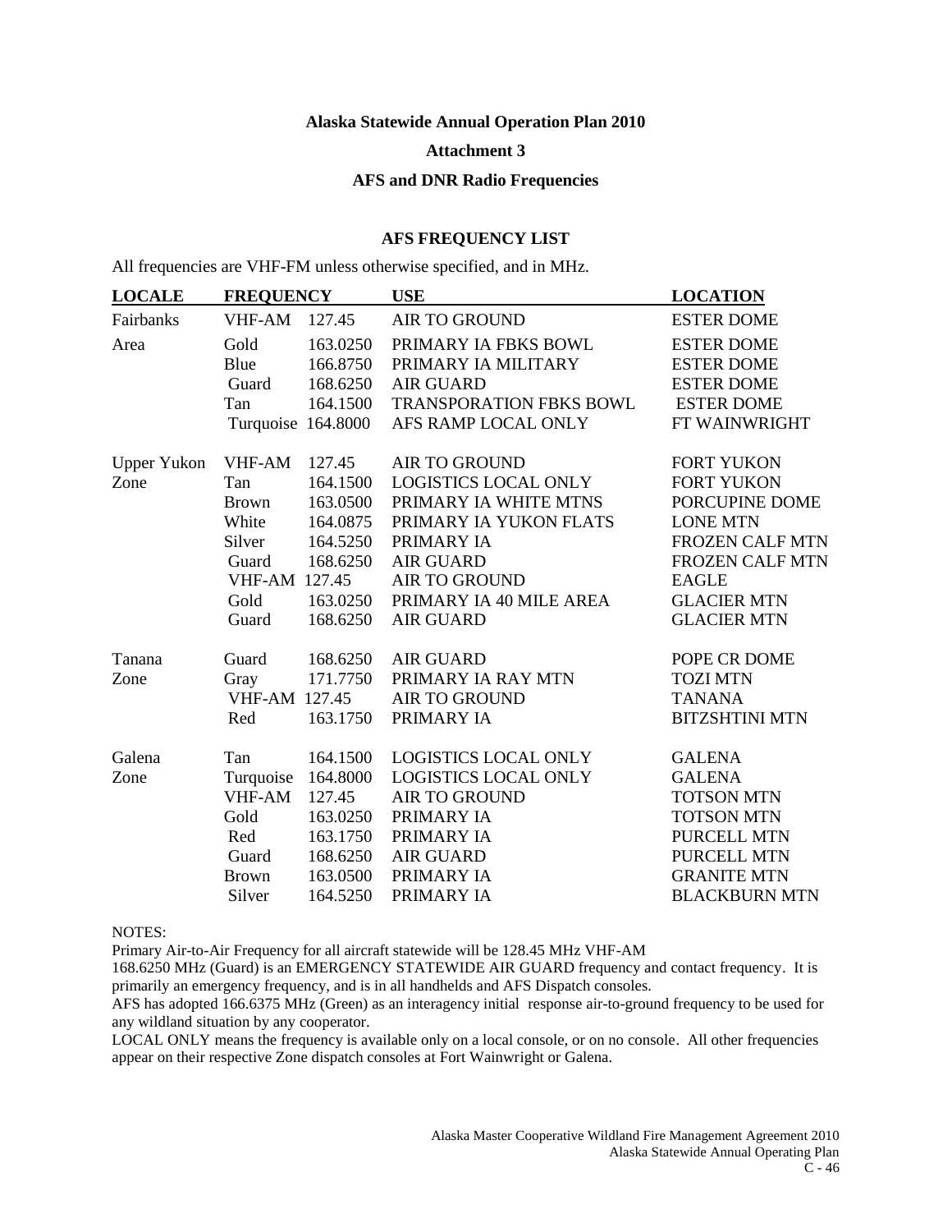**Alaska Statewide Annual Operation Plan 2010**

**Attachment 3**

**AFS and DNR Radio Frequencies**

**AFS FREQUENCY LIST**

All frequencies are VHF-FM unless otherwise specified, and in MHz.

| LOCALE | FREQUENCY | | USE | LOCATION |
|---|---|---|---|---|
| Fairbanks | VHF-AM | 127.45 | AIR TO GROUND | ESTER DOME |
| Area | Gold | 163.0250 | PRIMARY IA FBKS BOWL | ESTER DOME |
| | Blue | 166.8750 | PRIMARY IA MILITARY | ESTER DOME |
| | Guard | 168.6250 | AIR GUARD | ESTER DOME |
| | Tan | 164.1500 | TRANSPORATION FBKS BOWL | ESTER DOME |
| | Turquoise | 164.8000 | AFS RAMP LOCAL ONLY | FT WAINWRIGHT |
| Upper Yukon | VHF-AM | 127.45 | AIR TO GROUND | FORT YUKON |
| Zone | Tan | 164.1500 | LOGISTICS LOCAL ONLY | FORT YUKON |
| | Brown | 163.0500 | PRIMARY IA WHITE MTNS | PORCUPINE DOME |
| | White | 164.0875 | PRIMARY IA YUKON FLATS | LONE MTN |
| | Silver | 164.5250 | PRIMARY IA | FROZEN CALF MTN |
| | Guard | 168.6250 | AIR GUARD | FROZEN CALF MTN |
| | VHF-AM | 127.45 | AIR TO GROUND | EAGLE |
| | Gold | 163.0250 | PRIMARY IA 40 MILE AREA | GLACIER MTN |
| | Guard | 168.6250 | AIR GUARD | GLACIER MTN |
| Tanana | Guard | 168.6250 | AIR GUARD | POPE CR DOME |
| Zone | Gray | 171.7750 | PRIMARY IA RAY MTN | TOZI MTN |
| | VHF-AM | 127.45 | AIR TO GROUND | TANANA |
| | Red | 163.1750 | PRIMARY IA | BITZSHTINI MTN |
| Galena | Tan | 164.1500 | LOGISTICS LOCAL ONLY | GALENA |
| Zone | Turquoise | 164.8000 | LOGISTICS LOCAL ONLY | GALENA |
| | VHF-AM | 127.45 | AIR TO GROUND | TOTSON MTN |
| | Gold | 163.0250 | PRIMARY IA | TOTSON MTN |
| | Red | 163.1750 | PRIMARY IA | PURCELL MTN |
| | Guard | 168.6250 | AIR GUARD | PURCELL MTN |
| | Brown | 163.0500 | PRIMARY IA | GRANITE MTN |
| | Silver | 164.5250 | PRIMARY IA | BLACKBURN MTN |

NOTES:

Primary Air-to-Air Frequency for all aircraft statewide will be 128.45 MHz VHF-AM

168.6250 MHz (Guard) is an EMERGENCY STATEWIDE AIR GUARD frequency and contact frequency. It is primarily an emergency frequency, and is in all handhelds and AFS Dispatch consoles.

AFS has adopted 166.6375 MHz (Green) as an interagency initial response air-to-ground frequency to be used for any wildland situation by any cooperator.

LOCAL ONLY means the frequency is available only on a local console, or on no console. All other frequencies appear on their respective Zone dispatch consoles at Fort Wainwright or Galena.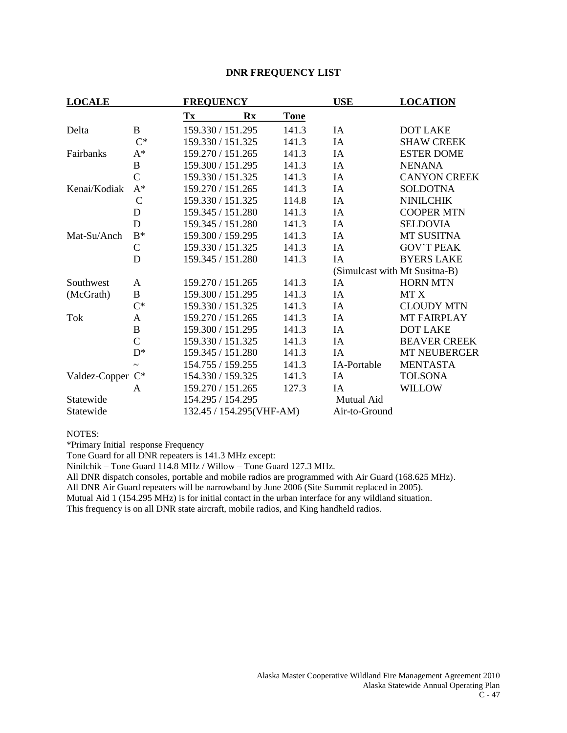## DNR FREQUENCY LIST

| LOCALE | | FREQUENCY Tx / Rx | Tone | USE | LOCATION |
|---|---|---|---|---|---|
| Delta | B | 159.330 / 151.295 | 141.3 | IA | DOT LAKE |
| | C* | 159.330 / 151.325 | 141.3 | IA | SHAW CREEK |
| Fairbanks | A* | 159.270 / 151.265 | 141.3 | IA | ESTER DOME |
| | B | 159.300 / 151.295 | 141.3 | IA | NENANA |
| | C | 159.330 / 151.325 | 141.3 | IA | CANYON CREEK |
| Kenai/Kodiak | A* | 159.270 / 151.265 | 141.3 | IA | SOLDOTNA |
| | C | 159.330 / 151.325 | 114.8 | IA | NINILCHIK |
| | D | 159.345 / 151.280 | 141.3 | IA | COOPER MTN |
| | D | 159.345 / 151.280 | 141.3 | IA | SELDOVIA |
| Mat-Su/Anch | B* | 159.300 / 159.295 | 141.3 | IA | MT SUSITNA |
| | C | 159.330 / 151.325 | 141.3 | IA | GOV'T PEAK |
| | D | 159.345 / 151.280 | 141.3 | IA | BYERS LAKE |
| | | | | (Simulcast with Mt Susitna-B) | |
| Southwest | A | 159.270 / 151.265 | 141.3 | IA | HORN MTN |
| (McGrath) | B | 159.300 / 151.295 | 141.3 | IA | MT X |
| | C* | 159.330 / 151.325 | 141.3 | IA | CLOUDY MTN |
| Tok | A | 159.270 / 151.265 | 141.3 | IA | MT FAIRPLAY |
| | B | 159.300 / 151.295 | 141.3 | IA | DOT LAKE |
| | C | 159.330 / 151.325 | 141.3 | IA | BEAVER CREEK |
| | D* | 159.345 / 151.280 | 141.3 | IA | MT NEUBERGER |
| | ~ | 154.755 / 159.255 | 141.3 | IA-Portable | MENTASTA |
| Valdez-Copper | C* | 154.330 / 159.325 | 141.3 | IA | TOLSONA |
| | A | 159.270 / 151.265 | 127.3 | IA | WILLOW |
| Statewide | | 154.295 / 154.295 | | Mutual Aid | |
| Statewide | | 132.45 / 154.295(VHF-AM) | | Air-to-Ground | |

NOTES:

*Primary Initial response Frequency

Tone Guard for all DNR repeaters is 141.3 MHz except:

Ninilchik – Tone Guard 114.8 MHz / Willow – Tone Guard 127.3 MHz.

All DNR dispatch consoles, portable and mobile radios are programmed with Air Guard (168.625 MHz).

All DNR Air Guard repeaters will be narrowband by June 2006 (Site Summit replaced in 2005).

Mutual Aid 1 (154.295 MHz) is for initial contact in the urban interface for any wildland situation.

This frequency is on all DNR state aircraft, mobile radios, and King handheld radios.